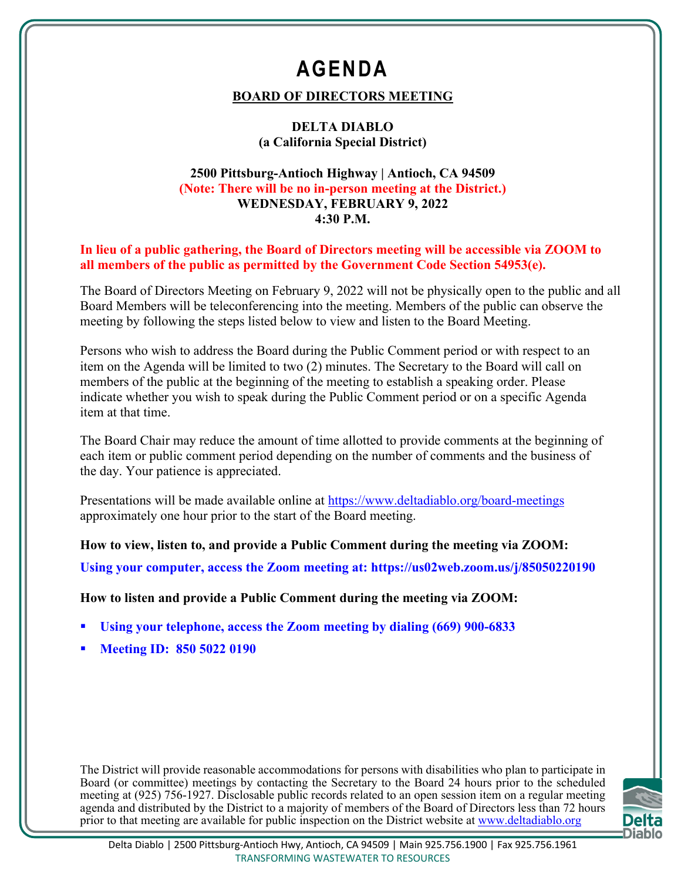# AGENDA

**BOARD OF DIRECTORS MEETING**

**DELTA DIABLO**
**(a California Special District)**

**2500 Pittsburg-Antioch Highway | Antioch, CA 94509**
**(Note: There will be no in-person meeting at the District.)**
**WEDNESDAY, FEBRUARY 9, 2022**
**4:30 P.M.**

**In lieu of a public gathering, the Board of Directors meeting will be accessible via ZOOM to all members of the public as permitted by the Government Code Section 54953(e).**

The Board of Directors Meeting on February 9, 2022 will not be physically open to the public and all Board Members will be teleconferencing into the meeting. Members of the public can observe the meeting by following the steps listed below to view and listen to the Board Meeting.

Persons who wish to address the Board during the Public Comment period or with respect to an item on the Agenda will be limited to two (2) minutes. The Secretary to the Board will call on members of the public at the beginning of the meeting to establish a speaking order. Please indicate whether you wish to speak during the Public Comment period or on a specific Agenda item at that time.

The Board Chair may reduce the amount of time allotted to provide comments at the beginning of each item or public comment period depending on the number of comments and the business of the day. Your patience is appreciated.

Presentations will be made available online at https://www.deltadiablo.org/board-meetings approximately one hour prior to the start of the Board meeting.

**How to view, listen to, and provide a Public Comment during the meeting via ZOOM:**

**Using your computer, access the Zoom meeting at: https://us02web.zoom.us/j/85050220190**

**How to listen and provide a Public Comment during the meeting via ZOOM:**

- **Using your telephone, access the Zoom meeting by dialing (669) 900-6833**
- **Meeting ID: 850 5022 0190**

The District will provide reasonable accommodations for persons with disabilities who plan to participate in Board (or committee) meetings by contacting the Secretary to the Board 24 hours prior to the scheduled meeting at (925) 756-1927. Disclosable public records related to an open session item on a regular meeting agenda and distributed by the District to a majority of members of the Board of Directors less than 72 hours prior to that meeting are available for public inspection on the District website at www.deltadiablo.org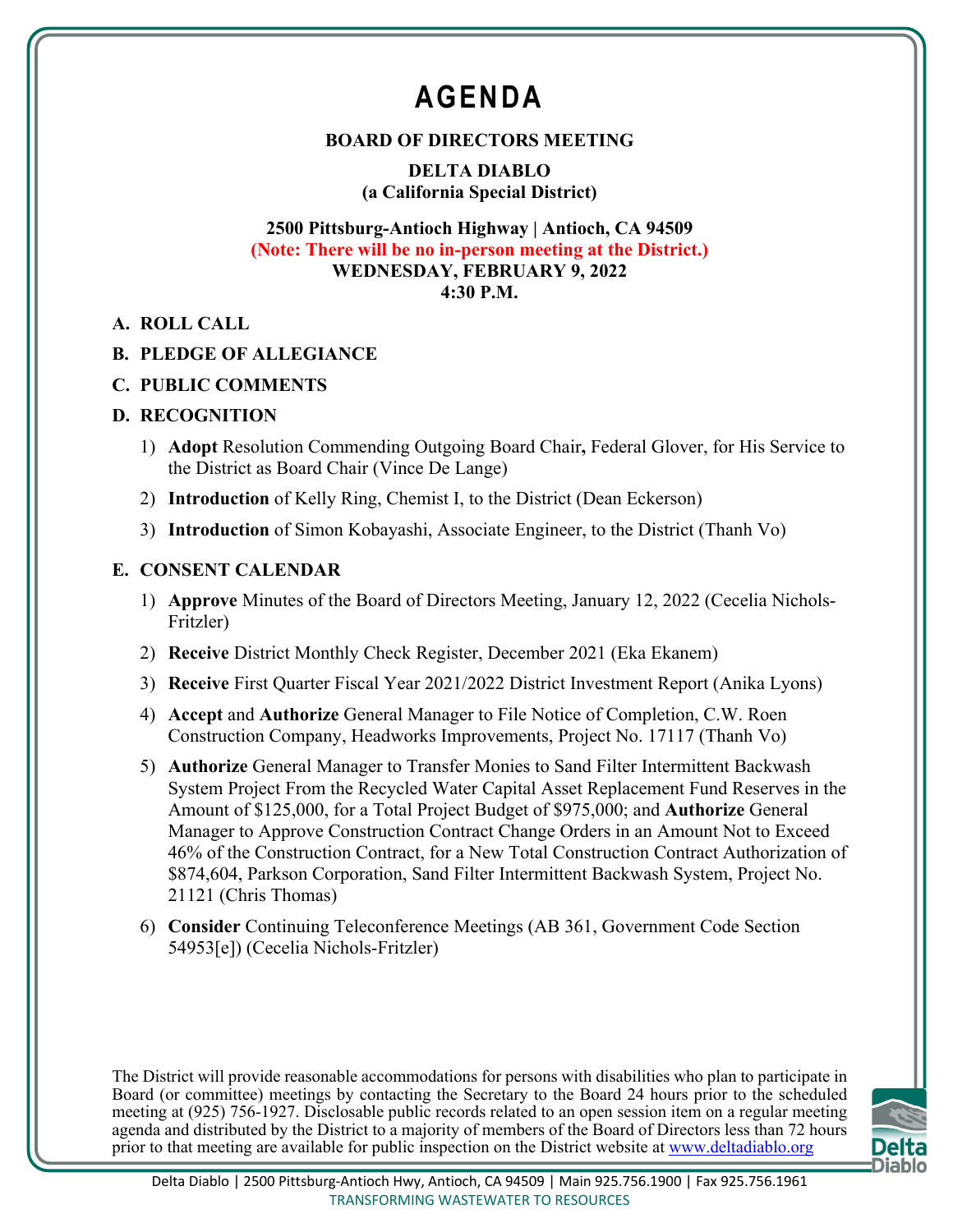# AGENDA

**BOARD OF DIRECTORS MEETING**

**DELTA DIABLO**
**(a California Special District)**

**2500 Pittsburg-Antioch Highway | Antioch, CA 94509**
**(Note: There will be no in-person meeting at the District.)**
**WEDNESDAY, FEBRUARY 9, 2022**
**4:30 P.M.**

**A. ROLL CALL**

**B. PLEDGE OF ALLEGIANCE**

**C. PUBLIC COMMENTS**

**D. RECOGNITION**

1) **Adopt** Resolution Commending Outgoing Board Chair**,** Federal Glover, for His Service to the District as Board Chair (Vince De Lange)
2) **Introduction** of Kelly Ring, Chemist I, to the District (Dean Eckerson)
3) **Introduction** of Simon Kobayashi, Associate Engineer, to the District (Thanh Vo)

**E. CONSENT CALENDAR**

1) **Approve** Minutes of the Board of Directors Meeting, January 12, 2022 (Cecelia Nichols-Fritzler)
2) **Receive** District Monthly Check Register, December 2021 (Eka Ekanem)
3) **Receive** First Quarter Fiscal Year 2021/2022 District Investment Report (Anika Lyons)
4) **Accept** and **Authorize** General Manager to File Notice of Completion, C.W. Roen Construction Company, Headworks Improvements, Project No. 17117 (Thanh Vo)
5) **Authorize** General Manager to Transfer Monies to Sand Filter Intermittent Backwash System Project From the Recycled Water Capital Asset Replacement Fund Reserves in the Amount of $125,000, for a Total Project Budget of $975,000; and **Authorize** General Manager to Approve Construction Contract Change Orders in an Amount Not to Exceed 46% of the Construction Contract, for a New Total Construction Contract Authorization of $874,604, Parkson Corporation, Sand Filter Intermittent Backwash System, Project No. 21121 (Chris Thomas)
6) **Consider** Continuing Teleconference Meetings (AB 361, Government Code Section 54953[e]) (Cecelia Nichols-Fritzler)

The District will provide reasonable accommodations for persons with disabilities who plan to participate in Board (or committee) meetings by contacting the Secretary to the Board 24 hours prior to the scheduled meeting at (925) 756-1927. Disclosable public records related to an open session item on a regular meeting agenda and distributed by the District to a majority of members of the Board of Directors less than 72 hours prior to that meeting are available for public inspection on the District website at www.deltadiablo.org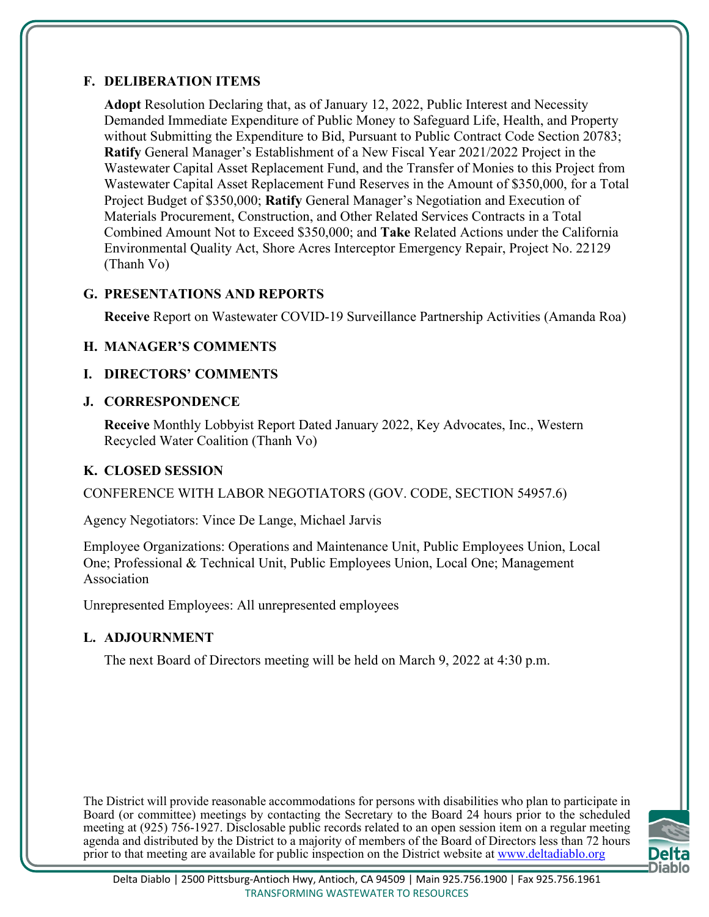## F. DELIBERATION ITEMS

**Adopt** Resolution Declaring that, as of January 12, 2022, Public Interest and Necessity Demanded Immediate Expenditure of Public Money to Safeguard Life, Health, and Property without Submitting the Expenditure to Bid, Pursuant to Public Contract Code Section 20783; **Ratify** General Manager's Establishment of a New Fiscal Year 2021/2022 Project in the Wastewater Capital Asset Replacement Fund, and the Transfer of Monies to this Project from Wastewater Capital Asset Replacement Fund Reserves in the Amount of $350,000, for a Total Project Budget of $350,000; **Ratify** General Manager's Negotiation and Execution of Materials Procurement, Construction, and Other Related Services Contracts in a Total Combined Amount Not to Exceed $350,000; and **Take** Related Actions under the California Environmental Quality Act, Shore Acres Interceptor Emergency Repair, Project No. 22129 (Thanh Vo)

## G. PRESENTATIONS AND REPORTS

**Receive** Report on Wastewater COVID-19 Surveillance Partnership Activities (Amanda Roa)

## H. MANAGER'S COMMENTS

## I. DIRECTORS' COMMENTS

## J. CORRESPONDENCE

**Receive** Monthly Lobbyist Report Dated January 2022, Key Advocates, Inc., Western Recycled Water Coalition (Thanh Vo)

## K. CLOSED SESSION

CONFERENCE WITH LABOR NEGOTIATORS (GOV. CODE, SECTION 54957.6)

Agency Negotiators: Vince De Lange, Michael Jarvis

Employee Organizations: Operations and Maintenance Unit, Public Employees Union, Local One; Professional & Technical Unit, Public Employees Union, Local One; Management Association

Unrepresented Employees: All unrepresented employees

## L. ADJOURNMENT

The next Board of Directors meeting will be held on March 9, 2022 at 4:30 p.m.

The District will provide reasonable accommodations for persons with disabilities who plan to participate in Board (or committee) meetings by contacting the Secretary to the Board 24 hours prior to the scheduled meeting at (925) 756-1927. Disclosable public records related to an open session item on a regular meeting agenda and distributed by the District to a majority of members of the Board of Directors less than 72 hours prior to that meeting are available for public inspection on the District website at www.deltadiablo.org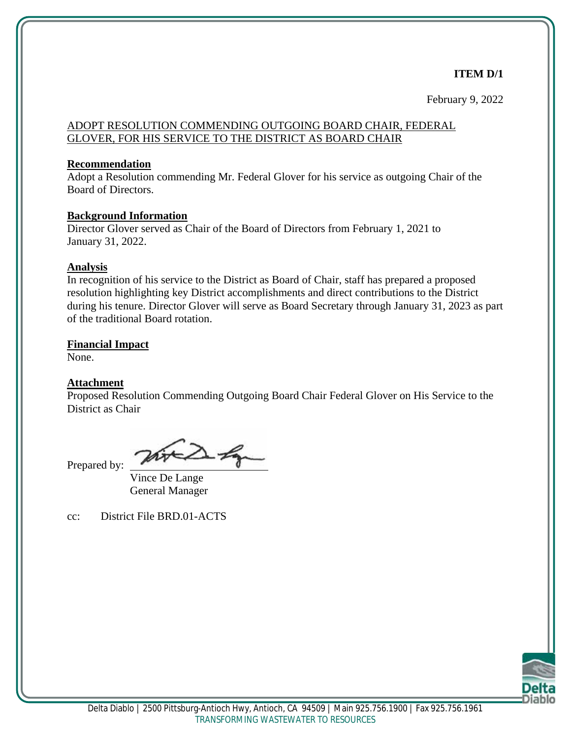**ITEM D/1**

February 9, 2022

ADOPT RESOLUTION COMMENDING OUTGOING BOARD CHAIR, FEDERAL GLOVER, FOR HIS SERVICE TO THE DISTRICT AS BOARD CHAIR

**Recommendation**

Adopt a Resolution commending Mr. Federal Glover for his service as outgoing Chair of the Board of Directors.

**Background Information**

Director Glover served as Chair of the Board of Directors from February 1, 2021 to January 31, 2022.

**Analysis**

In recognition of his service to the District as Board of Chair, staff has prepared a proposed resolution highlighting key District accomplishments and direct contributions to the District during his tenure. Director Glover will serve as Board Secretary through January 31, 2023 as part of the traditional Board rotation.

**Financial Impact**

None.

**Attachment**

Proposed Resolution Commending Outgoing Board Chair Federal Glover on His Service to the District as Chair

Prepared by: ____________________
Vince De Lange
General Manager

cc: District File BRD.01-ACTS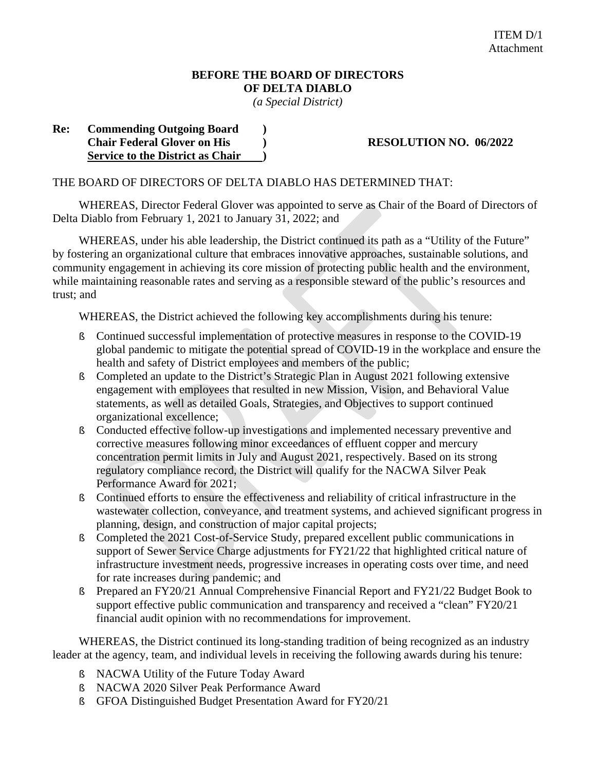ITEM D/1
Attachment

**BEFORE THE BOARD OF DIRECTORS**
**OF DELTA DIABLO**
*(a Special District)*

**Re: Commending Outgoing Board Chair Federal Glover on His Service to the District as Chair**

**RESOLUTION NO. 06/2022**

THE BOARD OF DIRECTORS OF DELTA DIABLO HAS DETERMINED THAT:

WHEREAS, Director Federal Glover was appointed to serve as Chair of the Board of Directors of Delta Diablo from February 1, 2021 to January 31, 2022; and

WHEREAS, under his able leadership, the District continued its path as a "Utility of the Future" by fostering an organizational culture that embraces innovative approaches, sustainable solutions, and community engagement in achieving its core mission of protecting public health and the environment, while maintaining reasonable rates and serving as a responsible steward of the public's resources and trust; and

WHEREAS, the District achieved the following key accomplishments during his tenure:

- Continued successful implementation of protective measures in response to the COVID-19 global pandemic to mitigate the potential spread of COVID-19 in the workplace and ensure the health and safety of District employees and members of the public;
- Completed an update to the District's Strategic Plan in August 2021 following extensive engagement with employees that resulted in new Mission, Vision, and Behavioral Value statements, as well as detailed Goals, Strategies, and Objectives to support continued organizational excellence;
- Conducted effective follow-up investigations and implemented necessary preventive and corrective measures following minor exceedances of effluent copper and mercury concentration permit limits in July and August 2021, respectively. Based on its strong regulatory compliance record, the District will qualify for the NACWA Silver Peak Performance Award for 2021;
- Continued efforts to ensure the effectiveness and reliability of critical infrastructure in the wastewater collection, conveyance, and treatment systems, and achieved significant progress in planning, design, and construction of major capital projects;
- Completed the 2021 Cost-of-Service Study, prepared excellent public communications in support of Sewer Service Charge adjustments for FY21/22 that highlighted critical nature of infrastructure investment needs, progressive increases in operating costs over time, and need for rate increases during pandemic; and
- Prepared an FY20/21 Annual Comprehensive Financial Report and FY21/22 Budget Book to support effective public communication and transparency and received a "clean" FY20/21 financial audit opinion with no recommendations for improvement.

WHEREAS, the District continued its long-standing tradition of being recognized as an industry leader at the agency, team, and individual levels in receiving the following awards during his tenure:

- NACWA Utility of the Future Today Award
- NACWA 2020 Silver Peak Performance Award
- GFOA Distinguished Budget Presentation Award for FY20/21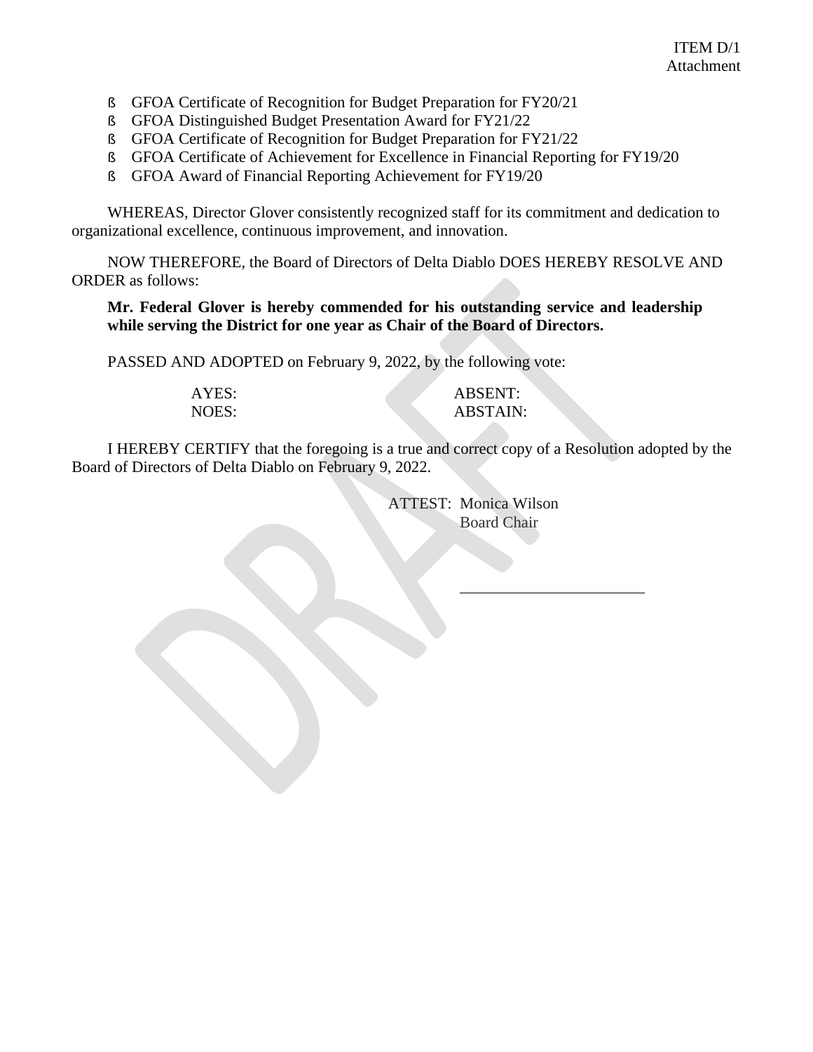ITEM D/1
Attachment

- GFOA Certificate of Recognition for Budget Preparation for FY20/21
- GFOA Distinguished Budget Presentation Award for FY21/22
- GFOA Certificate of Recognition for Budget Preparation for FY21/22
- GFOA Certificate of Achievement for Excellence in Financial Reporting for FY19/20
- GFOA Award of Financial Reporting Achievement for FY19/20

WHEREAS, Director Glover consistently recognized staff for its commitment and dedication to organizational excellence, continuous improvement, and innovation.

NOW THEREFORE, the Board of Directors of Delta Diablo DOES HEREBY RESOLVE AND ORDER as follows:

**Mr. Federal Glover is hereby commended for his outstanding service and leadership while serving the District for one year as Chair of the Board of Directors.**

PASSED AND ADOPTED on February 9, 2022, by the following vote:

AYES: ABSENT:
NOES: ABSTAIN:

I HEREBY CERTIFY that the foregoing is a true and correct copy of a Resolution adopted by the Board of Directors of Delta Diablo on February 9, 2022.

ATTEST: Monica Wilson
Board Chair

\_\_\_\_\_\_\_\_\_\_\_\_\_\_\_\_\_\_\_\_\_\_\_\_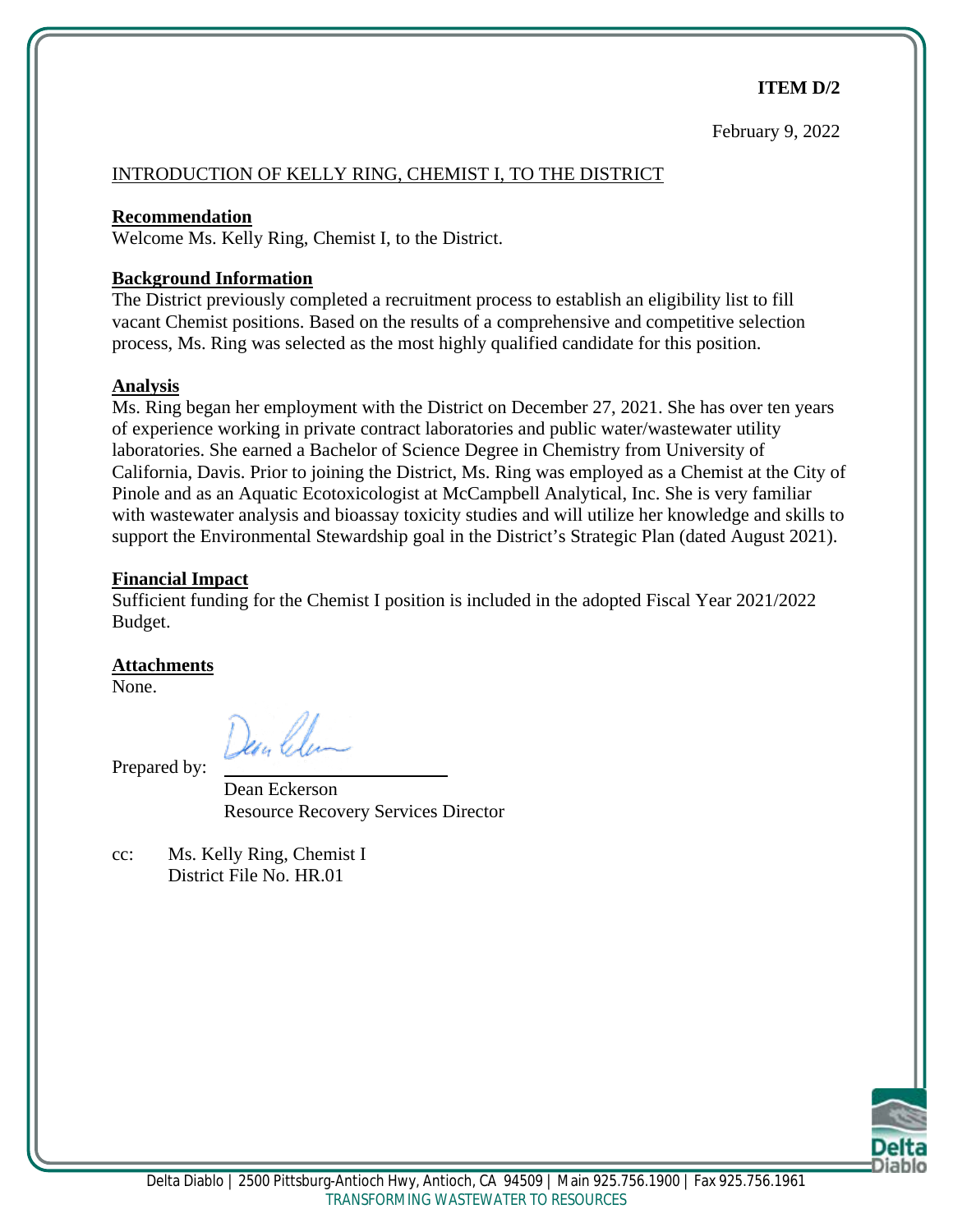**ITEM D/2**

February 9, 2022

INTRODUCTION OF KELLY RING, CHEMIST I, TO THE DISTRICT

**Recommendation**

Welcome Ms. Kelly Ring, Chemist I, to the District.

**Background Information**

The District previously completed a recruitment process to establish an eligibility list to fill vacant Chemist positions. Based on the results of a comprehensive and competitive selection process, Ms. Ring was selected as the most highly qualified candidate for this position.

**Analysis**

Ms. Ring began her employment with the District on December 27, 2021. She has over ten years of experience working in private contract laboratories and public water/wastewater utility laboratories. She earned a Bachelor of Science Degree in Chemistry from University of California, Davis. Prior to joining the District, Ms. Ring was employed as a Chemist at the City of Pinole and as an Aquatic Ecotoxicologist at McCampbell Analytical, Inc. She is very familiar with wastewater analysis and bioassay toxicity studies and will utilize her knowledge and skills to support the Environmental Stewardship goal in the District's Strategic Plan (dated August 2021).

**Financial Impact**

Sufficient funding for the Chemist I position is included in the adopted Fiscal Year 2021/2022 Budget.

**Attachments**

None.

Prepared by: \_\_\_\_\_\_\_\_\_\_\_\_\_\_\_\_\_\_\_\_\_\_

Dean Eckerson
Resource Recovery Services Director

cc: Ms. Kelly Ring, Chemist I
District File No. HR.01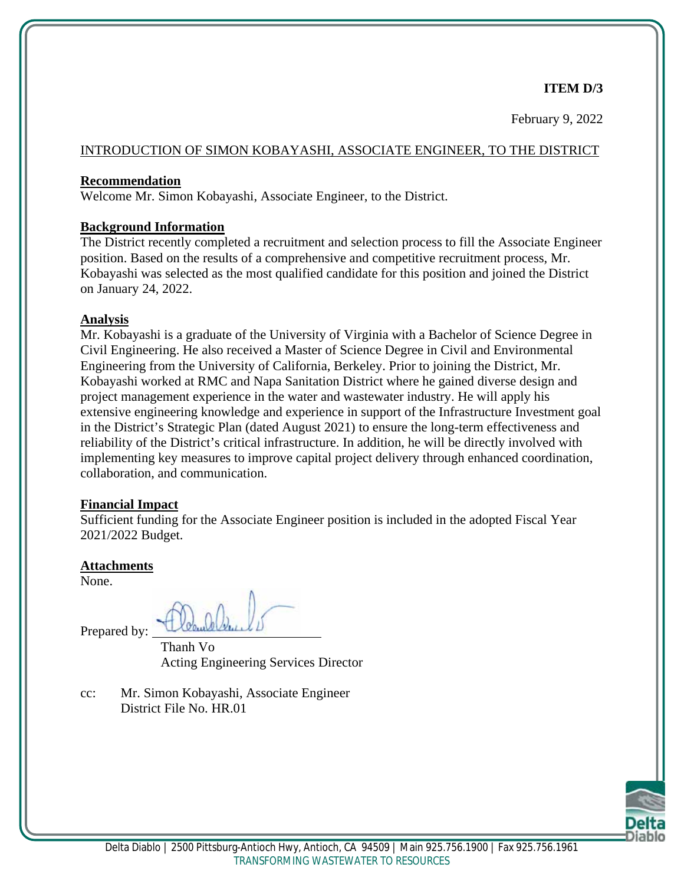**ITEM D/3**

February 9, 2022

INTRODUCTION OF SIMON KOBAYASHI, ASSOCIATE ENGINEER, TO THE DISTRICT

**Recommendation**

Welcome Mr. Simon Kobayashi, Associate Engineer, to the District.

**Background Information**

The District recently completed a recruitment and selection process to fill the Associate Engineer position. Based on the results of a comprehensive and competitive recruitment process, Mr. Kobayashi was selected as the most qualified candidate for this position and joined the District on January 24, 2022.

**Analysis**

Mr. Kobayashi is a graduate of the University of Virginia with a Bachelor of Science Degree in Civil Engineering. He also received a Master of Science Degree in Civil and Environmental Engineering from the University of California, Berkeley. Prior to joining the District, Mr. Kobayashi worked at RMC and Napa Sanitation District where he gained diverse design and project management experience in the water and wastewater industry. He will apply his extensive engineering knowledge and experience in support of the Infrastructure Investment goal in the District's Strategic Plan (dated August 2021) to ensure the long-term effectiveness and reliability of the District's critical infrastructure. In addition, he will be directly involved with implementing key measures to improve capital project delivery through enhanced coordination, collaboration, and communication.

**Financial Impact**

Sufficient funding for the Associate Engineer position is included in the adopted Fiscal Year 2021/2022 Budget.

**Attachments**

None.

Prepared by: ______________________

Thanh Vo
Acting Engineering Services Director

cc: Mr. Simon Kobayashi, Associate Engineer
District File No. HR.01

Delta Diablo | 2500 Pittsburg-Antioch Hwy, Antioch, CA 94509 | Main 925.756.1900 | Fax 925.756.1961
TRANSFORMING WASTEWATER TO RESOURCES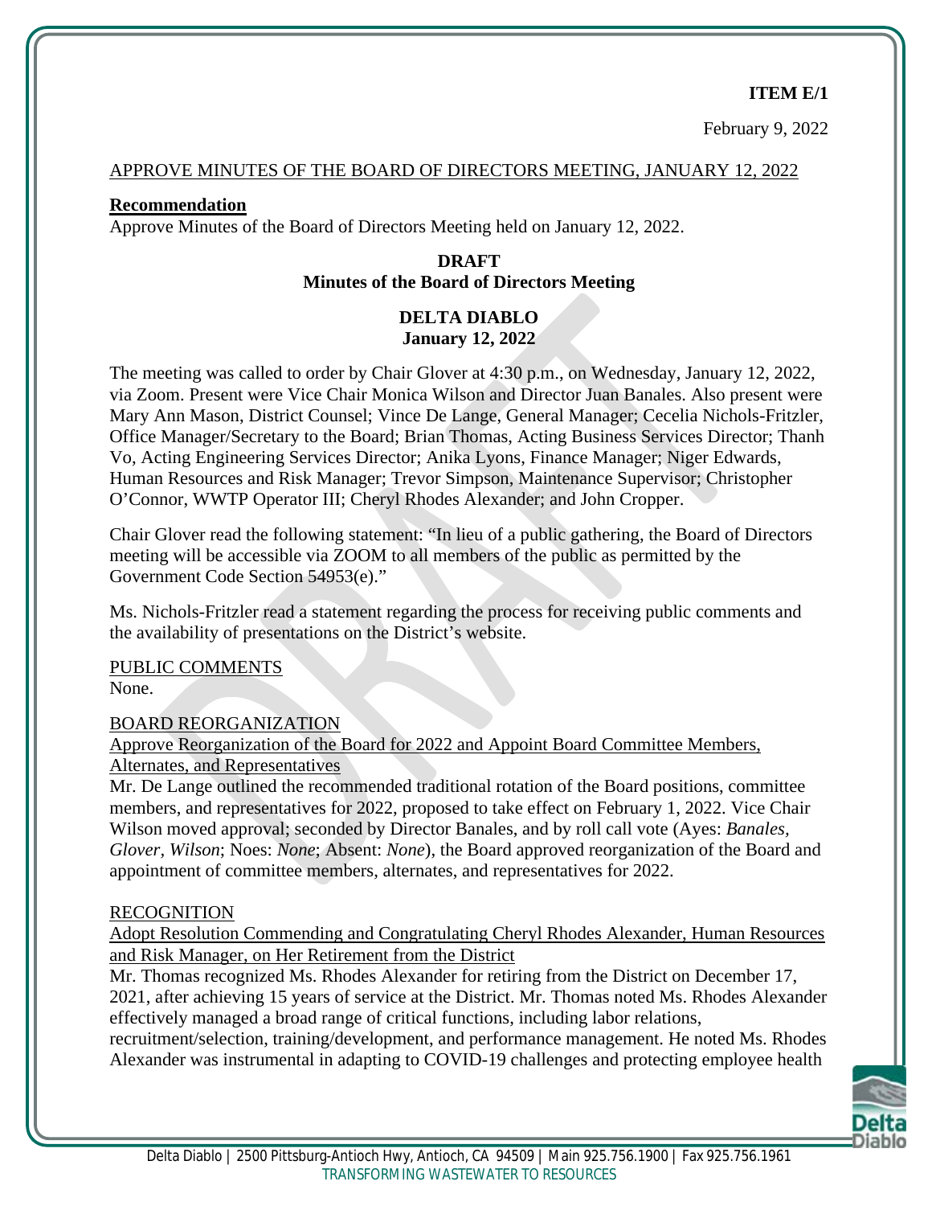**ITEM E/1**

February 9, 2022

APPROVE MINUTES OF THE BOARD OF DIRECTORS MEETING, JANUARY 12, 2022

**Recommendation**

Approve Minutes of the Board of Directors Meeting held on January 12, 2022.

**DRAFT**
**Minutes of the Board of Directors Meeting**

**DELTA DIABLO**
**January 12, 2022**

The meeting was called to order by Chair Glover at 4:30 p.m., on Wednesday, January 12, 2022, via Zoom. Present were Vice Chair Monica Wilson and Director Juan Banales. Also present were Mary Ann Mason, District Counsel; Vince De Lange, General Manager; Cecelia Nichols-Fritzler, Office Manager/Secretary to the Board; Brian Thomas, Acting Business Services Director; Thanh Vo, Acting Engineering Services Director; Anika Lyons, Finance Manager; Niger Edwards, Human Resources and Risk Manager; Trevor Simpson, Maintenance Supervisor; Christopher O'Connor, WWTP Operator III; Cheryl Rhodes Alexander; and John Cropper.

Chair Glover read the following statement: "In lieu of a public gathering, the Board of Directors meeting will be accessible via ZOOM to all members of the public as permitted by the Government Code Section 54953(e)."

Ms. Nichols-Fritzler read a statement regarding the process for receiving public comments and the availability of presentations on the District's website.

PUBLIC COMMENTS

None.

BOARD REORGANIZATION

Approve Reorganization of the Board for 2022 and Appoint Board Committee Members, Alternates, and Representatives

Mr. De Lange outlined the recommended traditional rotation of the Board positions, committee members, and representatives for 2022, proposed to take effect on February 1, 2022. Vice Chair Wilson moved approval; seconded by Director Banales, and by roll call vote (Ayes: *Banales, Glover, Wilson*; Noes: *None*; Absent: *None*), the Board approved reorganization of the Board and appointment of committee members, alternates, and representatives for 2022.

RECOGNITION

Adopt Resolution Commending and Congratulating Cheryl Rhodes Alexander, Human Resources and Risk Manager, on Her Retirement from the District

Mr. Thomas recognized Ms. Rhodes Alexander for retiring from the District on December 17, 2021, after achieving 15 years of service at the District. Mr. Thomas noted Ms. Rhodes Alexander effectively managed a broad range of critical functions, including labor relations, recruitment/selection, training/development, and performance management. He noted Ms. Rhodes Alexander was instrumental in adapting to COVID-19 challenges and protecting employee health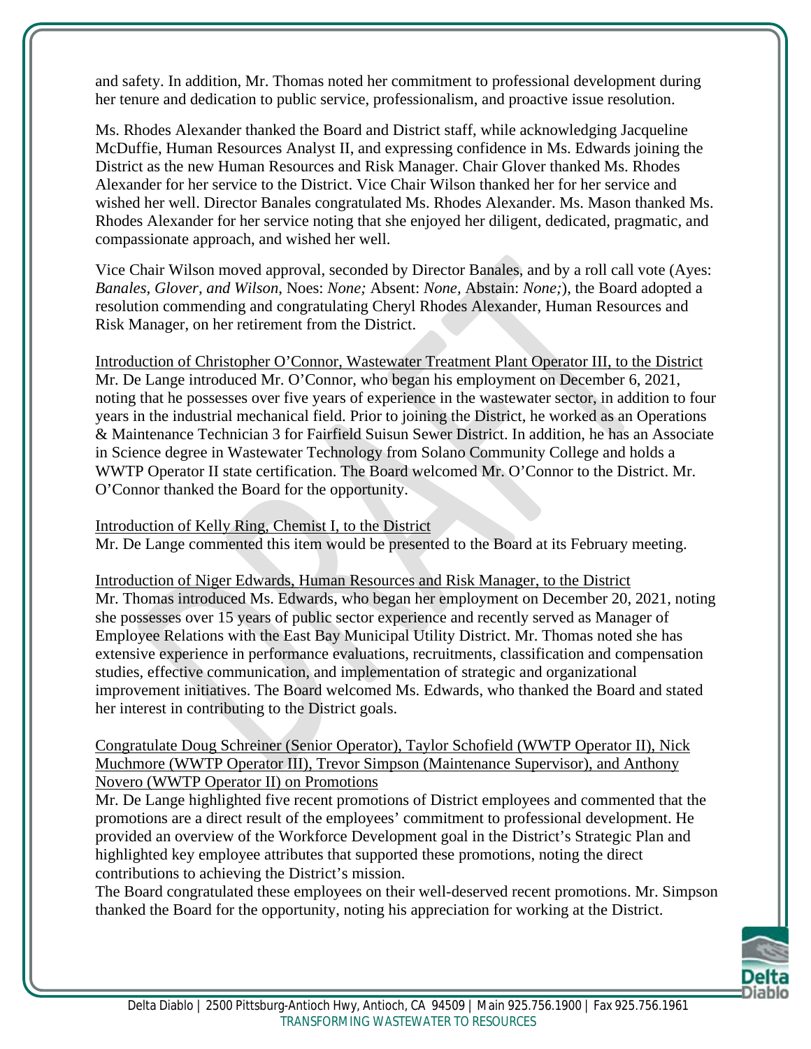and safety. In addition, Mr. Thomas noted her commitment to professional development during her tenure and dedication to public service, professionalism, and proactive issue resolution.

Ms. Rhodes Alexander thanked the Board and District staff, while acknowledging Jacqueline McDuffie, Human Resources Analyst II, and expressing confidence in Ms. Edwards joining the District as the new Human Resources and Risk Manager. Chair Glover thanked Ms. Rhodes Alexander for her service to the District. Vice Chair Wilson thanked her for her service and wished her well. Director Banales congratulated Ms. Rhodes Alexander. Ms. Mason thanked Ms. Rhodes Alexander for her service noting that she enjoyed her diligent, dedicated, pragmatic, and compassionate approach, and wished her well.

Vice Chair Wilson moved approval, seconded by Director Banales, and by a roll call vote (Ayes: *Banales, Glover, and Wilson,* Noes: *None;* Absent: *None,* Abstain: *None;*), the Board adopted a resolution commending and congratulating Cheryl Rhodes Alexander, Human Resources and Risk Manager, on her retirement from the District.

<u>Introduction of Christopher O'Connor, Wastewater Treatment Plant Operator III, to the District</u>
Mr. De Lange introduced Mr. O'Connor, who began his employment on December 6, 2021, noting that he possesses over five years of experience in the wastewater sector, in addition to four years in the industrial mechanical field. Prior to joining the District, he worked as an Operations & Maintenance Technician 3 for Fairfield Suisun Sewer District. In addition, he has an Associate in Science degree in Wastewater Technology from Solano Community College and holds a WWTP Operator II state certification. The Board welcomed Mr. O'Connor to the District. Mr. O'Connor thanked the Board for the opportunity.

<u>Introduction of Kelly Ring, Chemist I, to the District</u>
Mr. De Lange commented this item would be presented to the Board at its February meeting.

<u>Introduction of Niger Edwards, Human Resources and Risk Manager, to the District</u>
Mr. Thomas introduced Ms. Edwards, who began her employment on December 20, 2021, noting she possesses over 15 years of public sector experience and recently served as Manager of Employee Relations with the East Bay Municipal Utility District. Mr. Thomas noted she has extensive experience in performance evaluations, recruitments, classification and compensation studies, effective communication, and implementation of strategic and organizational improvement initiatives. The Board welcomed Ms. Edwards, who thanked the Board and stated her interest in contributing to the District goals.

<u>Congratulate Doug Schreiner (Senior Operator), Taylor Schofield (WWTP Operator II), Nick Muchmore (WWTP Operator III), Trevor Simpson (Maintenance Supervisor), and Anthony Novero (WWTP Operator II) on Promotions</u>
Mr. De Lange highlighted five recent promotions of District employees and commented that the promotions are a direct result of the employees' commitment to professional development. He provided an overview of the Workforce Development goal in the District's Strategic Plan and highlighted key employee attributes that supported these promotions, noting the direct contributions to achieving the District's mission.
The Board congratulated these employees on their well-deserved recent promotions. Mr. Simpson thanked the Board for the opportunity, noting his appreciation for working at the District.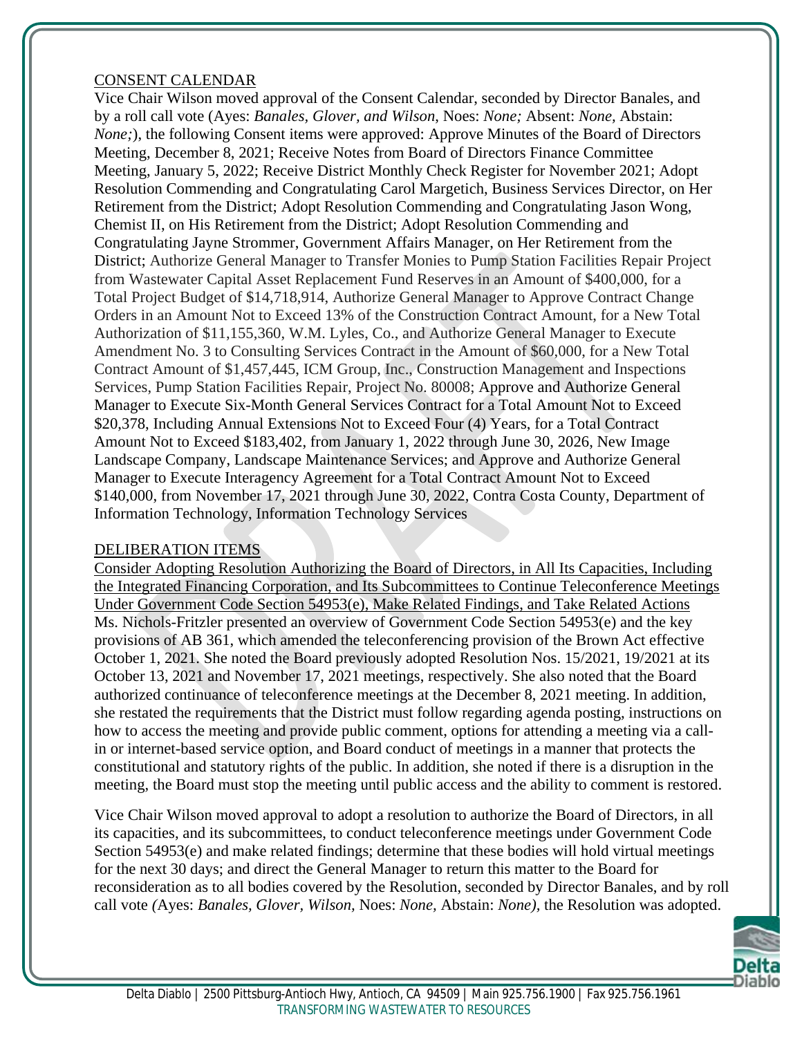CONSENT CALENDAR

Vice Chair Wilson moved approval of the Consent Calendar, seconded by Director Banales, and by a roll call vote (Ayes: *Banales, Glover, and Wilson*, Noes: *None;* Absent: *None,* Abstain: *None;*), the following Consent items were approved: Approve Minutes of the Board of Directors Meeting, December 8, 2021; Receive Notes from Board of Directors Finance Committee Meeting, January 5, 2022; Receive District Monthly Check Register for November 2021; Adopt Resolution Commending and Congratulating Carol Margetich, Business Services Director, on Her Retirement from the District; Adopt Resolution Commending and Congratulating Jason Wong, Chemist II, on His Retirement from the District; Adopt Resolution Commending and Congratulating Jayne Strommer, Government Affairs Manager, on Her Retirement from the District; Authorize General Manager to Transfer Monies to Pump Station Facilities Repair Project from Wastewater Capital Asset Replacement Fund Reserves in an Amount of $400,000, for a Total Project Budget of $14,718,914, Authorize General Manager to Approve Contract Change Orders in an Amount Not to Exceed 13% of the Construction Contract Amount, for a New Total Authorization of $11,155,360, W.M. Lyles, Co., and Authorize General Manager to Execute Amendment No. 3 to Consulting Services Contract in the Amount of $60,000, for a New Total Contract Amount of $1,457,445, ICM Group, Inc., Construction Management and Inspections Services, Pump Station Facilities Repair, Project No. 80008; Approve and Authorize General Manager to Execute Six-Month General Services Contract for a Total Amount Not to Exceed $20,378, Including Annual Extensions Not to Exceed Four (4) Years, for a Total Contract Amount Not to Exceed $183,402, from January 1, 2022 through June 30, 2026, New Image Landscape Company, Landscape Maintenance Services; and Approve and Authorize General Manager to Execute Interagency Agreement for a Total Contract Amount Not to Exceed $140,000, from November 17, 2021 through June 30, 2022, Contra Costa County, Department of Information Technology, Information Technology Services

DELIBERATION ITEMS

Consider Adopting Resolution Authorizing the Board of Directors, in All Its Capacities, Including the Integrated Financing Corporation, and Its Subcommittees to Continue Teleconference Meetings Under Government Code Section 54953(e), Make Related Findings, and Take Related Actions

Ms. Nichols-Fritzler presented an overview of Government Code Section 54953(e) and the key provisions of AB 361, which amended the teleconferencing provision of the Brown Act effective October 1, 2021. She noted the Board previously adopted Resolution Nos. 15/2021, 19/2021 at its October 13, 2021 and November 17, 2021 meetings, respectively. She also noted that the Board authorized continuance of teleconference meetings at the December 8, 2021 meeting. In addition, she restated the requirements that the District must follow regarding agenda posting, instructions on how to access the meeting and provide public comment, options for attending a meeting via a call-in or internet-based service option, and Board conduct of meetings in a manner that protects the constitutional and statutory rights of the public. In addition, she noted if there is a disruption in the meeting, the Board must stop the meeting until public access and the ability to comment is restored.

Vice Chair Wilson moved approval to adopt a resolution to authorize the Board of Directors, in all its capacities, and its subcommittees, to conduct teleconference meetings under Government Code Section 54953(e) and make related findings; determine that these bodies will hold virtual meetings for the next 30 days; and direct the General Manager to return this matter to the Board for reconsideration as to all bodies covered by the Resolution, seconded by Director Banales, and by roll call vote *(*Ayes: *Banales, Glover, Wilson,* Noes: *None,* Abstain: *None),* the Resolution was adopted.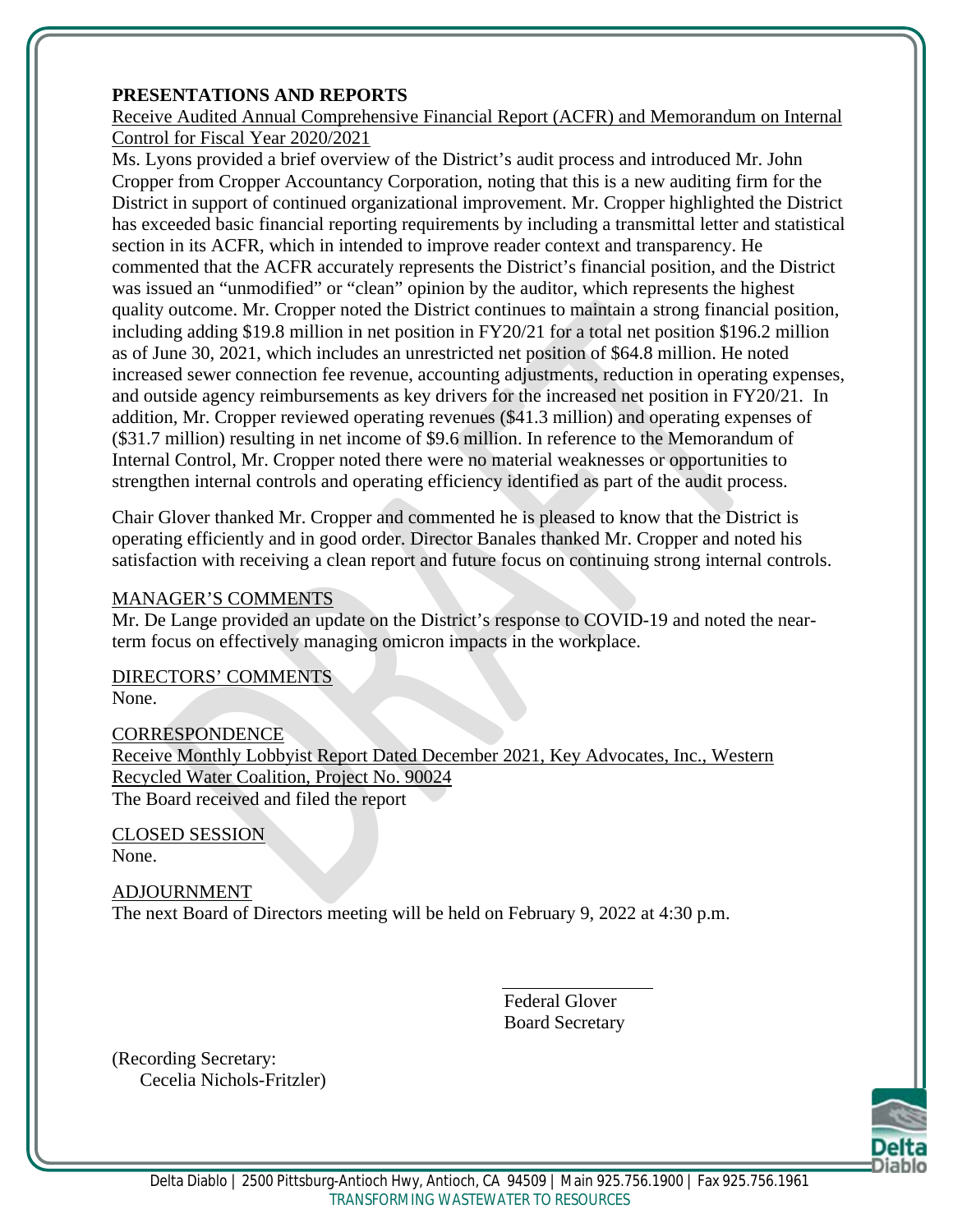**PRESENTATIONS AND REPORTS**

Receive Audited Annual Comprehensive Financial Report (ACFR) and Memorandum on Internal Control for Fiscal Year 2020/2021

Ms. Lyons provided a brief overview of the District's audit process and introduced Mr. John Cropper from Cropper Accountancy Corporation, noting that this is a new auditing firm for the District in support of continued organizational improvement. Mr. Cropper highlighted the District has exceeded basic financial reporting requirements by including a transmittal letter and statistical section in its ACFR, which in intended to improve reader context and transparency. He commented that the ACFR accurately represents the District's financial position, and the District was issued an "unmodified" or "clean" opinion by the auditor, which represents the highest quality outcome. Mr. Cropper noted the District continues to maintain a strong financial position, including adding $19.8 million in net position in FY20/21 for a total net position $196.2 million as of June 30, 2021, which includes an unrestricted net position of $64.8 million. He noted increased sewer connection fee revenue, accounting adjustments, reduction in operating expenses, and outside agency reimbursements as key drivers for the increased net position in FY20/21. In addition, Mr. Cropper reviewed operating revenues ($41.3 million) and operating expenses of ($31.7 million) resulting in net income of $9.6 million. In reference to the Memorandum of Internal Control, Mr. Cropper noted there were no material weaknesses or opportunities to strengthen internal controls and operating efficiency identified as part of the audit process.

Chair Glover thanked Mr. Cropper and commented he is pleased to know that the District is operating efficiently and in good order. Director Banales thanked Mr. Cropper and noted his satisfaction with receiving a clean report and future focus on continuing strong internal controls.

MANAGER'S COMMENTS

Mr. De Lange provided an update on the District's response to COVID-19 and noted the near-term focus on effectively managing omicron impacts in the workplace.

DIRECTORS' COMMENTS

None.

CORRESPONDENCE

Receive Monthly Lobbyist Report Dated December 2021, Key Advocates, Inc., Western Recycled Water Coalition, Project No. 90024

The Board received and filed the report

CLOSED SESSION

None.

ADJOURNMENT

The next Board of Directors meeting will be held on February 9, 2022 at 4:30 p.m.

Federal Glover
Board Secretary

(Recording Secretary:
Cecelia Nichols-Fritzler)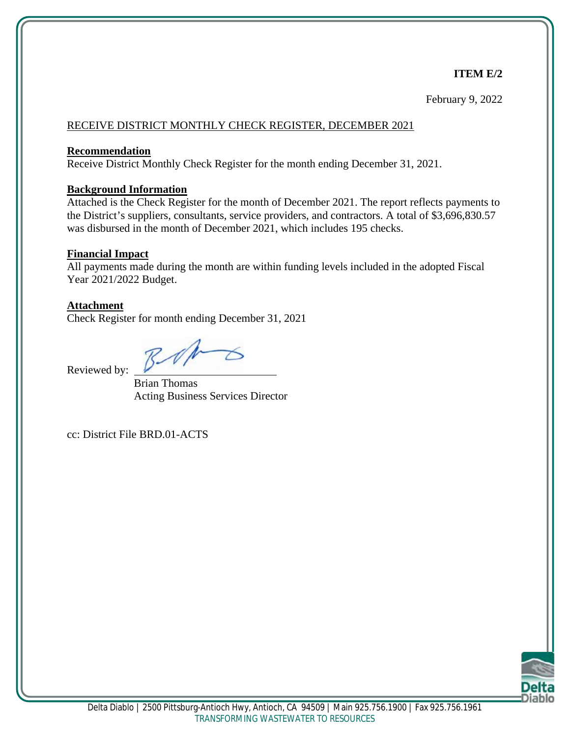**ITEM E/2**

February 9, 2022

RECEIVE DISTRICT MONTHLY CHECK REGISTER, DECEMBER 2021

**Recommendation**

Receive District Monthly Check Register for the month ending December 31, 2021.

**Background Information**

Attached is the Check Register for the month of December 2021. The report reflects payments to the District's suppliers, consultants, service providers, and contractors. A total of $3,696,830.57 was disbursed in the month of December 2021, which includes 195 checks.

**Financial Impact**

All payments made during the month are within funding levels included in the adopted Fiscal Year 2021/2022 Budget.

**Attachment**

Check Register for month ending December 31, 2021

Reviewed by: ______________________

Brian Thomas
Acting Business Services Director

cc: District File BRD.01-ACTS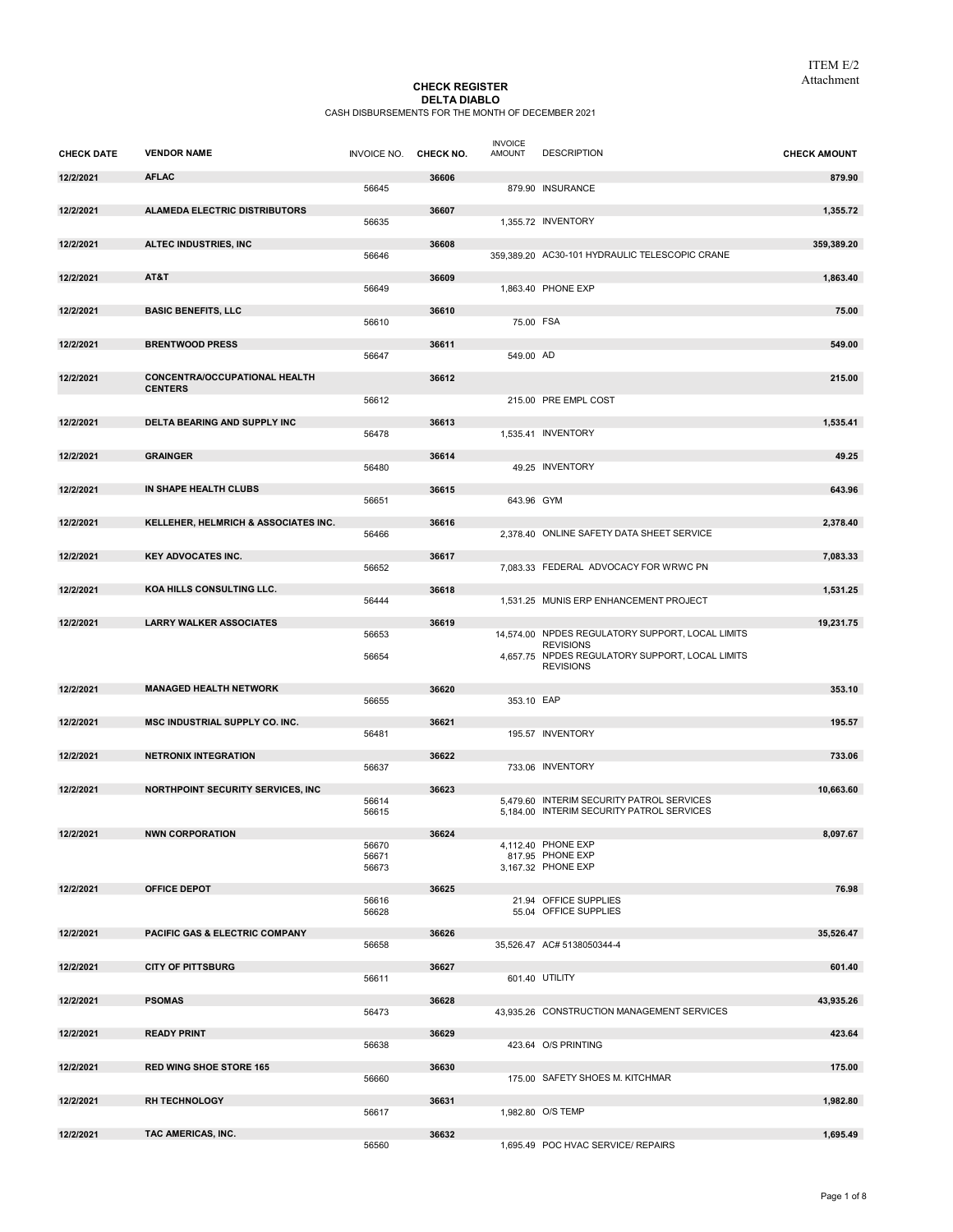ITEM E/2
Attachment

**CHECK REGISTER**
**DELTA DIABLO**
CASH DISBURSEMENTS FOR THE MONTH OF DECEMBER 2021

| CHECK DATE | VENDOR NAME | INVOICE NO. | CHECK NO. | INVOICE AMOUNT | DESCRIPTION | CHECK AMOUNT |
|---|---|---|---|---|---|---|
| 12/2/2021 | AFLAC | | 36606 | | | 879.90 |
| | | 56645 | | 879.90 | INSURANCE | |
| 12/2/2021 | ALAMEDA ELECTRIC DISTRIBUTORS | | 36607 | | | 1,355.72 |
| | | 56635 | | 1,355.72 | INVENTORY | |
| 12/2/2021 | ALTEC INDUSTRIES, INC | | 36608 | | | 359,389.20 |
| | | 56646 | | 359,389.20 | AC30-101 HYDRAULIC TELESCOPIC CRANE | |
| 12/2/2021 | AT&T | | 36609 | | | 1,863.40 |
| | | 56649 | | 1,863.40 | PHONE EXP | |
| 12/2/2021 | BASIC BENEFITS, LLC | | 36610 | | | 75.00 |
| | | 56610 | | 75.00 | FSA | |
| 12/2/2021 | BRENTWOOD PRESS | | 36611 | | | 549.00 |
| | | 56647 | | 549.00 | AD | |
| 12/2/2021 | CONCENTRA/OCCUPATIONAL HEALTH CENTERS | | 36612 | | | 215.00 |
| | | 56612 | | 215.00 | PRE EMPL COST | |
| 12/2/2021 | DELTA BEARING AND SUPPLY INC | | 36613 | | | 1,535.41 |
| | | 56478 | | 1,535.41 | INVENTORY | |
| 12/2/2021 | GRAINGER | | 36614 | | | 49.25 |
| | | 56480 | | 49.25 | INVENTORY | |
| 12/2/2021 | IN SHAPE HEALTH CLUBS | | 36615 | | | 643.96 |
| | | 56651 | | 643.96 | GYM | |
| 12/2/2021 | KELLEHER, HELMRICH & ASSOCIATES INC. | | 36616 | | | 2,378.40 |
| | | 56466 | | 2,378.40 | ONLINE SAFETY DATA SHEET SERVICE | |
| 12/2/2021 | KEY ADVOCATES INC. | | 36617 | | | 7,083.33 |
| | | 56652 | | 7,083.33 | FEDERAL ADVOCACY FOR WRWC PN | |
| 12/2/2021 | KOA HILLS CONSULTING LLC. | | 36618 | | | 1,531.25 |
| | | 56444 | | 1,531.25 | MUNIS ERP ENHANCEMENT PROJECT | |
| 12/2/2021 | LARRY WALKER ASSOCIATES | | 36619 | | | 19,231.75 |
| | | 56653 | | 14,574.00 | NPDES REGULATORY SUPPORT, LOCAL LIMITS REVISIONS | |
| | | 56654 | | 4,657.75 | NPDES REGULATORY SUPPORT, LOCAL LIMITS REVISIONS | |
| 12/2/2021 | MANAGED HEALTH NETWORK | | 36620 | | | 353.10 |
| | | 56655 | | 353.10 | EAP | |
| 12/2/2021 | MSC INDUSTRIAL SUPPLY CO. INC. | | 36621 | | | 195.57 |
| | | 56481 | | 195.57 | INVENTORY | |
| 12/2/2021 | NETRONIX INTEGRATION | | 36622 | | | 733.06 |
| | | 56637 | | 733.06 | INVENTORY | |
| 12/2/2021 | NORTHPOINT SECURITY SERVICES, INC | | 36623 | | | 10,663.60 |
| | | 56614 | | 5,479.60 | INTERIM SECURITY PATROL SERVICES | |
| | | 56615 | | 5,184.00 | INTERIM SECURITY PATROL SERVICES | |
| 12/2/2021 | NWN CORPORATION | | 36624 | | | 8,097.67 |
| | | 56670 | | 4,112.40 | PHONE EXP | |
| | | 56671 | | 817.95 | PHONE EXP | |
| | | 56673 | | 3,167.32 | PHONE EXP | |
| 12/2/2021 | OFFICE DEPOT | | 36625 | | | 76.98 |
| | | 56616 | | 21.94 | OFFICE SUPPLIES | |
| | | 56628 | | 55.04 | OFFICE SUPPLIES | |
| 12/2/2021 | PACIFIC GAS & ELECTRIC COMPANY | | 36626 | | | 35,526.47 |
| | | 56658 | | 35,526.47 | AC# 5138050344-4 | |
| 12/2/2021 | CITY OF PITTSBURG | | 36627 | | | 601.40 |
| | | 56611 | | 601.40 | UTILITY | |
| 12/2/2021 | PSOMAS | | 36628 | | | 43,935.26 |
| | | 56473 | | 43,935.26 | CONSTRUCTION MANAGEMENT SERVICES | |
| 12/2/2021 | READY PRINT | | 36629 | | | 423.64 |
| | | 56638 | | 423.64 | O/S PRINTING | |
| 12/2/2021 | RED WING SHOE STORE 165 | | 36630 | | | 175.00 |
| | | 56660 | | 175.00 | SAFETY SHOES M. KITCHMAR | |
| 12/2/2021 | RH TECHNOLOGY | | 36631 | | | 1,982.80 |
| | | 56617 | | 1,982.80 | O/S TEMP | |
| 12/2/2021 | TAC AMERICAS, INC. | | 36632 | | | 1,695.49 |
| | | 56560 | | 1,695.49 | POC HVAC SERVICE/ REPAIRS | |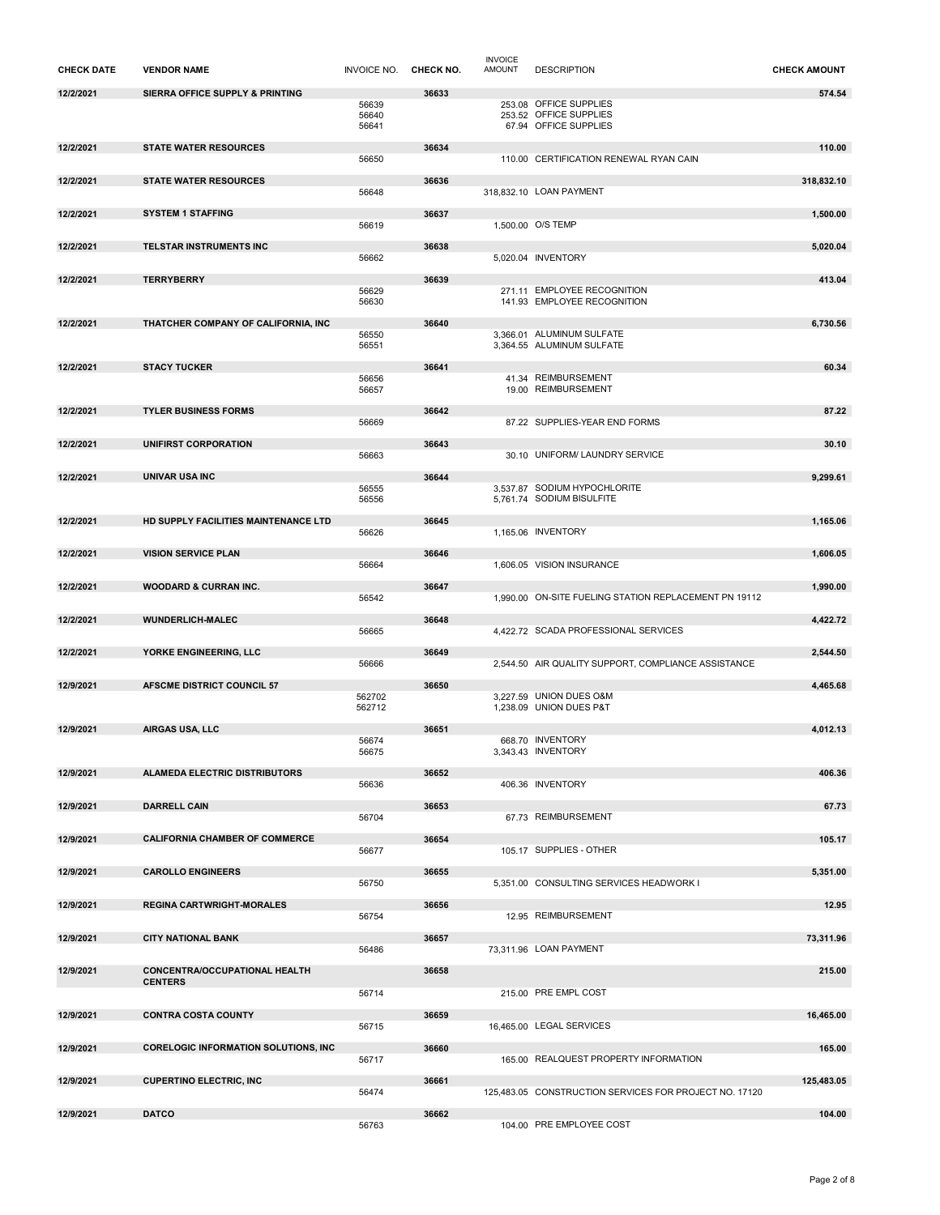| CHECK DATE | VENDOR NAME | INVOICE NO. | CHECK NO. | INVOICE AMOUNT | DESCRIPTION | CHECK AMOUNT |
|---|---|---|---|---|---|---|
| 12/2/2021 | SIERRA OFFICE SUPPLY & PRINTING | | 36633 | | | 574.54 |
| | | 56639 | | 253.08 | OFFICE SUPPLIES | |
| | | 56640 | | 253.52 | OFFICE SUPPLIES | |
| | | 56641 | | 67.94 | OFFICE SUPPLIES | |
| 12/2/2021 | STATE WATER RESOURCES | | 36634 | | | 110.00 |
| | | 56650 | | 110.00 | CERTIFICATION RENEWAL RYAN CAIN | |
| 12/2/2021 | STATE WATER RESOURCES | | 36636 | | | 318,832.10 |
| | | 56648 | | 318,832.10 | LOAN PAYMENT | |
| 12/2/2021 | SYSTEM 1 STAFFING | | 36637 | | | 1,500.00 |
| | | 56619 | | 1,500.00 | O/S TEMP | |
| 12/2/2021 | TELSTAR INSTRUMENTS INC | | 36638 | | | 5,020.04 |
| | | 56662 | | 5,020.04 | INVENTORY | |
| 12/2/2021 | TERRYBERRY | | 36639 | | | 413.04 |
| | | 56629 | | 271.11 | EMPLOYEE RECOGNITION | |
| | | 56630 | | 141.93 | EMPLOYEE RECOGNITION | |
| 12/2/2021 | THATCHER COMPANY OF CALIFORNIA, INC | | 36640 | | | 6,730.56 |
| | | 56550 | | 3,366.01 | ALUMINUM SULFATE | |
| | | 56551 | | 3,364.55 | ALUMINUM SULFATE | |
| 12/2/2021 | STACY TUCKER | | 36641 | | | 60.34 |
| | | 56656 | | 41.34 | REIMBURSEMENT | |
| | | 56657 | | 19.00 | REIMBURSEMENT | |
| 12/2/2021 | TYLER BUSINESS FORMS | | 36642 | | | 87.22 |
| | | 56669 | | 87.22 | SUPPLIES-YEAR END FORMS | |
| 12/2/2021 | UNIFIRST CORPORATION | | 36643 | | | 30.10 |
| | | 56663 | | 30.10 | UNIFORM/ LAUNDRY SERVICE | |
| 12/2/2021 | UNIVAR USA INC | | 36644 | | | 9,299.61 |
| | | 56555 | | 3,537.87 | SODIUM HYPOCHLORITE | |
| | | 56556 | | 5,761.74 | SODIUM BISULFITE | |
| 12/2/2021 | HD SUPPLY FACILITIES MAINTENANCE LTD | | 36645 | | | 1,165.06 |
| | | 56626 | | 1,165.06 | INVENTORY | |
| 12/2/2021 | VISION SERVICE PLAN | | 36646 | | | 1,606.05 |
| | | 56664 | | 1,606.05 | VISION INSURANCE | |
| 12/2/2021 | WOODARD & CURRAN INC. | | 36647 | | | 1,990.00 |
| | | 56542 | | 1,990.00 | ON-SITE FUELING STATION REPLACEMENT PN 19112 | |
| 12/2/2021 | WUNDERLICH-MALEC | | 36648 | | | 4,422.72 |
| | | 56665 | | 4,422.72 | SCADA PROFESSIONAL SERVICES | |
| 12/2/2021 | YORKE ENGINEERING, LLC | | 36649 | | | 2,544.50 |
| | | 56666 | | 2,544.50 | AIR QUALITY SUPPORT, COMPLIANCE ASSISTANCE | |
| 12/9/2021 | AFSCME DISTRICT COUNCIL 57 | | 36650 | | | 4,465.68 |
| | | 562702 | | 3,227.59 | UNION DUES O&M | |
| | | 562712 | | 1,238.09 | UNION DUES P&T | |
| 12/9/2021 | AIRGAS USA, LLC | | 36651 | | | 4,012.13 |
| | | 56674 | | 668.70 | INVENTORY | |
| | | 56675 | | 3,343.43 | INVENTORY | |
| 12/9/2021 | ALAMEDA ELECTRIC DISTRIBUTORS | | 36652 | | | 406.36 |
| | | 56636 | | 406.36 | INVENTORY | |
| 12/9/2021 | DARRELL CAIN | | 36653 | | | 67.73 |
| | | 56704 | | 67.73 | REIMBURSEMENT | |
| 12/9/2021 | CALIFORNIA CHAMBER OF COMMERCE | | 36654 | | | 105.17 |
| | | 56677 | | 105.17 | SUPPLIES - OTHER | |
| 12/9/2021 | CAROLLO ENGINEERS | | 36655 | | | 5,351.00 |
| | | 56750 | | 5,351.00 | CONSULTING SERVICES HEADWORK I | |
| 12/9/2021 | REGINA CARTWRIGHT-MORALES | | 36656 | | | 12.95 |
| | | 56754 | | 12.95 | REIMBURSEMENT | |
| 12/9/2021 | CITY NATIONAL BANK | | 36657 | | | 73,311.96 |
| | | 56486 | | 73,311.96 | LOAN PAYMENT | |
| 12/9/2021 | CONCENTRA/OCCUPATIONAL HEALTH CENTERS | | 36658 | | | 215.00 |
| | | 56714 | | 215.00 | PRE EMPL COST | |
| 12/9/2021 | CONTRA COSTA COUNTY | | 36659 | | | 16,465.00 |
| | | 56715 | | 16,465.00 | LEGAL SERVICES | |
| 12/9/2021 | CORELOGIC INFORMATION SOLUTIONS, INC | | 36660 | | | 165.00 |
| | | 56717 | | 165.00 | REALQUEST PROPERTY INFORMATION | |
| 12/9/2021 | CUPERTINO ELECTRIC, INC | | 36661 | | | 125,483.05 |
| | | 56474 | | 125,483.05 | CONSTRUCTION SERVICES FOR PROJECT NO. 17120 | |
| 12/9/2021 | DATCO | | 36662 | | | 104.00 |
| | | 56763 | | 104.00 | PRE EMPLOYEE COST | |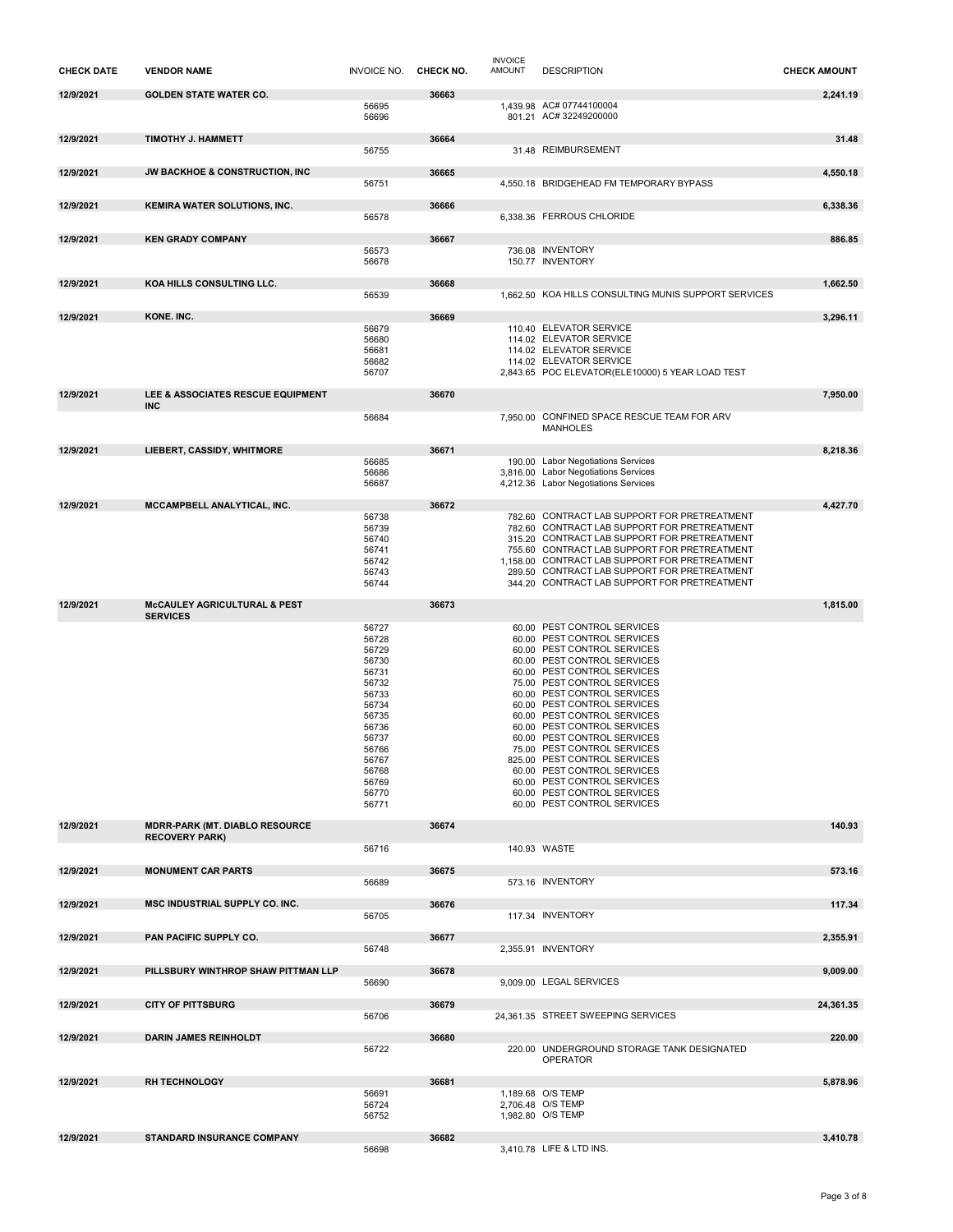| CHECK DATE | VENDOR NAME | INVOICE NO. | CHECK NO. | INVOICE AMOUNT | DESCRIPTION | CHECK AMOUNT |
|---|---|---|---|---|---|---|
| 12/9/2021 | GOLDEN STATE WATER CO. | | 36663 | | | 2,241.19 |
| | | 56695 | | 1,439.98 | AC# 07744100004 | |
| | | 56696 | | 801.21 | AC# 32249200000 | |
| 12/9/2021 | TIMOTHY J. HAMMETT | | 36664 | | | 31.48 |
| | | 56755 | | 31.48 | REIMBURSEMENT | |
| 12/9/2021 | JW BACKHOE & CONSTRUCTION, INC | | 36665 | | | 4,550.18 |
| | | 56751 | | 4,550.18 | BRIDGEHEAD FM TEMPORARY BYPASS | |
| 12/9/2021 | KEMIRA WATER SOLUTIONS, INC. | | 36666 | | | 6,338.36 |
| | | 56578 | | 6,338.36 | FERROUS CHLORIDE | |
| 12/9/2021 | KEN GRADY COMPANY | | 36667 | | | 886.85 |
| | | 56573 | | 736.08 | INVENTORY | |
| | | 56678 | | 150.77 | INVENTORY | |
| 12/9/2021 | KOA HILLS CONSULTING LLC. | | 36668 | | | 1,662.50 |
| | | 56539 | | 1,662.50 | KOA HILLS CONSULTING MUNIS SUPPORT SERVICES | |
| 12/9/2021 | KONE. INC. | | 36669 | | | 3,296.11 |
| | | 56679 | | 110.40 | ELEVATOR SERVICE | |
| | | 56680 | | 114.02 | ELEVATOR SERVICE | |
| | | 56681 | | 114.02 | ELEVATOR SERVICE | |
| | | 56682 | | 114.02 | ELEVATOR SERVICE | |
| | | 56707 | | 2,843.65 | POC ELEVATOR(ELE10000) 5 YEAR LOAD TEST | |
| 12/9/2021 | LEE & ASSOCIATES RESCUE EQUIPMENT INC | | 36670 | | | 7,950.00 |
| | | 56684 | | 7,950.00 | CONFINED SPACE RESCUE TEAM FOR ARV MANHOLES | |
| 12/9/2021 | LIEBERT, CASSIDY, WHITMORE | | 36671 | | | 8,218.36 |
| | | 56685 | | 190.00 | Labor Negotiations Services | |
| | | 56686 | | 3,816.00 | Labor Negotiations Services | |
| | | 56687 | | 4,212.36 | Labor Negotiations Services | |
| 12/9/2021 | MCCAMPBELL ANALYTICAL, INC. | | 36672 | | | 4,427.70 |
| | | 56738 | | 782.60 | CONTRACT LAB SUPPORT FOR PRETREATMENT | |
| | | 56739 | | 782.60 | CONTRACT LAB SUPPORT FOR PRETREATMENT | |
| | | 56740 | | 315.20 | CONTRACT LAB SUPPORT FOR PRETREATMENT | |
| | | 56741 | | 755.60 | CONTRACT LAB SUPPORT FOR PRETREATMENT | |
| | | 56742 | | 1,158.00 | CONTRACT LAB SUPPORT FOR PRETREATMENT | |
| | | 56743 | | 289.50 | CONTRACT LAB SUPPORT FOR PRETREATMENT | |
| | | 56744 | | 344.20 | CONTRACT LAB SUPPORT FOR PRETREATMENT | |
| 12/9/2021 | McCAULEY AGRICULTURAL & PEST SERVICES | | 36673 | | | 1,815.00 |
| | | 56727 | | 60.00 | PEST CONTROL SERVICES | |
| | | 56728 | | 60.00 | PEST CONTROL SERVICES | |
| | | 56729 | | 60.00 | PEST CONTROL SERVICES | |
| | | 56730 | | 60.00 | PEST CONTROL SERVICES | |
| | | 56731 | | 60.00 | PEST CONTROL SERVICES | |
| | | 56732 | | 75.00 | PEST CONTROL SERVICES | |
| | | 56733 | | 60.00 | PEST CONTROL SERVICES | |
| | | 56734 | | 60.00 | PEST CONTROL SERVICES | |
| | | 56735 | | 60.00 | PEST CONTROL SERVICES | |
| | | 56736 | | 60.00 | PEST CONTROL SERVICES | |
| | | 56737 | | 60.00 | PEST CONTROL SERVICES | |
| | | 56766 | | 75.00 | PEST CONTROL SERVICES | |
| | | 56767 | | 825.00 | PEST CONTROL SERVICES | |
| | | 56768 | | 60.00 | PEST CONTROL SERVICES | |
| | | 56769 | | 60.00 | PEST CONTROL SERVICES | |
| | | 56770 | | 60.00 | PEST CONTROL SERVICES | |
| | | 56771 | | 60.00 | PEST CONTROL SERVICES | |
| 12/9/2021 | MDRR-PARK (MT. DIABLO RESOURCE RECOVERY PARK) | | 36674 | | | 140.93 |
| | | 56716 | | 140.93 | WASTE | |
| 12/9/2021 | MONUMENT CAR PARTS | | 36675 | | | 573.16 |
| | | 56689 | | 573.16 | INVENTORY | |
| 12/9/2021 | MSC INDUSTRIAL SUPPLY CO. INC. | | 36676 | | | 117.34 |
| | | 56705 | | 117.34 | INVENTORY | |
| 12/9/2021 | PAN PACIFIC SUPPLY CO. | | 36677 | | | 2,355.91 |
| | | 56748 | | 2,355.91 | INVENTORY | |
| 12/9/2021 | PILLSBURY WINTHROP SHAW PITTMAN LLP | | 36678 | | | 9,009.00 |
| | | 56690 | | 9,009.00 | LEGAL SERVICES | |
| 12/9/2021 | CITY OF PITTSBURG | | 36679 | | | 24,361.35 |
| | | 56706 | | 24,361.35 | STREET SWEEPING SERVICES | |
| 12/9/2021 | DARIN JAMES REINHOLDT | | 36680 | | | 220.00 |
| | | 56722 | | 220.00 | UNDERGROUND STORAGE TANK DESIGNATED OPERATOR | |
| 12/9/2021 | RH TECHNOLOGY | | 36681 | | | 5,878.96 |
| | | 56691 | | 1,189.68 | O/S TEMP | |
| | | 56724 | | 2,706.48 | O/S TEMP | |
| | | 56752 | | 1,982.80 | O/S TEMP | |
| 12/9/2021 | STANDARD INSURANCE COMPANY | | 36682 | | | 3,410.78 |
| | | 56698 | | 3,410.78 | LIFE & LTD INS. | |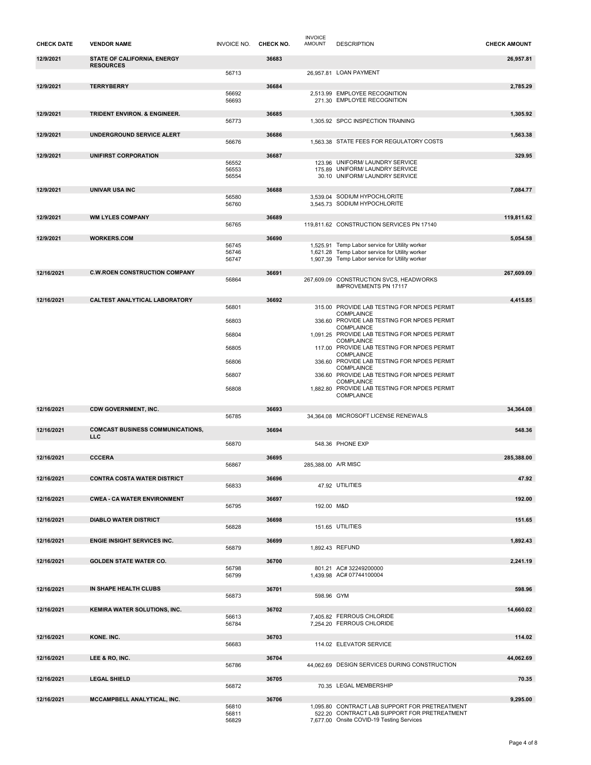| CHECK DATE | VENDOR NAME | INVOICE NO. | CHECK NO. | INVOICE AMOUNT | DESCRIPTION | CHECK AMOUNT |
|---|---|---|---|---|---|---|
| 12/9/2021 | STATE OF CALIFORNIA, ENERGY RESOURCES | | 36683 | | | 26,957.81 |
| | | 56713 | | 26,957.81 | LOAN PAYMENT | |
| 12/9/2021 | TERRYBERRY | | 36684 | | | 2,785.29 |
| | | 56692 | | 2,513.99 | EMPLOYEE RECOGNITION | |
| | | 56693 | | 271.30 | EMPLOYEE RECOGNITION | |
| 12/9/2021 | TRIDENT ENVIRON. & ENGINEER. | | 36685 | | | 1,305.92 |
| | | 56773 | | 1,305.92 | SPCC INSPECTION TRAINING | |
| 12/9/2021 | UNDERGROUND SERVICE ALERT | | 36686 | | | 1,563.38 |
| | | 56676 | | 1,563.38 | STATE FEES FOR REGULATORY COSTS | |
| 12/9/2021 | UNIFIRST CORPORATION | | 36687 | | | 329.95 |
| | | 56552 | | 123.96 | UNIFORM/ LAUNDRY SERVICE | |
| | | 56553 | | 175.89 | UNIFORM/ LAUNDRY SERVICE | |
| | | 56554 | | 30.10 | UNIFORM/ LAUNDRY SERVICE | |
| 12/9/2021 | UNIVAR USA INC | | 36688 | | | 7,084.77 |
| | | 56580 | | 3,539.04 | SODIUM HYPOCHLORITE | |
| | | 56760 | | 3,545.73 | SODIUM HYPOCHLORITE | |
| 12/9/2021 | WM LYLES COMPANY | | 36689 | | | 119,811.62 |
| | | 56765 | | 119,811.62 | CONSTRUCTION SERVICES PN 17140 | |
| 12/9/2021 | WORKERS.COM | | 36690 | | | 5,054.58 |
| | | 56745 | | 1,525.91 | Temp Labor service for Utility worker | |
| | | 56746 | | 1,621.28 | Temp Labor service for Utility worker | |
| | | 56747 | | 1,907.39 | Temp Labor service for Utility worker | |
| 12/16/2021 | C.W.ROEN CONSTRUCTION COMPANY | | 36691 | | | 267,609.09 |
| | | 56864 | | 267,609.09 | CONSTRUCTION SVCS, HEADWORKS IMPROVEMENTS PN 17117 | |
| 12/16/2021 | CALTEST ANALYTICAL LABORATORY | | 36692 | | | 4,415.85 |
| | | 56801 | | 315.00 | PROVIDE LAB TESTING FOR NPDES PERMIT COMPLAINCE | |
| | | 56803 | | 336.60 | PROVIDE LAB TESTING FOR NPDES PERMIT COMPLAINCE | |
| | | 56804 | | 1,091.25 | PROVIDE LAB TESTING FOR NPDES PERMIT COMPLAINCE | |
| | | 56805 | | 117.00 | PROVIDE LAB TESTING FOR NPDES PERMIT COMPLAINCE | |
| | | 56806 | | 336.60 | PROVIDE LAB TESTING FOR NPDES PERMIT COMPLAINCE | |
| | | 56807 | | 336.60 | PROVIDE LAB TESTING FOR NPDES PERMIT COMPLAINCE | |
| | | 56808 | | 1,882.80 | PROVIDE LAB TESTING FOR NPDES PERMIT COMPLAINCE | |
| 12/16/2021 | CDW GOVERNMENT, INC. | | 36693 | | | 34,364.08 |
| | | 56785 | | 34,364.08 | MICROSOFT LICENSE RENEWALS | |
| 12/16/2021 | COMCAST BUSINESS COMMUNICATIONS, LLC | | 36694 | | | 548.36 |
| | | 56870 | | 548.36 | PHONE EXP | |
| 12/16/2021 | CCCERA | | 36695 | | | 285,388.00 |
| | | 56867 | | 285,388.00 | A/R MISC | |
| 12/16/2021 | CONTRA COSTA WATER DISTRICT | | 36696 | | | 47.92 |
| | | 56833 | | 47.92 | UTILITIES | |
| 12/16/2021 | CWEA - CA WATER ENVIRONMENT | | 36697 | | | 192.00 |
| | | 56795 | | 192.00 | M&D | |
| 12/16/2021 | DIABLO WATER DISTRICT | | 36698 | | | 151.65 |
| | | 56828 | | 151.65 | UTILITIES | |
| 12/16/2021 | ENGIE INSIGHT SERVICES INC. | | 36699 | | | 1,892.43 |
| | | 56879 | | 1,892.43 | REFUND | |
| 12/16/2021 | GOLDEN STATE WATER CO. | | 36700 | | | 2,241.19 |
| | | 56798 | | 801.21 | AC# 32249200000 | |
| | | 56799 | | 1,439.98 | AC# 07744100004 | |
| 12/16/2021 | IN SHAPE HEALTH CLUBS | | 36701 | | | 598.96 |
| | | 56873 | | 598.96 | GYM | |
| 12/16/2021 | KEMIRA WATER SOLUTIONS, INC. | | 36702 | | | 14,660.02 |
| | | 56613 | | 7,405.82 | FERROUS CHLORIDE | |
| | | 56784 | | 7,254.20 | FERROUS CHLORIDE | |
| 12/16/2021 | KONE. INC. | | 36703 | | | 114.02 |
| | | 56683 | | 114.02 | ELEVATOR SERVICE | |
| 12/16/2021 | LEE & RO, INC. | | 36704 | | | 44,062.69 |
| | | 56786 | | 44,062.69 | DESIGN SERVICES DURING CONSTRUCTION | |
| 12/16/2021 | LEGAL SHIELD | | 36705 | | | 70.35 |
| | | 56872 | | 70.35 | LEGAL MEMBERSHIP | |
| 12/16/2021 | MCCAMPBELL ANALYTICAL, INC. | | 36706 | | | 9,295.00 |
| | | 56810 | | 1,095.80 | CONTRACT LAB SUPPORT FOR PRETREATMENT | |
| | | 56811 | | 522.20 | CONTRACT LAB SUPPORT FOR PRETREATMENT | |
| | | 56829 | | 7,677.00 | Onsite COVID-19 Testing Services | |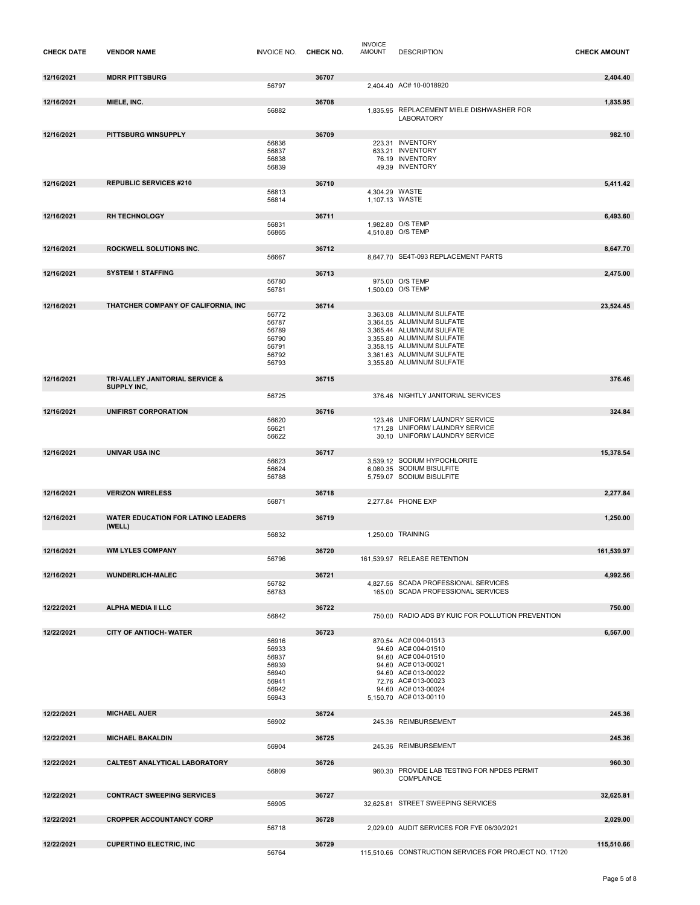| CHECK DATE | VENDOR NAME | INVOICE NO. | CHECK NO. | INVOICE AMOUNT | DESCRIPTION | CHECK AMOUNT |
|---|---|---|---|---|---|---|
| 12/16/2021 | MDRR PITTSBURG | | 36707 | | | 2,404.40 |
| | | 56797 | | 2,404.40 | AC# 10-0018920 | |
| 12/16/2021 | MIELE, INC. | | 36708 | | | 1,835.95 |
| | | 56882 | | 1,835.95 | REPLACEMENT MIELE DISHWASHER FOR LABORATORY | |
| 12/16/2021 | PITTSBURG WINSUPPLY | | 36709 | | | 982.10 |
| | | 56836 | | 223.31 | INVENTORY | |
| | | 56837 | | 633.21 | INVENTORY | |
| | | 56838 | | 76.19 | INVENTORY | |
| | | 56839 | | 49.39 | INVENTORY | |
| 12/16/2021 | REPUBLIC SERVICES #210 | | 36710 | | | 5,411.42 |
| | | 56813 | | 4,304.29 | WASTE | |
| | | 56814 | | 1,107.13 | WASTE | |
| 12/16/2021 | RH TECHNOLOGY | | 36711 | | | 6,493.60 |
| | | 56831 | | 1,982.80 | O/S TEMP | |
| | | 56865 | | 4,510.80 | O/S TEMP | |
| 12/16/2021 | ROCKWELL SOLUTIONS INC. | | 36712 | | | 8,647.70 |
| | | 56667 | | 8,647.70 | SE4T-093 REPLACEMENT PARTS | |
| 12/16/2021 | SYSTEM 1 STAFFING | | 36713 | | | 2,475.00 |
| | | 56780 | | 975.00 | O/S TEMP | |
| | | 56781 | | 1,500.00 | O/S TEMP | |
| 12/16/2021 | THATCHER COMPANY OF CALIFORNIA, INC | | 36714 | | | 23,524.45 |
| | | 56772 | | 3,363.08 | ALUMINUM SULFATE | |
| | | 56787 | | 3,364.55 | ALUMINUM SULFATE | |
| | | 56789 | | 3,365.44 | ALUMINUM SULFATE | |
| | | 56790 | | 3,355.80 | ALUMINUM SULFATE | |
| | | 56791 | | 3,358.15 | ALUMINUM SULFATE | |
| | | 56792 | | 3,361.63 | ALUMINUM SULFATE | |
| | | 56793 | | 3,355.80 | ALUMINUM SULFATE | |
| 12/16/2021 | TRI-VALLEY JANITORIAL SERVICE & SUPPLY INC, | | 36715 | | | 376.46 |
| | | 56725 | | 376.46 | NIGHTLY JANITORIAL SERVICES | |
| 12/16/2021 | UNIFIRST CORPORATION | | 36716 | | | 324.84 |
| | | 56620 | | 123.46 | UNIFORM/ LAUNDRY SERVICE | |
| | | 56621 | | 171.28 | UNIFORM/ LAUNDRY SERVICE | |
| | | 56622 | | 30.10 | UNIFORM/ LAUNDRY SERVICE | |
| 12/16/2021 | UNIVAR USA INC | | 36717 | | | 15,378.54 |
| | | 56623 | | 3,539.12 | SODIUM HYPOCHLORITE | |
| | | 56624 | | 6,080.35 | SODIUM BISULFITE | |
| | | 56788 | | 5,759.07 | SODIUM BISULFITE | |
| 12/16/2021 | VERIZON WIRELESS | | 36718 | | | 2,277.84 |
| | | 56871 | | 2,277.84 | PHONE EXP | |
| 12/16/2021 | WATER EDUCATION FOR LATINO LEADERS (WELL) | | 36719 | | | 1,250.00 |
| | | 56832 | | 1,250.00 | TRAINING | |
| 12/16/2021 | WM LYLES COMPANY | | 36720 | | | 161,539.97 |
| | | 56796 | | 161,539.97 | RELEASE RETENTION | |
| 12/16/2021 | WUNDERLICH-MALEC | | 36721 | | | 4,992.56 |
| | | 56782 | | 4,827.56 | SCADA PROFESSIONAL SERVICES | |
| | | 56783 | | 165.00 | SCADA PROFESSIONAL SERVICES | |
| 12/22/2021 | ALPHA MEDIA II LLC | | 36722 | | | 750.00 |
| | | 56842 | | 750.00 | RADIO ADS BY KUIC FOR POLLUTION PREVENTION | |
| 12/22/2021 | CITY OF ANTIOCH- WATER | | 36723 | | | 6,567.00 |
| | | 56916 | | 870.54 | AC# 004-01513 | |
| | | 56933 | | 94.60 | AC# 004-01510 | |
| | | 56937 | | 94.60 | AC# 004-01510 | |
| | | 56939 | | 94.60 | AC# 013-00021 | |
| | | 56940 | | 94.60 | AC# 013-00022 | |
| | | 56941 | | 72.76 | AC# 013-00023 | |
| | | 56942 | | 94.60 | AC# 013-00024 | |
| | | 56943 | | 5,150.70 | AC# 013-00110 | |
| 12/22/2021 | MICHAEL AUER | | 36724 | | | 245.36 |
| | | 56902 | | 245.36 | REIMBURSEMENT | |
| 12/22/2021 | MICHAEL BAKALDIN | | 36725 | | | 245.36 |
| | | 56904 | | 245.36 | REIMBURSEMENT | |
| 12/22/2021 | CALTEST ANALYTICAL LABORATORY | | 36726 | | | 960.30 |
| | | 56809 | | 960.30 | PROVIDE LAB TESTING FOR NPDES PERMIT COMPLAINCE | |
| 12/22/2021 | CONTRACT SWEEPING SERVICES | | 36727 | | | 32,625.81 |
| | | 56905 | | 32,625.81 | STREET SWEEPING SERVICES | |
| 12/22/2021 | CROPPER ACCOUNTANCY CORP | | 36728 | | | 2,029.00 |
| | | 56718 | | 2,029.00 | AUDIT SERVICES FOR FYE 06/30/2021 | |
| 12/22/2021 | CUPERTINO ELECTRIC, INC | | 36729 | | | 115,510.66 |
| | | 56764 | | 115,510.66 | CONSTRUCTION SERVICES FOR PROJECT NO. 17120 | |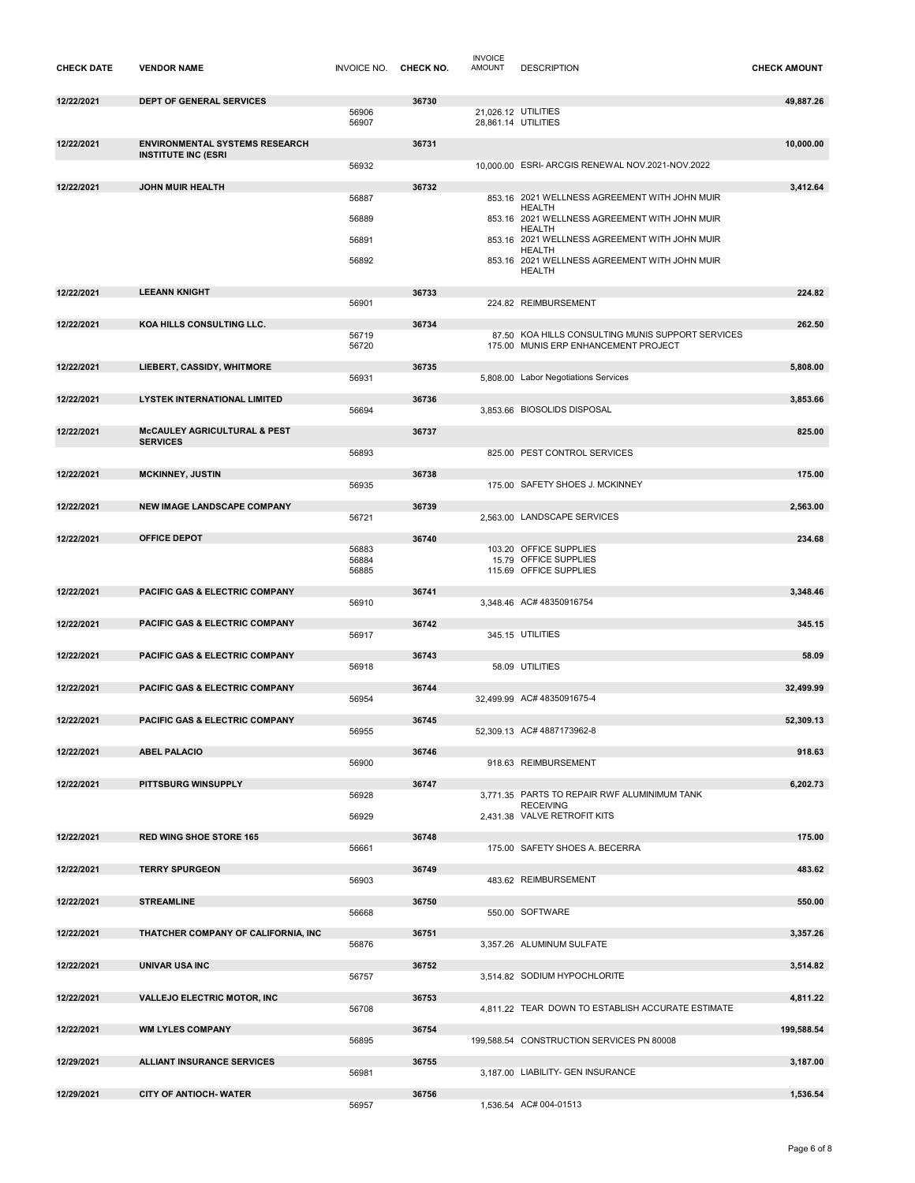| CHECK DATE | VENDOR NAME | INVOICE NO. | CHECK NO. | INVOICE AMOUNT | DESCRIPTION | CHECK AMOUNT |
|---|---|---|---|---|---|---|
| 12/22/2021 | DEPT OF GENERAL SERVICES | | 36730 | | | 49,887.26 |
| | | 56906 | | 21,026.12 | UTILITIES | |
| | | 56907 | | 28,861.14 | UTILITIES | |
| 12/22/2021 | ENVIRONMENTAL SYSTEMS RESEARCH INSTITUTE INC (ESRI | | 36731 | | | 10,000.00 |
| | | 56932 | | 10,000.00 | ESRI- ARCGIS RENEWAL NOV.2021-NOV.2022 | |
| 12/22/2021 | JOHN MUIR HEALTH | | 36732 | | | 3,412.64 |
| | | 56887 | | 853.16 | 2021 WELLNESS AGREEMENT WITH JOHN MUIR HEALTH | |
| | | 56889 | | 853.16 | 2021 WELLNESS AGREEMENT WITH JOHN MUIR HEALTH | |
| | | 56891 | | 853.16 | 2021 WELLNESS AGREEMENT WITH JOHN MUIR HEALTH | |
| | | 56892 | | 853.16 | 2021 WELLNESS AGREEMENT WITH JOHN MUIR HEALTH | |
| 12/22/2021 | LEEANN KNIGHT | | 36733 | | | 224.82 |
| | | 56901 | | 224.82 | REIMBURSEMENT | |
| 12/22/2021 | KOA HILLS CONSULTING LLC. | | 36734 | | | 262.50 |
| | | 56719 | | 87.50 | KOA HILLS CONSULTING MUNIS SUPPORT SERVICES | |
| | | 56720 | | 175.00 | MUNIS ERP ENHANCEMENT PROJECT | |
| 12/22/2021 | LIEBERT, CASSIDY, WHITMORE | | 36735 | | | 5,808.00 |
| | | 56931 | | 5,808.00 | Labor Negotiations Services | |
| 12/22/2021 | LYSTEK INTERNATIONAL LIMITED | | 36736 | | | 3,853.66 |
| | | 56694 | | 3,853.66 | BIOSOLIDS DISPOSAL | |
| 12/22/2021 | McCAULEY AGRICULTURAL & PEST SERVICES | | 36737 | | | 825.00 |
| | | 56893 | | 825.00 | PEST CONTROL SERVICES | |
| 12/22/2021 | MCKINNEY, JUSTIN | | 36738 | | | 175.00 |
| | | 56935 | | 175.00 | SAFETY SHOES J. MCKINNEY | |
| 12/22/2021 | NEW IMAGE LANDSCAPE COMPANY | | 36739 | | | 2,563.00 |
| | | 56721 | | 2,563.00 | LANDSCAPE SERVICES | |
| 12/22/2021 | OFFICE DEPOT | | 36740 | | | 234.68 |
| | | 56883 | | 103.20 | OFFICE SUPPLIES | |
| | | 56884 | | 15.79 | OFFICE SUPPLIES | |
| | | 56885 | | 115.69 | OFFICE SUPPLIES | |
| 12/22/2021 | PACIFIC GAS & ELECTRIC COMPANY | | 36741 | | | 3,348.46 |
| | | 56910 | | 3,348.46 | AC# 48350916754 | |
| 12/22/2021 | PACIFIC GAS & ELECTRIC COMPANY | | 36742 | | | 345.15 |
| | | 56917 | | 345.15 | UTILITIES | |
| 12/22/2021 | PACIFIC GAS & ELECTRIC COMPANY | | 36743 | | | 58.09 |
| | | 56918 | | 58.09 | UTILITIES | |
| 12/22/2021 | PACIFIC GAS & ELECTRIC COMPANY | | 36744 | | | 32,499.99 |
| | | 56954 | | 32,499.99 | AC# 4835091675-4 | |
| 12/22/2021 | PACIFIC GAS & ELECTRIC COMPANY | | 36745 | | | 52,309.13 |
| | | 56955 | | 52,309.13 | AC# 4887173962-8 | |
| 12/22/2021 | ABEL PALACIO | | 36746 | | | 918.63 |
| | | 56900 | | 918.63 | REIMBURSEMENT | |
| 12/22/2021 | PITTSBURG WINSUPPLY | | 36747 | | | 6,202.73 |
| | | 56928 | | 3,771.35 | PARTS TO REPAIR RWF ALUMINIMUM TANK RECEIVING | |
| | | 56929 | | 2,431.38 | VALVE RETROFIT KITS | |
| 12/22/2021 | RED WING SHOE STORE 165 | | 36748 | | | 175.00 |
| | | 56661 | | 175.00 | SAFETY SHOES A. BECERRA | |
| 12/22/2021 | TERRY SPURGEON | | 36749 | | | 483.62 |
| | | 56903 | | 483.62 | REIMBURSEMENT | |
| 12/22/2021 | STREAMLINE | | 36750 | | | 550.00 |
| | | 56668 | | 550.00 | SOFTWARE | |
| 12/22/2021 | THATCHER COMPANY OF CALIFORNIA, INC | | 36751 | | | 3,357.26 |
| | | 56876 | | 3,357.26 | ALUMINUM SULFATE | |
| 12/22/2021 | UNIVAR USA INC | | 36752 | | | 3,514.82 |
| | | 56757 | | 3,514.82 | SODIUM HYPOCHLORITE | |
| 12/22/2021 | VALLEJO ELECTRIC MOTOR, INC | | 36753 | | | 4,811.22 |
| | | 56708 | | 4,811.22 | TEAR DOWN TO ESTABLISH ACCURATE ESTIMATE | |
| 12/22/2021 | WM LYLES COMPANY | | 36754 | | | 199,588.54 |
| | | 56895 | | 199,588.54 | CONSTRUCTION SERVICES PN 80008 | |
| 12/29/2021 | ALLIANT INSURANCE SERVICES | | 36755 | | | 3,187.00 |
| | | 56981 | | 3,187.00 | LIABILITY- GEN INSURANCE | |
| 12/29/2021 | CITY OF ANTIOCH- WATER | | 36756 | | | 1,536.54 |
| | | 56957 | | 1,536.54 | AC# 004-01513 | |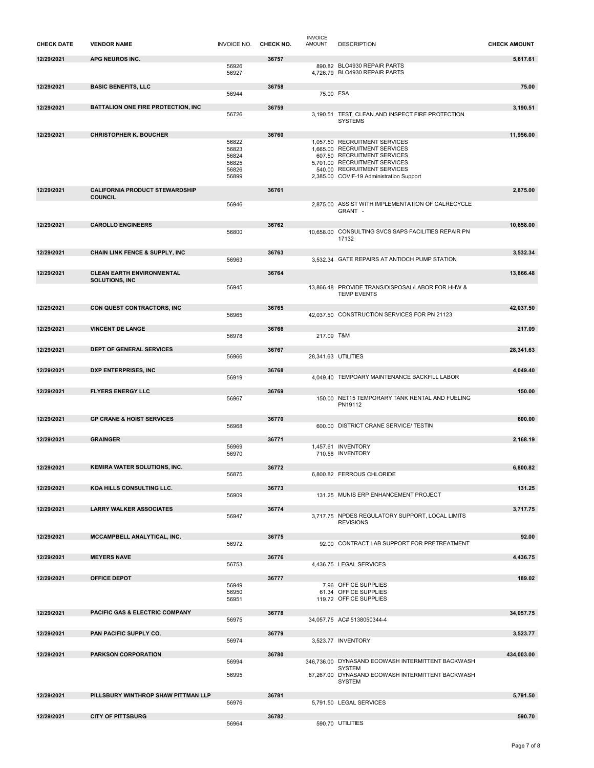| CHECK DATE | VENDOR NAME | INVOICE NO. | CHECK NO. | INVOICE AMOUNT | DESCRIPTION | CHECK AMOUNT |
|---|---|---|---|---|---|---|
| 12/29/2021 | APG NEUROS INC. | | 36757 | | | 5,617.61 |
| | | 56926 | | 890.82 | BLO4930 REPAIR PARTS | |
| | | 56927 | | 4,726.79 | BLO4930 REPAIR PARTS | |
| 12/29/2021 | BASIC BENEFITS, LLC | | 36758 | | | 75.00 |
| | | 56944 | | 75.00 | FSA | |
| 12/29/2021 | BATTALION ONE FIRE PROTECTION, INC | | 36759 | | | 3,190.51 |
| | | 56726 | | 3,190.51 | TEST, CLEAN AND INSPECT FIRE PROTECTION SYSTEMS | |
| 12/29/2021 | CHRISTOPHER K. BOUCHER | | 36760 | | | 11,956.00 |
| | | 56822 | | 1,057.50 | RECRUITMENT SERVICES | |
| | | 56823 | | 1,665.00 | RECRUITMENT SERVICES | |
| | | 56824 | | 607.50 | RECRUITMENT SERVICES | |
| | | 56825 | | 5,701.00 | RECRUITMENT SERVICES | |
| | | 56826 | | 540.00 | RECRUITMENT SERVICES | |
| | | 56899 | | 2,385.00 | COVIF-19 Administration Support | |
| 12/29/2021 | CALIFORNIA PRODUCT STEWARDSHIP COUNCIL | | 36761 | | | 2,875.00 |
| | | 56946 | | 2,875.00 | ASSIST WITH IMPLEMENTATION OF CALRECYCLE GRANT - | |
| 12/29/2021 | CAROLLO ENGINEERS | | 36762 | | | 10,658.00 |
| | | 56800 | | 10,658.00 | CONSULTING SVCS SAPS FACILITIES REPAIR PN 17132 | |
| 12/29/2021 | CHAIN LINK FENCE & SUPPLY, INC | | 36763 | | | 3,532.34 |
| | | 56963 | | 3,532.34 | GATE REPAIRS AT ANTIOCH PUMP STATION | |
| 12/29/2021 | CLEAN EARTH ENVIRONMENTAL SOLUTIONS, INC | | 36764 | | | 13,866.48 |
| | | 56945 | | 13,866.48 | PROVIDE TRANS/DISPOSAL/LABOR FOR HHW & TEMP EVENTS | |
| 12/29/2021 | CON QUEST CONTRACTORS, INC | | 36765 | | | 42,037.50 |
| | | 56965 | | 42,037.50 | CONSTRUCTION SERVICES FOR PN 21123 | |
| 12/29/2021 | VINCENT DE LANGE | | 36766 | | | 217.09 |
| | | 56978 | | 217.09 | T&M | |
| 12/29/2021 | DEPT OF GENERAL SERVICES | | 36767 | | | 28,341.63 |
| | | 56966 | | 28,341.63 | UTILITIES | |
| 12/29/2021 | DXP ENTERPRISES, INC | | 36768 | | | 4,049.40 |
| | | 56919 | | 4,049.40 | TEMPOARY MAINTENANCE BACKFILL LABOR | |
| 12/29/2021 | FLYERS ENERGY LLC | | 36769 | | | 150.00 |
| | | 56967 | | 150.00 | NET15 TEMPORARY TANK RENTAL AND FUELING PN19112 | |
| 12/29/2021 | GP CRANE & HOIST SERVICES | | 36770 | | | 600.00 |
| | | 56968 | | 600.00 | DISTRICT CRANE SERVICE/ TESTIN | |
| 12/29/2021 | GRAINGER | | 36771 | | | 2,168.19 |
| | | 56969 | | 1,457.61 | INVENTORY | |
| | | 56970 | | 710.58 | INVENTORY | |
| 12/29/2021 | KEMIRA WATER SOLUTIONS, INC. | | 36772 | | | 6,800.82 |
| | | 56875 | | 6,800.82 | FERROUS CHLORIDE | |
| 12/29/2021 | KOA HILLS CONSULTING LLC. | | 36773 | | | 131.25 |
| | | 56909 | | 131.25 | MUNIS ERP ENHANCEMENT PROJECT | |
| 12/29/2021 | LARRY WALKER ASSOCIATES | | 36774 | | | 3,717.75 |
| | | 56947 | | 3,717.75 | NPDES REGULATORY SUPPORT, LOCAL LIMITS REVISIONS | |
| 12/29/2021 | MCCAMPBELL ANALYTICAL, INC. | | 36775 | | | 92.00 |
| | | 56972 | | 92.00 | CONTRACT LAB SUPPORT FOR PRETREATMENT | |
| 12/29/2021 | MEYERS NAVE | | 36776 | | | 4,436.75 |
| | | 56753 | | 4,436.75 | LEGAL SERVICES | |
| 12/29/2021 | OFFICE DEPOT | | 36777 | | | 189.02 |
| | | 56949 | | 7.96 | OFFICE SUPPLIES | |
| | | 56950 | | 61.34 | OFFICE SUPPLIES | |
| | | 56951 | | 119.72 | OFFICE SUPPLIES | |
| 12/29/2021 | PACIFIC GAS & ELECTRIC COMPANY | | 36778 | | | 34,057.75 |
| | | 56975 | | 34,057.75 | AC# 5138050344-4 | |
| 12/29/2021 | PAN PACIFIC SUPPLY CO. | | 36779 | | | 3,523.77 |
| | | 56974 | | 3,523.77 | INVENTORY | |
| 12/29/2021 | PARKSON CORPORATION | | 36780 | | | 434,003.00 |
| | | 56994 | | 346,736.00 | DYNASAND ECOWASH INTERMITTENT BACKWASH SYSTEM | |
| | | 56995 | | 87,267.00 | DYNASAND ECOWASH INTERMITTENT BACKWASH SYSTEM | |
| 12/29/2021 | PILLSBURY WINTHROP SHAW PITTMAN LLP | | 36781 | | | 5,791.50 |
| | | 56976 | | 5,791.50 | LEGAL SERVICES | |
| 12/29/2021 | CITY OF PITTSBURG | | 36782 | | | 590.70 |
| | | 56964 | | 590.70 | UTILITIES | |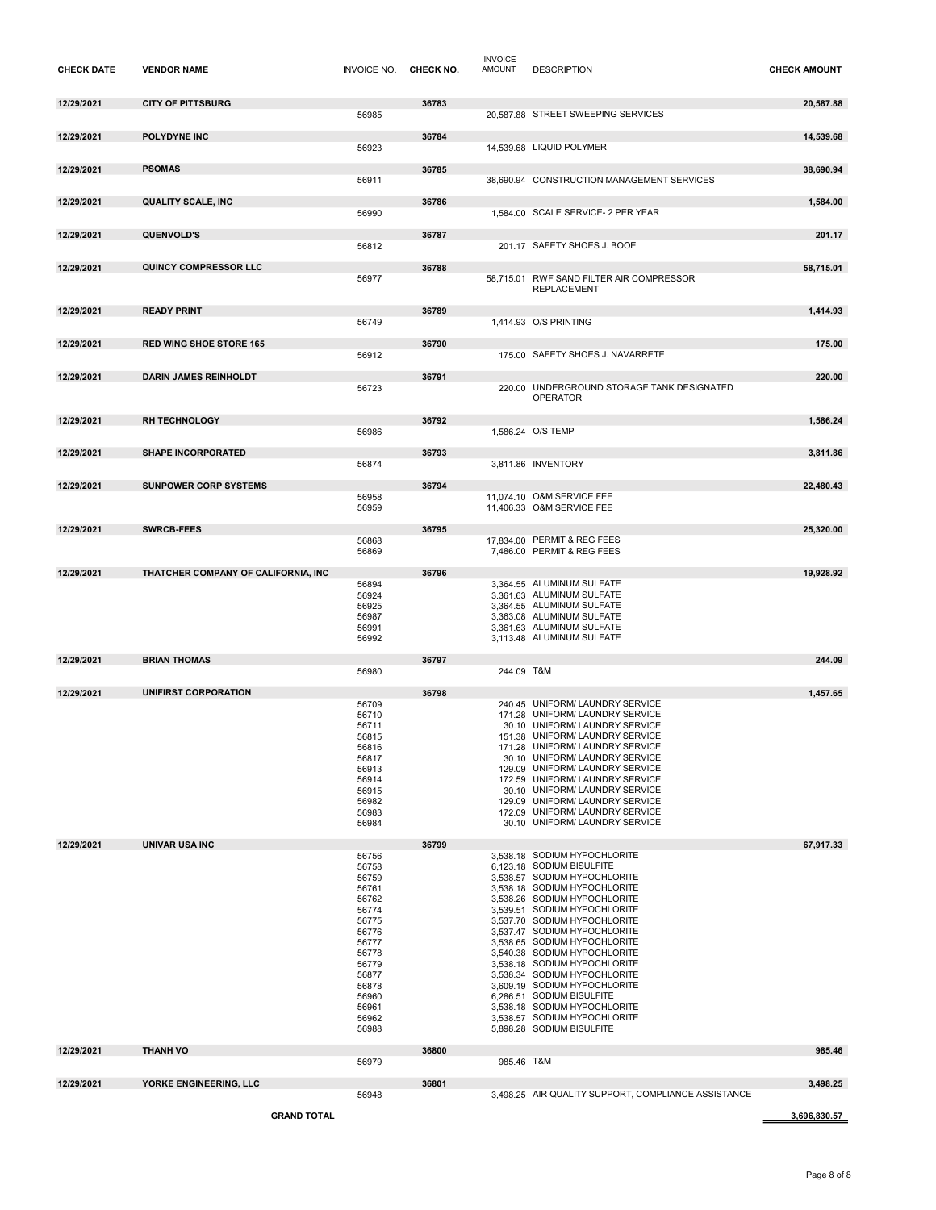| CHECK DATE | VENDOR NAME | INVOICE NO. | CHECK NO. | INVOICE AMOUNT | DESCRIPTION | CHECK AMOUNT |
|---|---|---|---|---|---|---|
| 12/29/2021 | CITY OF PITTSBURG | | 36783 | | | 20,587.88 |
| | | 56985 | | 20,587.88 | STREET SWEEPING SERVICES | |
| 12/29/2021 | POLYDYNE INC | | 36784 | | | 14,539.68 |
| | | 56923 | | 14,539.68 | LIQUID POLYMER | |
| 12/29/2021 | PSOMAS | | 36785 | | | 38,690.94 |
| | | 56911 | | 38,690.94 | CONSTRUCTION MANAGEMENT SERVICES | |
| 12/29/2021 | QUALITY SCALE, INC | | 36786 | | | 1,584.00 |
| | | 56990 | | 1,584.00 | SCALE SERVICE- 2 PER YEAR | |
| 12/29/2021 | QUENVOLD'S | | 36787 | | | 201.17 |
| | | 56812 | | 201.17 | SAFETY SHOES J. BOOE | |
| 12/29/2021 | QUINCY COMPRESSOR LLC | | 36788 | | | 58,715.01 |
| | | 56977 | | 58,715.01 | RWF SAND FILTER AIR COMPRESSOR REPLACEMENT | |
| 12/29/2021 | READY PRINT | | 36789 | | | 1,414.93 |
| | | 56749 | | 1,414.93 | O/S PRINTING | |
| 12/29/2021 | RED WING SHOE STORE 165 | | 36790 | | | 175.00 |
| | | 56912 | | 175.00 | SAFETY SHOES J. NAVARRETE | |
| 12/29/2021 | DARIN JAMES REINHOLDT | | 36791 | | | 220.00 |
| | | 56723 | | 220.00 | UNDERGROUND STORAGE TANK DESIGNATED OPERATOR | |
| 12/29/2021 | RH TECHNOLOGY | | 36792 | | | 1,586.24 |
| | | 56986 | | 1,586.24 | O/S TEMP | |
| 12/29/2021 | SHAPE INCORPORATED | | 36793 | | | 3,811.86 |
| | | 56874 | | 3,811.86 | INVENTORY | |
| 12/29/2021 | SUNPOWER CORP SYSTEMS | | 36794 | | | 22,480.43 |
| | | 56958 | | 11,074.10 | O&M SERVICE FEE | |
| | | 56959 | | 11,406.33 | O&M SERVICE FEE | |
| 12/29/2021 | SWRCB-FEES | | 36795 | | | 25,320.00 |
| | | 56868 | | 17,834.00 | PERMIT & REG FEES | |
| | | 56869 | | 7,486.00 | PERMIT & REG FEES | |
| 12/29/2021 | THATCHER COMPANY OF CALIFORNIA, INC | | 36796 | | | 19,928.92 |
| | | 56894 | | 3,364.55 | ALUMINUM SULFATE | |
| | | 56924 | | 3,361.63 | ALUMINUM SULFATE | |
| | | 56925 | | 3,364.55 | ALUMINUM SULFATE | |
| | | 56987 | | 3,363.08 | ALUMINUM SULFATE | |
| | | 56991 | | 3,361.63 | ALUMINUM SULFATE | |
| | | 56992 | | 3,113.48 | ALUMINUM SULFATE | |
| 12/29/2021 | BRIAN THOMAS | | 36797 | | | 244.09 |
| | | 56980 | | 244.09 | T&M | |
| 12/29/2021 | UNIFIRST CORPORATION | | 36798 | | | 1,457.65 |
| | | 56709 | | 240.45 | UNIFORM/ LAUNDRY SERVICE | |
| | | 56710 | | 171.28 | UNIFORM/ LAUNDRY SERVICE | |
| | | 56711 | | 30.10 | UNIFORM/ LAUNDRY SERVICE | |
| | | 56815 | | 151.38 | UNIFORM/ LAUNDRY SERVICE | |
| | | 56816 | | 171.28 | UNIFORM/ LAUNDRY SERVICE | |
| | | 56817 | | 30.10 | UNIFORM/ LAUNDRY SERVICE | |
| | | 56913 | | 129.09 | UNIFORM/ LAUNDRY SERVICE | |
| | | 56914 | | 172.59 | UNIFORM/ LAUNDRY SERVICE | |
| | | 56915 | | 30.10 | UNIFORM/ LAUNDRY SERVICE | |
| | | 56982 | | 129.09 | UNIFORM/ LAUNDRY SERVICE | |
| | | 56983 | | 172.09 | UNIFORM/ LAUNDRY SERVICE | |
| | | 56984 | | 30.10 | UNIFORM/ LAUNDRY SERVICE | |
| 12/29/2021 | UNIVAR USA INC | | 36799 | | | 67,917.33 |
| | | 56756 | | 3,538.18 | SODIUM HYPOCHLORITE | |
| | | 56758 | | 6,123.18 | SODIUM BISULFITE | |
| | | 56759 | | 3,538.57 | SODIUM HYPOCHLORITE | |
| | | 56761 | | 3,538.18 | SODIUM HYPOCHLORITE | |
| | | 56762 | | 3,538.26 | SODIUM HYPOCHLORITE | |
| | | 56774 | | 3,539.51 | SODIUM HYPOCHLORITE | |
| | | 56775 | | 3,537.70 | SODIUM HYPOCHLORITE | |
| | | 56776 | | 3,537.47 | SODIUM HYPOCHLORITE | |
| | | 56777 | | 3,538.65 | SODIUM HYPOCHLORITE | |
| | | 56778 | | 3,540.38 | SODIUM HYPOCHLORITE | |
| | | 56779 | | 3,538.18 | SODIUM HYPOCHLORITE | |
| | | 56877 | | 3,538.34 | SODIUM HYPOCHLORITE | |
| | | 56878 | | 3,609.19 | SODIUM HYPOCHLORITE | |
| | | 56960 | | 6,286.51 | SODIUM BISULFITE | |
| | | 56961 | | 3,538.18 | SODIUM HYPOCHLORITE | |
| | | 56962 | | 3,538.57 | SODIUM HYPOCHLORITE | |
| | | 56988 | | 5,898.28 | SODIUM BISULFITE | |
| 12/29/2021 | THANH VO | | 36800 | | | 985.46 |
| | | 56979 | | 985.46 | T&M | |
| 12/29/2021 | YORKE ENGINEERING, LLC | | 36801 | | | 3,498.25 |
| | | 56948 | | 3,498.25 | AIR QUALITY SUPPORT, COMPLIANCE ASSISTANCE | |
| | **GRAND TOTAL** | | | | | 3,696,830.57 |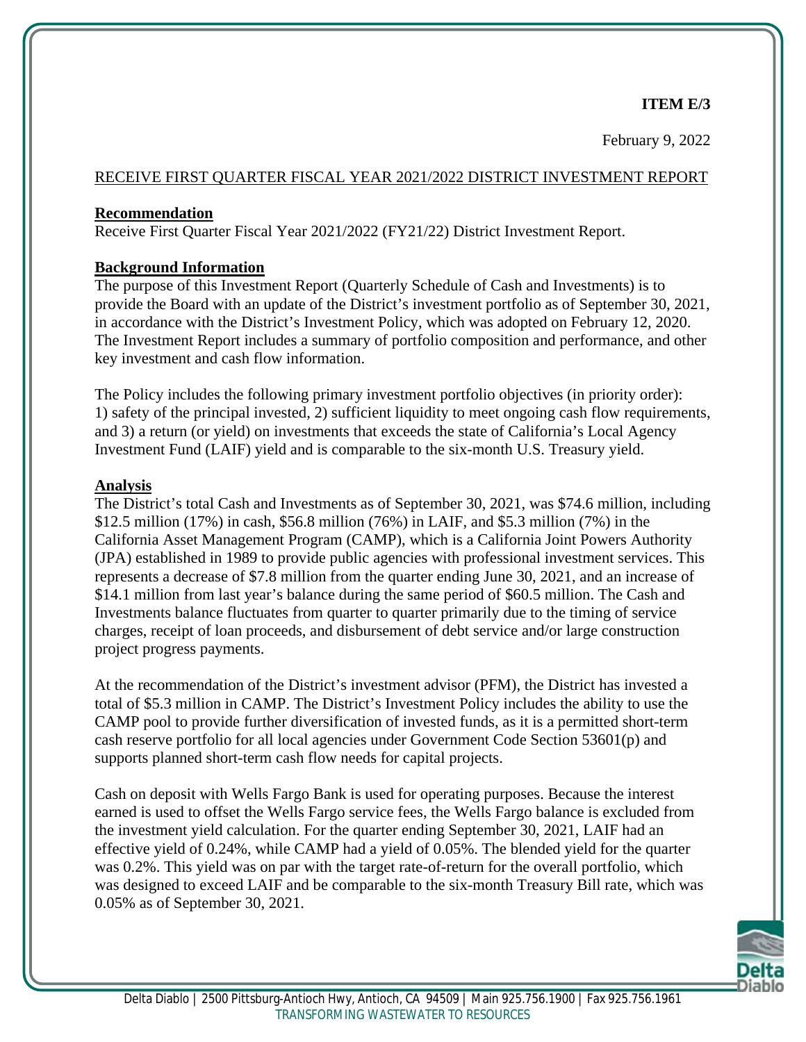**ITEM E/3**

February 9, 2022

RECEIVE FIRST QUARTER FISCAL YEAR 2021/2022 DISTRICT INVESTMENT REPORT

**Recommendation**

Receive First Quarter Fiscal Year 2021/2022 (FY21/22) District Investment Report.

**Background Information**

The purpose of this Investment Report (Quarterly Schedule of Cash and Investments) is to provide the Board with an update of the District's investment portfolio as of September 30, 2021, in accordance with the District's Investment Policy, which was adopted on February 12, 2020. The Investment Report includes a summary of portfolio composition and performance, and other key investment and cash flow information.

The Policy includes the following primary investment portfolio objectives (in priority order): 1) safety of the principal invested, 2) sufficient liquidity to meet ongoing cash flow requirements, and 3) a return (or yield) on investments that exceeds the state of California's Local Agency Investment Fund (LAIF) yield and is comparable to the six-month U.S. Treasury yield.

**Analysis**

The District's total Cash and Investments as of September 30, 2021, was $74.6 million, including $12.5 million (17%) in cash, $56.8 million (76%) in LAIF, and $5.3 million (7%) in the California Asset Management Program (CAMP), which is a California Joint Powers Authority (JPA) established in 1989 to provide public agencies with professional investment services. This represents a decrease of $7.8 million from the quarter ending June 30, 2021, and an increase of $14.1 million from last year's balance during the same period of $60.5 million. The Cash and Investments balance fluctuates from quarter to quarter primarily due to the timing of service charges, receipt of loan proceeds, and disbursement of debt service and/or large construction project progress payments.

At the recommendation of the District's investment advisor (PFM), the District has invested a total of $5.3 million in CAMP. The District's Investment Policy includes the ability to use the CAMP pool to provide further diversification of invested funds, as it is a permitted short-term cash reserve portfolio for all local agencies under Government Code Section 53601(p) and supports planned short-term cash flow needs for capital projects.

Cash on deposit with Wells Fargo Bank is used for operating purposes. Because the interest earned is used to offset the Wells Fargo service fees, the Wells Fargo balance is excluded from the investment yield calculation. For the quarter ending September 30, 2021, LAIF had an effective yield of 0.24%, while CAMP had a yield of 0.05%. The blended yield for the quarter was 0.2%. This yield was on par with the target rate-of-return for the overall portfolio, which was designed to exceed LAIF and be comparable to the six-month Treasury Bill rate, which was 0.05% as of September 30, 2021.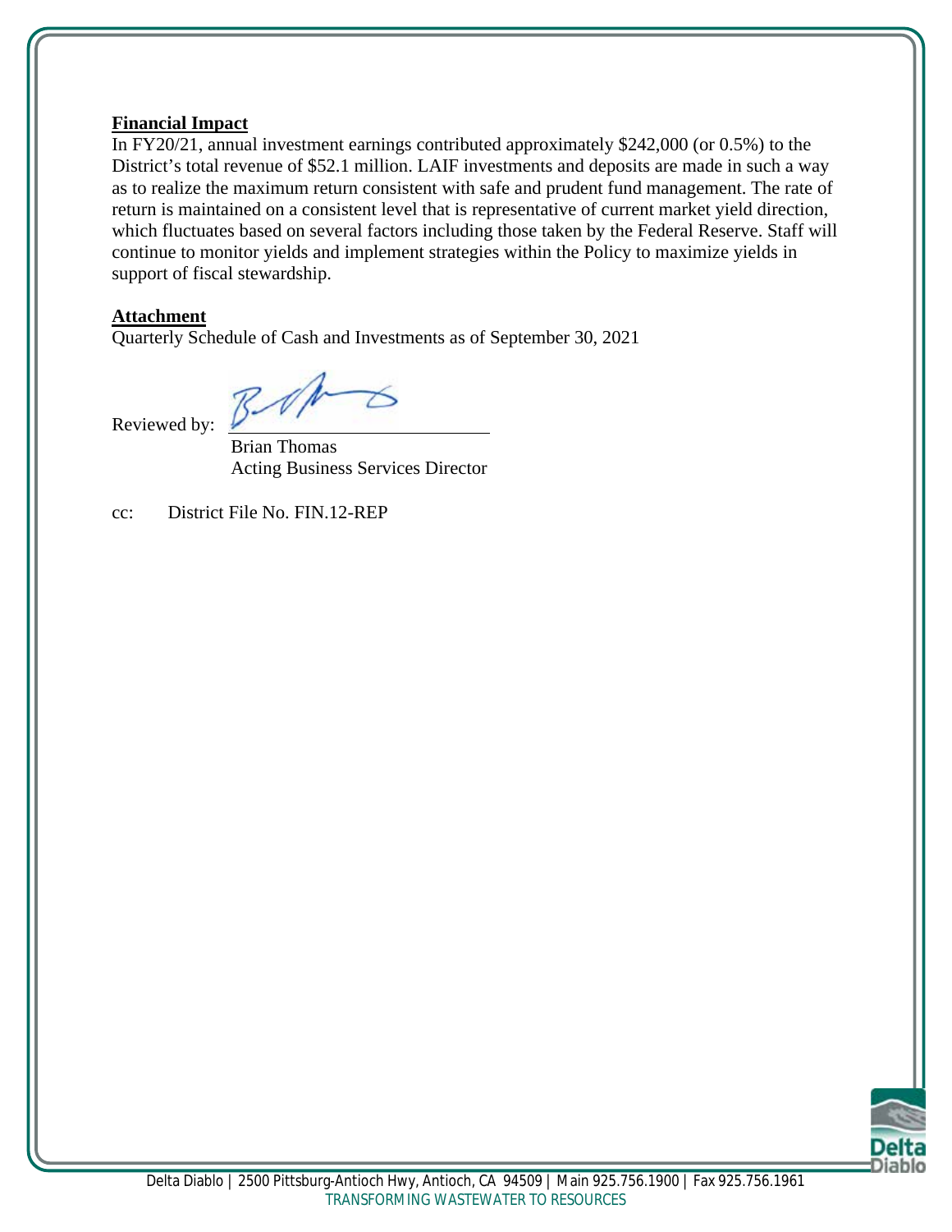**Financial Impact**

In FY20/21, annual investment earnings contributed approximately $242,000 (or 0.5%) to the District's total revenue of $52.1 million. LAIF investments and deposits are made in such a way as to realize the maximum return consistent with safe and prudent fund management. The rate of return is maintained on a consistent level that is representative of current market yield direction, which fluctuates based on several factors including those taken by the Federal Reserve. Staff will continue to monitor yields and implement strategies within the Policy to maximize yields in support of fiscal stewardship.

**Attachment**

Quarterly Schedule of Cash and Investments as of September 30, 2021

Reviewed by: ______________________

Brian Thomas
Acting Business Services Director

cc: District File No. FIN.12-REP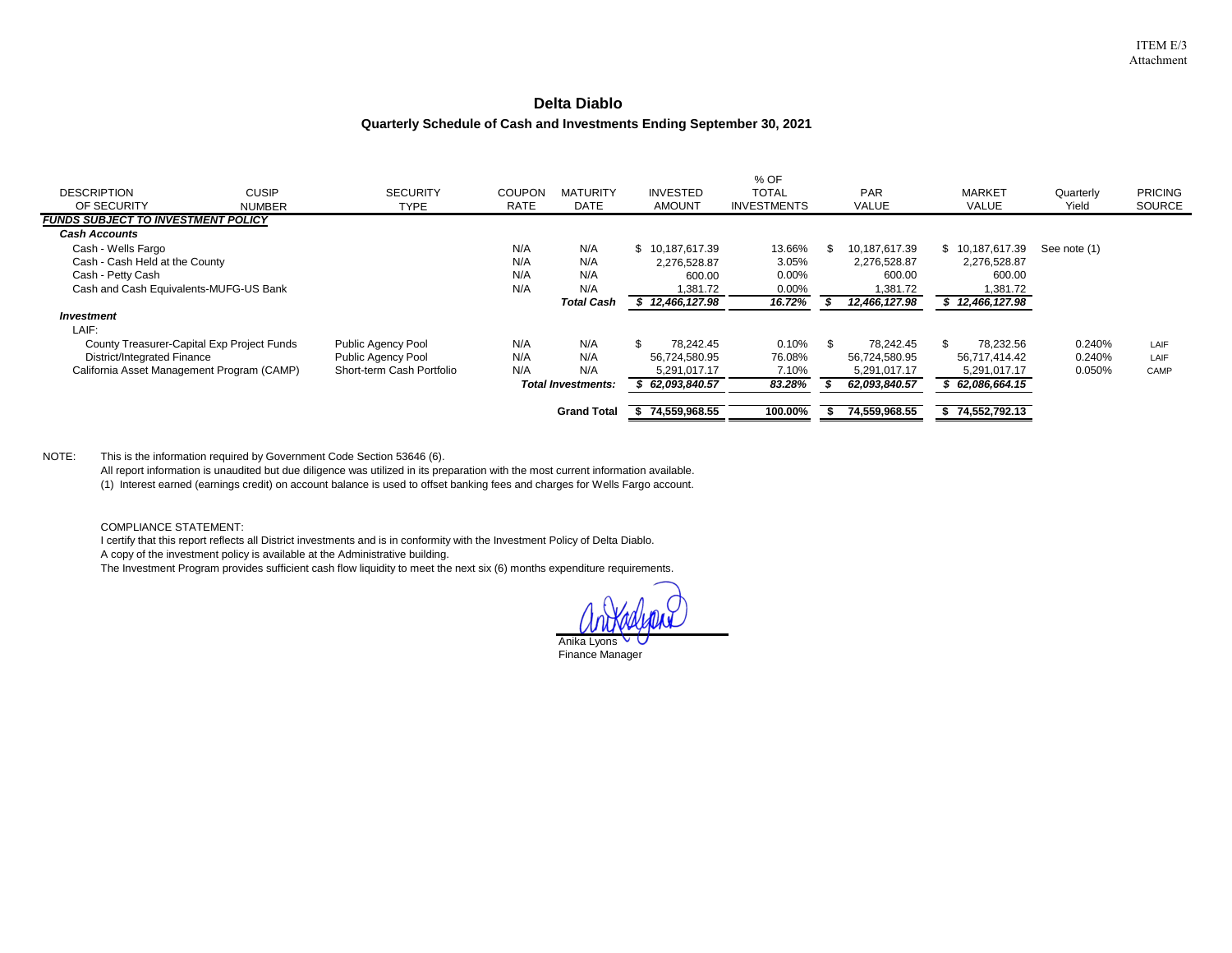ITEM E/3
Attachment

# Delta Diablo

## Quarterly Schedule of Cash and Investments Ending September 30, 2021

| DESCRIPTION OF SECURITY | CUSIP NUMBER | SECURITY TYPE | COUPON RATE | MATURITY DATE | INVESTED AMOUNT | % OF TOTAL INVESTMENTS | PAR VALUE | MARKET VALUE | Quarterly Yield | PRICING SOURCE |
|---|---|---|---|---|---|---|---|---|---|---|
| ***FUNDS SUBJECT TO INVESTMENT POLICY*** | | | | | | | | | | |
| ***Cash Accounts*** | | | | | | | | | | |
| Cash - Wells Fargo | | | N/A | N/A | $ 10,187,617.39 | 13.66% | $ 10,187,617.39 | $ 10,187,617.39 | See note (1) | |
| Cash - Cash Held at the County | | | N/A | N/A | 2,276,528.87 | 3.05% | 2,276,528.87 | 2,276,528.87 | | |
| Cash - Petty Cash | | | N/A | N/A | 600.00 | 0.00% | 600.00 | 600.00 | | |
| Cash and Cash Equivalents-MUFG-US Bank | | | N/A | N/A | 1,381.72 | 0.00% | 1,381.72 | 1,381.72 | | |
| | | | | ***Total Cash*** | ***$ 12,466,127.98*** | ***16.72%*** | ***$ 12,466,127.98*** | ***$ 12,466,127.98*** | | |
| ***Investment*** | | | | | | | | | | |
| LAIF: | | | | | | | | | | |
| County Treasurer-Capital Exp Project Funds | | Public Agency Pool | N/A | N/A | $ 78,242.45 | 0.10% | $ 78,242.45 | $ 78,232.56 | 0.240% | LAIF |
| District/Integrated Finance | | Public Agency Pool | N/A | N/A | 56,724,580.95 | 76.08% | 56,724,580.95 | 56,717,414.42 | 0.240% | LAIF |
| California Asset Management Program (CAMP) | | Short-term Cash Portfolio | N/A | N/A | 5,291,017.17 | 7.10% | 5,291,017.17 | 5,291,017.17 | 0.050% | CAMP |
| | | | | ***Total Investments:*** | ***$ 62,093,840.57*** | ***83.28%*** | ***$ 62,093,840.57*** | ***$ 62,086,664.15*** | | |
| | | | | **Grand Total** | **$ 74,559,968.55** | **100.00%** | **$ 74,559,968.55** | **$ 74,552,792.13** | | |

NOTE: This is the information required by Government Code Section 53646 (6).
All report information is unaudited but due diligence was utilized in its preparation with the most current information available.
(1) Interest earned (earnings credit) on account balance is used to offset banking fees and charges for Wells Fargo account.

COMPLIANCE STATEMENT:
I certify that this report reflects all District investments and is in conformity with the Investment Policy of Delta Diablo.
A copy of the investment policy is available at the Administrative building.
The Investment Program provides sufficient cash flow liquidity to meet the next six (6) months expenditure requirements.

Anika Lyons
Finance Manager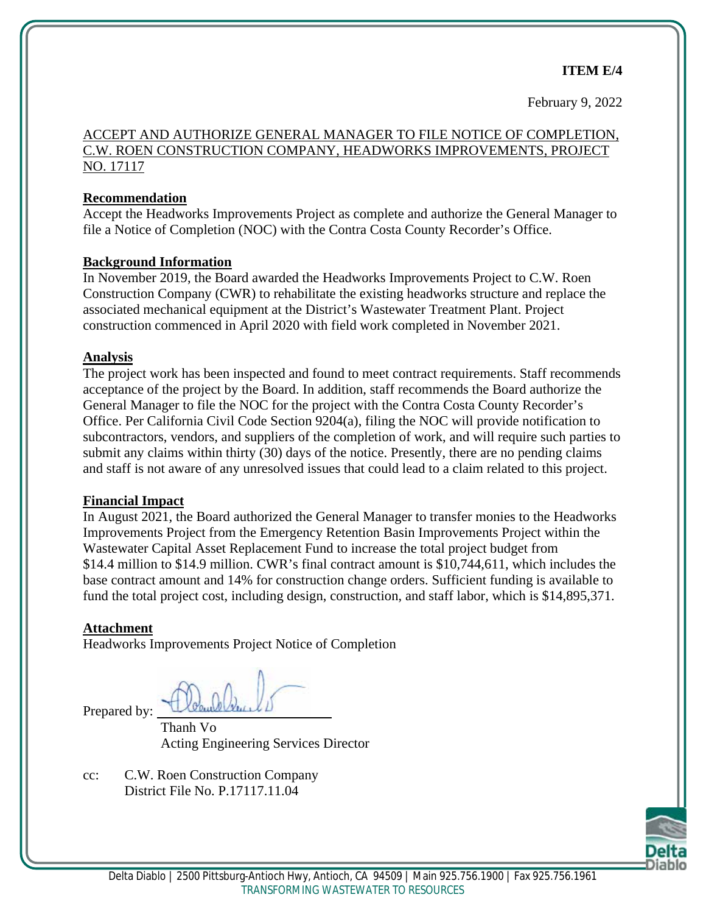**ITEM E/4**

February 9, 2022

ACCEPT AND AUTHORIZE GENERAL MANAGER TO FILE NOTICE OF COMPLETION, C.W. ROEN CONSTRUCTION COMPANY, HEADWORKS IMPROVEMENTS, PROJECT NO. 17117

**Recommendation**

Accept the Headworks Improvements Project as complete and authorize the General Manager to file a Notice of Completion (NOC) with the Contra Costa County Recorder's Office.

**Background Information**

In November 2019, the Board awarded the Headworks Improvements Project to C.W. Roen Construction Company (CWR) to rehabilitate the existing headworks structure and replace the associated mechanical equipment at the District's Wastewater Treatment Plant. Project construction commenced in April 2020 with field work completed in November 2021.

**Analysis**

The project work has been inspected and found to meet contract requirements. Staff recommends acceptance of the project by the Board. In addition, staff recommends the Board authorize the General Manager to file the NOC for the project with the Contra Costa County Recorder's Office. Per California Civil Code Section 9204(a), filing the NOC will provide notification to subcontractors, vendors, and suppliers of the completion of work, and will require such parties to submit any claims within thirty (30) days of the notice. Presently, there are no pending claims and staff is not aware of any unresolved issues that could lead to a claim related to this project.

**Financial Impact**

In August 2021, the Board authorized the General Manager to transfer monies to the Headworks Improvements Project from the Emergency Retention Basin Improvements Project within the Wastewater Capital Asset Replacement Fund to increase the total project budget from $14.4 million to $14.9 million. CWR's final contract amount is $10,744,611, which includes the base contract amount and 14% for construction change orders. Sufficient funding is available to fund the total project cost, including design, construction, and staff labor, which is $14,895,371.

**Attachment**

Headworks Improvements Project Notice of Completion

Prepared by: ______________________
Thanh Vo
Acting Engineering Services Director

cc: C.W. Roen Construction Company
District File No. P.17117.11.04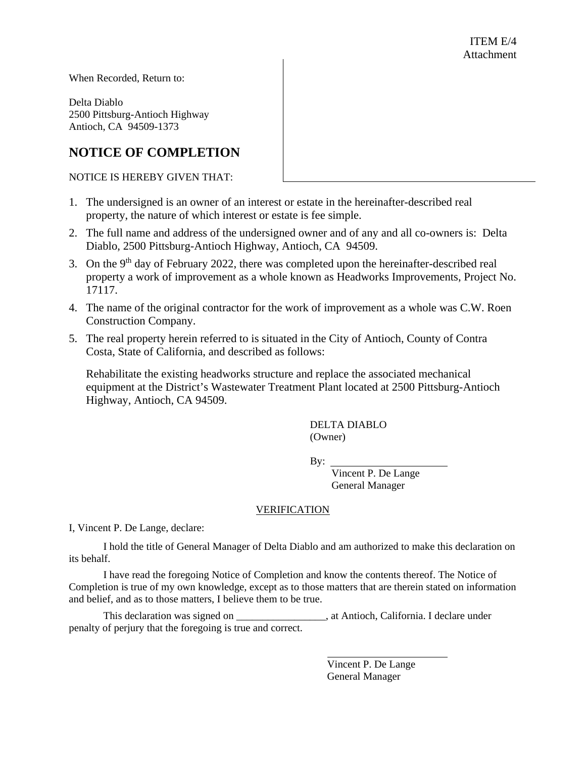ITEM E/4
Attachment

When Recorded, Return to:

Delta Diablo
2500 Pittsburg-Antioch Highway
Antioch, CA 94509-1373

# NOTICE OF COMPLETION

NOTICE IS HEREBY GIVEN THAT:

1. The undersigned is an owner of an interest or estate in the hereinafter-described real property, the nature of which interest or estate is fee simple.
2. The full name and address of the undersigned owner and of any and all co-owners is: Delta Diablo, 2500 Pittsburg-Antioch Highway, Antioch, CA 94509.
3. On the 9th day of February 2022, there was completed upon the hereinafter-described real property a work of improvement as a whole known as Headworks Improvements, Project No. 17117.
4. The name of the original contractor for the work of improvement as a whole was C.W. Roen Construction Company.
5. The real property herein referred to is situated in the City of Antioch, County of Contra Costa, State of California, and described as follows:

   Rehabilitate the existing headworks structure and replace the associated mechanical equipment at the District's Wastewater Treatment Plant located at 2500 Pittsburg-Antioch Highway, Antioch, CA 94509.

DELTA DIABLO
(Owner)

By: ______________________
Vincent P. De Lange
General Manager

## VERIFICATION

I, Vincent P. De Lange, declare:

I hold the title of General Manager of Delta Diablo and am authorized to make this declaration on its behalf.

I have read the foregoing Notice of Completion and know the contents thereof. The Notice of Completion is true of my own knowledge, except as to those matters that are therein stated on information and belief, and as to those matters, I believe them to be true.

This declaration was signed on _________________, at Antioch, California. I declare under penalty of perjury that the foregoing is true and correct.

______________________
Vincent P. De Lange
General Manager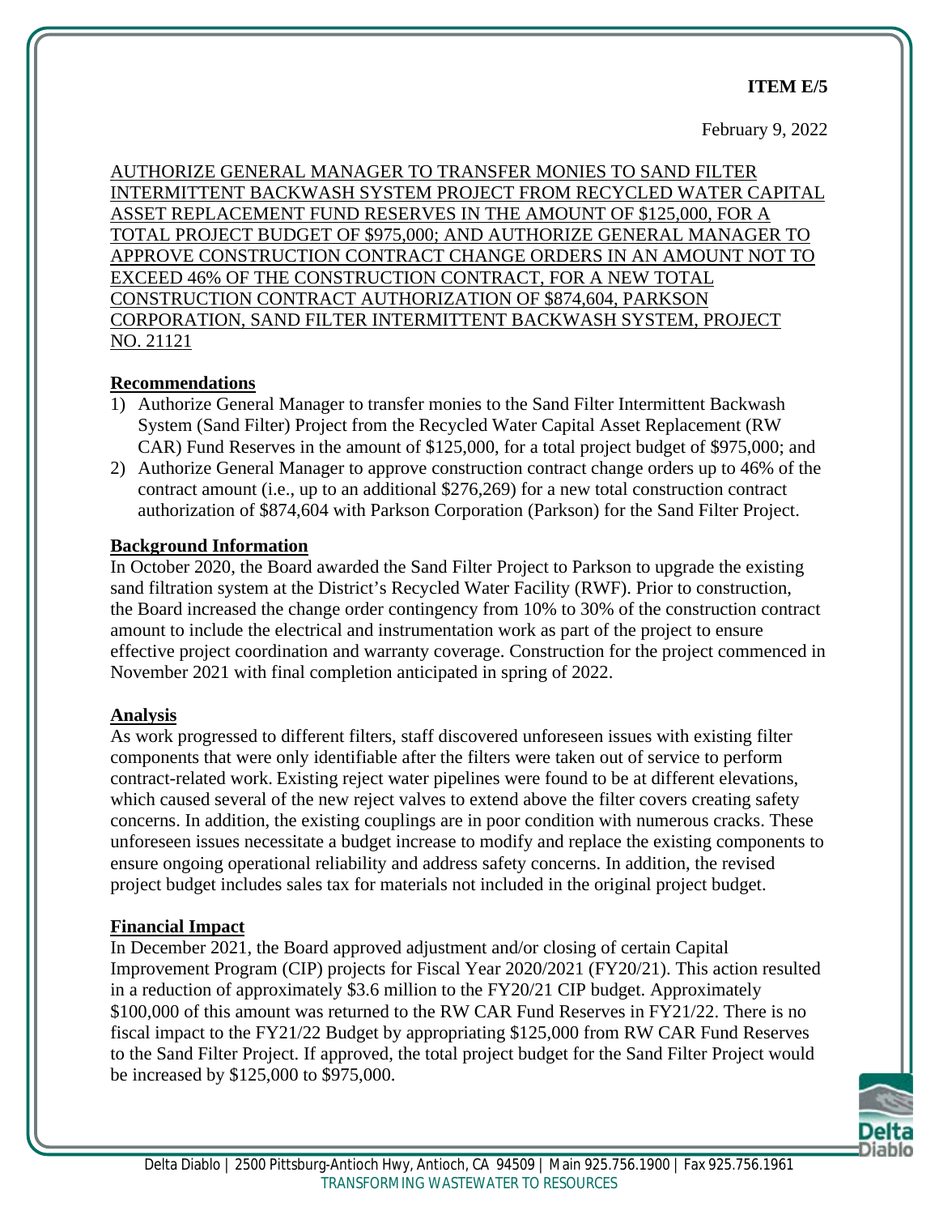**ITEM E/5**

February 9, 2022

AUTHORIZE GENERAL MANAGER TO TRANSFER MONIES TO SAND FILTER INTERMITTENT BACKWASH SYSTEM PROJECT FROM RECYCLED WATER CAPITAL ASSET REPLACEMENT FUND RESERVES IN THE AMOUNT OF $125,000, FOR A TOTAL PROJECT BUDGET OF $975,000; AND AUTHORIZE GENERAL MANAGER TO APPROVE CONSTRUCTION CONTRACT CHANGE ORDERS IN AN AMOUNT NOT TO EXCEED 46% OF THE CONSTRUCTION CONTRACT, FOR A NEW TOTAL CONSTRUCTION CONTRACT AUTHORIZATION OF $874,604, PARKSON CORPORATION, SAND FILTER INTERMITTENT BACKWASH SYSTEM, PROJECT NO. 21121

## Recommendations

1) Authorize General Manager to transfer monies to the Sand Filter Intermittent Backwash System (Sand Filter) Project from the Recycled Water Capital Asset Replacement (RW CAR) Fund Reserves in the amount of $125,000, for a total project budget of $975,000; and
2) Authorize General Manager to approve construction contract change orders up to 46% of the contract amount (i.e., up to an additional $276,269) for a new total construction contract authorization of $874,604 with Parkson Corporation (Parkson) for the Sand Filter Project.

## Background Information

In October 2020, the Board awarded the Sand Filter Project to Parkson to upgrade the existing sand filtration system at the District's Recycled Water Facility (RWF). Prior to construction, the Board increased the change order contingency from 10% to 30% of the construction contract amount to include the electrical and instrumentation work as part of the project to ensure effective project coordination and warranty coverage. Construction for the project commenced in November 2021 with final completion anticipated in spring of 2022.

## Analysis

As work progressed to different filters, staff discovered unforeseen issues with existing filter components that were only identifiable after the filters were taken out of service to perform contract-related work. Existing reject water pipelines were found to be at different elevations, which caused several of the new reject valves to extend above the filter covers creating safety concerns. In addition, the existing couplings are in poor condition with numerous cracks. These unforeseen issues necessitate a budget increase to modify and replace the existing components to ensure ongoing operational reliability and address safety concerns. In addition, the revised project budget includes sales tax for materials not included in the original project budget.

## Financial Impact

In December 2021, the Board approved adjustment and/or closing of certain Capital Improvement Program (CIP) projects for Fiscal Year 2020/2021 (FY20/21). This action resulted in a reduction of approximately $3.6 million to the FY20/21 CIP budget. Approximately $100,000 of this amount was returned to the RW CAR Fund Reserves in FY21/22. There is no fiscal impact to the FY21/22 Budget by appropriating $125,000 from RW CAR Fund Reserves to the Sand Filter Project. If approved, the total project budget for the Sand Filter Project would be increased by $125,000 to $975,000.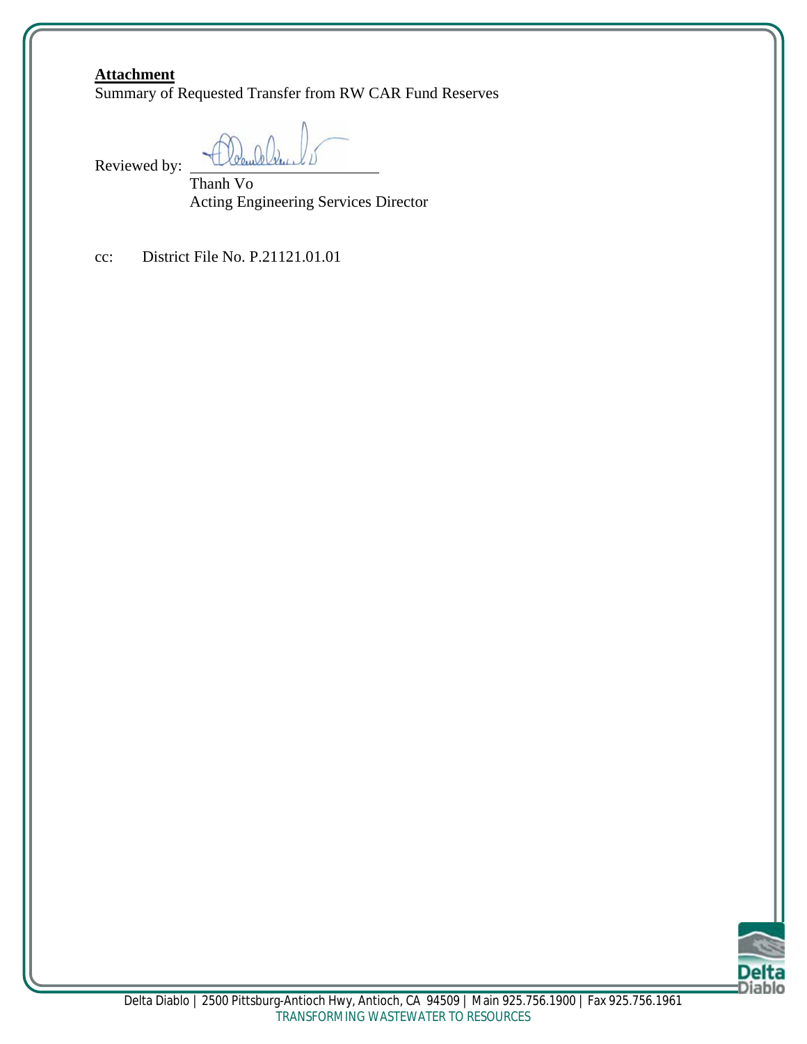**Attachment**

Summary of Requested Transfer from RW CAR Fund Reserves

Reviewed by: \_\_\_\_\_\_\_\_\_\_\_\_\_\_\_\_\_\_\_\_\_\_\_\_

Thanh Vo
Acting Engineering Services Director

cc: District File No. P.21121.01.01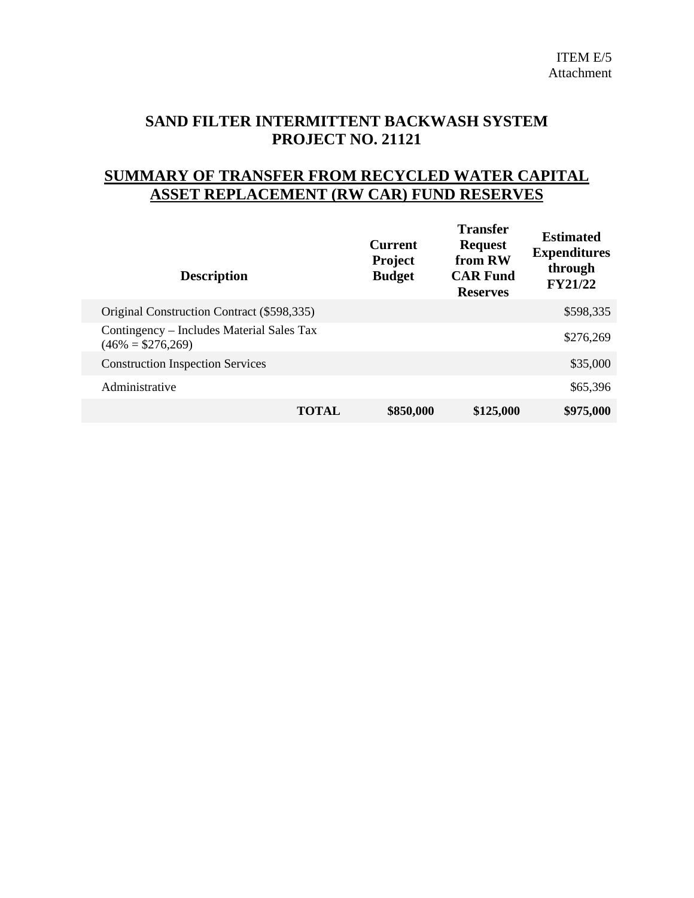ITEM E/5
Attachment

## SAND FILTER INTERMITTENT BACKWASH SYSTEM
## PROJECT NO. 21121

## SUMMARY OF TRANSFER FROM RECYCLED WATER CAPITAL ASSET REPLACEMENT (RW CAR) FUND RESERVES

| Description | Current Project Budget | Transfer Request from RW CAR Fund Reserves | Estimated Expenditures through FY21/22 |
|---|---|---|---|
| Original Construction Contract ($598,335) | | | $598,335 |
| Contingency – Includes Material Sales Tax (46% = $276,269) | | | $276,269 |
| Construction Inspection Services | | | $35,000 |
| Administrative | | | $65,396 |
| **TOTAL** | **$850,000** | **$125,000** | **$975,000** |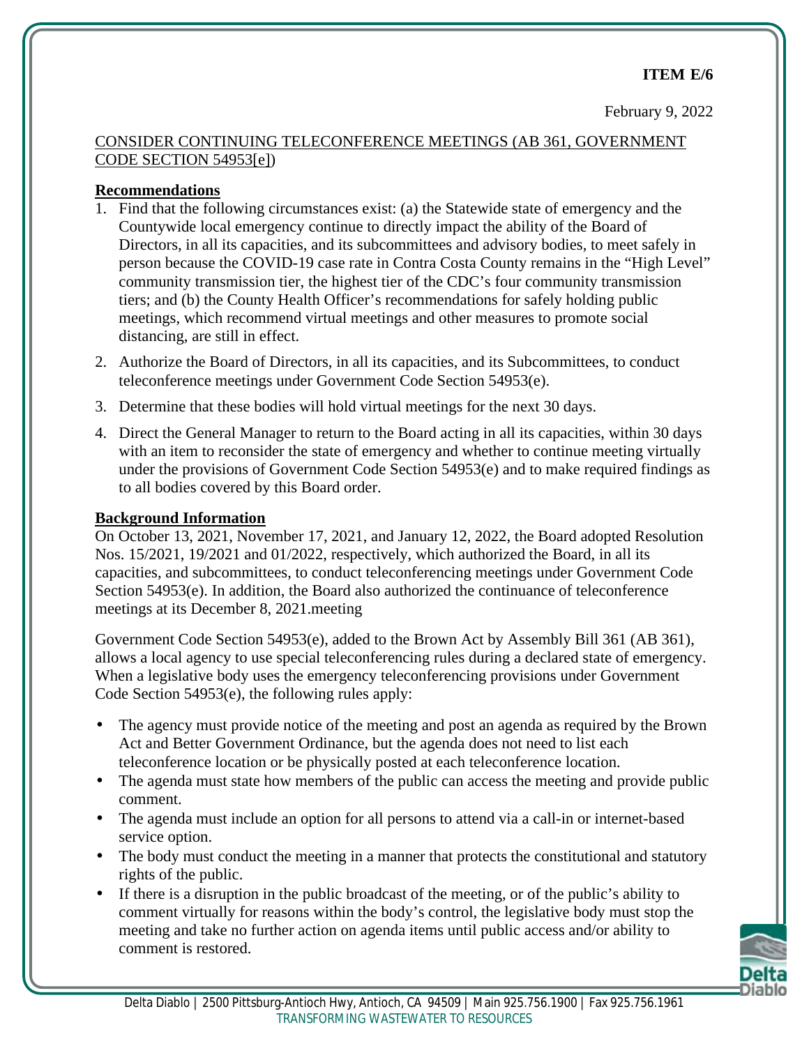**ITEM E/6**

February 9, 2022

CONSIDER CONTINUING TELECONFERENCE MEETINGS (AB 361, GOVERNMENT CODE SECTION 54953[e])

**Recommendations**

1. Find that the following circumstances exist: (a) the Statewide state of emergency and the Countywide local emergency continue to directly impact the ability of the Board of Directors, in all its capacities, and its subcommittees and advisory bodies, to meet safely in person because the COVID-19 case rate in Contra Costa County remains in the "High Level" community transmission tier, the highest tier of the CDC's four community transmission tiers; and (b) the County Health Officer's recommendations for safely holding public meetings, which recommend virtual meetings and other measures to promote social distancing, are still in effect.
2. Authorize the Board of Directors, in all its capacities, and its Subcommittees, to conduct teleconference meetings under Government Code Section 54953(e).
3. Determine that these bodies will hold virtual meetings for the next 30 days.
4. Direct the General Manager to return to the Board acting in all its capacities, within 30 days with an item to reconsider the state of emergency and whether to continue meeting virtually under the provisions of Government Code Section 54953(e) and to make required findings as to all bodies covered by this Board order.

**Background Information**

On October 13, 2021, November 17, 2021, and January 12, 2022, the Board adopted Resolution Nos. 15/2021, 19/2021 and 01/2022, respectively, which authorized the Board, in all its capacities, and subcommittees, to conduct teleconferencing meetings under Government Code Section 54953(e). In addition, the Board also authorized the continuance of teleconference meetings at its December 8, 2021.meeting

Government Code Section 54953(e), added to the Brown Act by Assembly Bill 361 (AB 361), allows a local agency to use special teleconferencing rules during a declared state of emergency. When a legislative body uses the emergency teleconferencing provisions under Government Code Section 54953(e), the following rules apply:

- The agency must provide notice of the meeting and post an agenda as required by the Brown Act and Better Government Ordinance, but the agenda does not need to list each teleconference location or be physically posted at each teleconference location.
- The agenda must state how members of the public can access the meeting and provide public comment.
- The agenda must include an option for all persons to attend via a call-in or internet-based service option.
- The body must conduct the meeting in a manner that protects the constitutional and statutory rights of the public.
- If there is a disruption in the public broadcast of the meeting, or of the public's ability to comment virtually for reasons within the body's control, the legislative body must stop the meeting and take no further action on agenda items until public access and/or ability to comment is restored.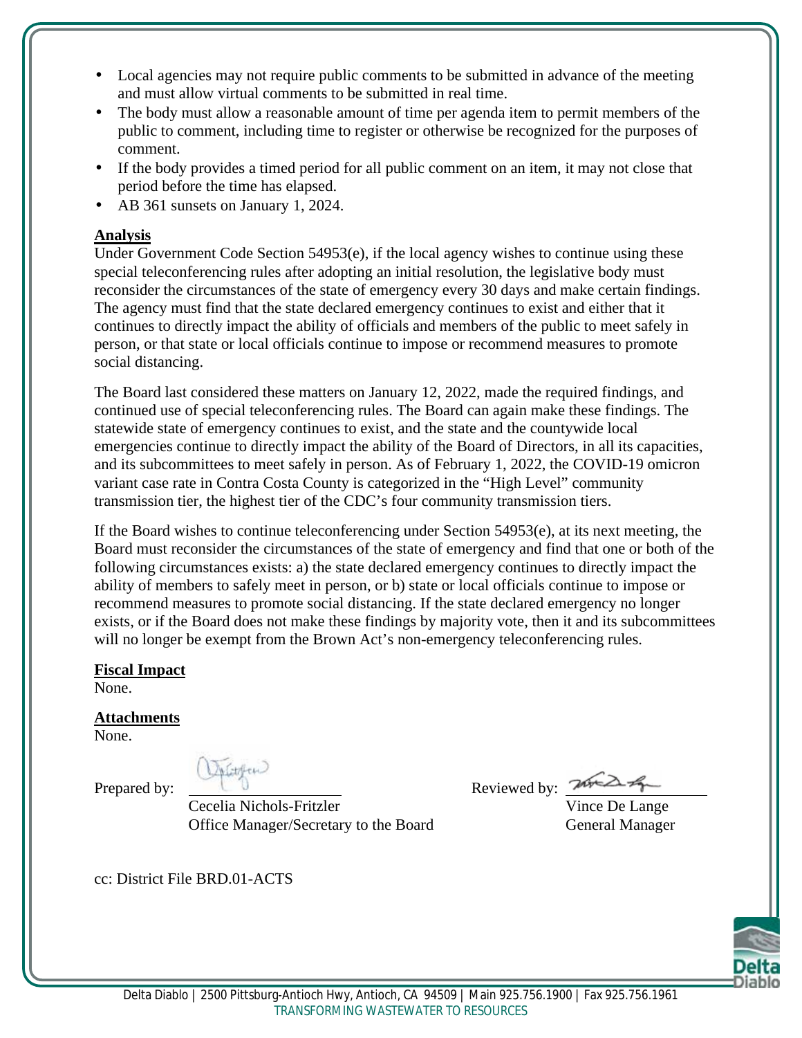- Local agencies may not require public comments to be submitted in advance of the meeting and must allow virtual comments to be submitted in real time.
- The body must allow a reasonable amount of time per agenda item to permit members of the public to comment, including time to register or otherwise be recognized for the purposes of comment.
- If the body provides a timed period for all public comment on an item, it may not close that period before the time has elapsed.
- AB 361 sunsets on January 1, 2024.

**Analysis**

Under Government Code Section 54953(e), if the local agency wishes to continue using these special teleconferencing rules after adopting an initial resolution, the legislative body must reconsider the circumstances of the state of emergency every 30 days and make certain findings. The agency must find that the state declared emergency continues to exist and either that it continues to directly impact the ability of officials and members of the public to meet safely in person, or that state or local officials continue to impose or recommend measures to promote social distancing.

The Board last considered these matters on January 12, 2022, made the required findings, and continued use of special teleconferencing rules. The Board can again make these findings. The statewide state of emergency continues to exist, and the state and the countywide local emergencies continue to directly impact the ability of the Board of Directors, in all its capacities, and its subcommittees to meet safely in person. As of February 1, 2022, the COVID-19 omicron variant case rate in Contra Costa County is categorized in the "High Level" community transmission tier, the highest tier of the CDC's four community transmission tiers.

If the Board wishes to continue teleconferencing under Section 54953(e), at its next meeting, the Board must reconsider the circumstances of the state of emergency and find that one or both of the following circumstances exists: a) the state declared emergency continues to directly impact the ability of members to safely meet in person, or b) state or local officials continue to impose or recommend measures to promote social distancing. If the state declared emergency no longer exists, or if the Board does not make these findings by majority vote, then it and its subcommittees will no longer be exempt from the Brown Act's non-emergency teleconferencing rules.

**Fiscal Impact**

None.

**Attachments**

None.

Prepared by: Cecelia Nichols-Fritzler, Office Manager/Secretary to the Board

Reviewed by: Vince De Lange, General Manager

cc: District File BRD.01-ACTS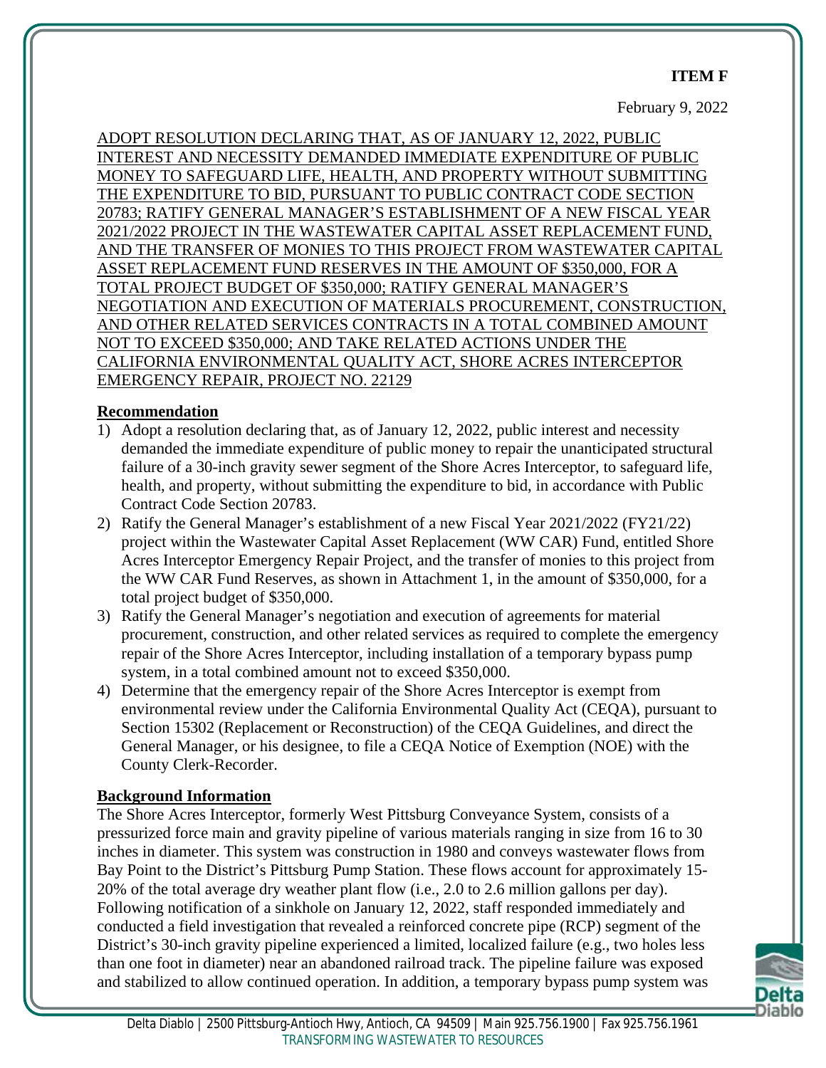**ITEM F**

February 9, 2022

ADOPT RESOLUTION DECLARING THAT, AS OF JANUARY 12, 2022, PUBLIC INTEREST AND NECESSITY DEMANDED IMMEDIATE EXPENDITURE OF PUBLIC MONEY TO SAFEGUARD LIFE, HEALTH, AND PROPERTY WITHOUT SUBMITTING THE EXPENDITURE TO BID, PURSUANT TO PUBLIC CONTRACT CODE SECTION 20783; RATIFY GENERAL MANAGER'S ESTABLISHMENT OF A NEW FISCAL YEAR 2021/2022 PROJECT IN THE WASTEWATER CAPITAL ASSET REPLACEMENT FUND, AND THE TRANSFER OF MONIES TO THIS PROJECT FROM WASTEWATER CAPITAL ASSET REPLACEMENT FUND RESERVES IN THE AMOUNT OF $350,000, FOR A TOTAL PROJECT BUDGET OF $350,000; RATIFY GENERAL MANAGER'S NEGOTIATION AND EXECUTION OF MATERIALS PROCUREMENT, CONSTRUCTION, AND OTHER RELATED SERVICES CONTRACTS IN A TOTAL COMBINED AMOUNT NOT TO EXCEED $350,000; AND TAKE RELATED ACTIONS UNDER THE CALIFORNIA ENVIRONMENTAL QUALITY ACT, SHORE ACRES INTERCEPTOR EMERGENCY REPAIR, PROJECT NO. 22129

## Recommendation

1) Adopt a resolution declaring that, as of January 12, 2022, public interest and necessity demanded the immediate expenditure of public money to repair the unanticipated structural failure of a 30-inch gravity sewer segment of the Shore Acres Interceptor, to safeguard life, health, and property, without submitting the expenditure to bid, in accordance with Public Contract Code Section 20783.
2) Ratify the General Manager's establishment of a new Fiscal Year 2021/2022 (FY21/22) project within the Wastewater Capital Asset Replacement (WW CAR) Fund, entitled Shore Acres Interceptor Emergency Repair Project, and the transfer of monies to this project from the WW CAR Fund Reserves, as shown in Attachment 1, in the amount of $350,000, for a total project budget of $350,000.
3) Ratify the General Manager's negotiation and execution of agreements for material procurement, construction, and other related services as required to complete the emergency repair of the Shore Acres Interceptor, including installation of a temporary bypass pump system, in a total combined amount not to exceed $350,000.
4) Determine that the emergency repair of the Shore Acres Interceptor is exempt from environmental review under the California Environmental Quality Act (CEQA), pursuant to Section 15302 (Replacement or Reconstruction) of the CEQA Guidelines, and direct the General Manager, or his designee, to file a CEQA Notice of Exemption (NOE) with the County Clerk-Recorder.

## Background Information

The Shore Acres Interceptor, formerly West Pittsburg Conveyance System, consists of a pressurized force main and gravity pipeline of various materials ranging in size from 16 to 30 inches in diameter. This system was construction in 1980 and conveys wastewater flows from Bay Point to the District's Pittsburg Pump Station. These flows account for approximately 15-20% of the total average dry weather plant flow (i.e., 2.0 to 2.6 million gallons per day). Following notification of a sinkhole on January 12, 2022, staff responded immediately and conducted a field investigation that revealed a reinforced concrete pipe (RCP) segment of the District's 30-inch gravity pipeline experienced a limited, localized failure (e.g., two holes less than one foot in diameter) near an abandoned railroad track. The pipeline failure was exposed and stabilized to allow continued operation. In addition, a temporary bypass pump system was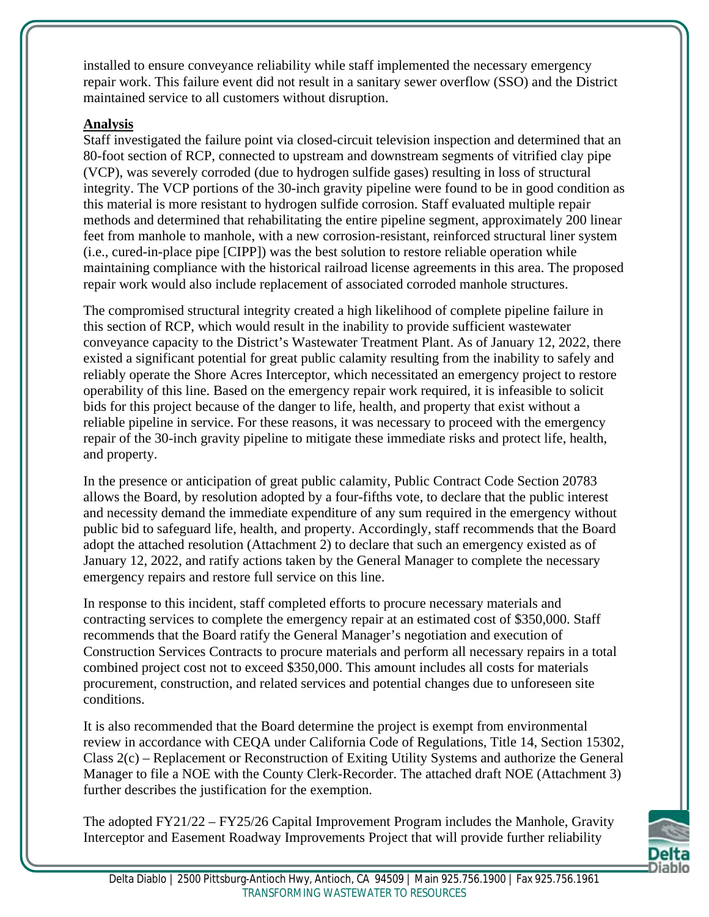installed to ensure conveyance reliability while staff implemented the necessary emergency repair work. This failure event did not result in a sanitary sewer overflow (SSO) and the District maintained service to all customers without disruption.

**Analysis**

Staff investigated the failure point via closed-circuit television inspection and determined that an 80-foot section of RCP, connected to upstream and downstream segments of vitrified clay pipe (VCP), was severely corroded (due to hydrogen sulfide gases) resulting in loss of structural integrity. The VCP portions of the 30-inch gravity pipeline were found to be in good condition as this material is more resistant to hydrogen sulfide corrosion. Staff evaluated multiple repair methods and determined that rehabilitating the entire pipeline segment, approximately 200 linear feet from manhole to manhole, with a new corrosion-resistant, reinforced structural liner system (i.e., cured-in-place pipe [CIPP]) was the best solution to restore reliable operation while maintaining compliance with the historical railroad license agreements in this area. The proposed repair work would also include replacement of associated corroded manhole structures.

The compromised structural integrity created a high likelihood of complete pipeline failure in this section of RCP, which would result in the inability to provide sufficient wastewater conveyance capacity to the District's Wastewater Treatment Plant. As of January 12, 2022, there existed a significant potential for great public calamity resulting from the inability to safely and reliably operate the Shore Acres Interceptor, which necessitated an emergency project to restore operability of this line. Based on the emergency repair work required, it is infeasible to solicit bids for this project because of the danger to life, health, and property that exist without a reliable pipeline in service. For these reasons, it was necessary to proceed with the emergency repair of the 30-inch gravity pipeline to mitigate these immediate risks and protect life, health, and property.

In the presence or anticipation of great public calamity, Public Contract Code Section 20783 allows the Board, by resolution adopted by a four-fifths vote, to declare that the public interest and necessity demand the immediate expenditure of any sum required in the emergency without public bid to safeguard life, health, and property. Accordingly, staff recommends that the Board adopt the attached resolution (Attachment 2) to declare that such an emergency existed as of January 12, 2022, and ratify actions taken by the General Manager to complete the necessary emergency repairs and restore full service on this line.

In response to this incident, staff completed efforts to procure necessary materials and contracting services to complete the emergency repair at an estimated cost of $350,000. Staff recommends that the Board ratify the General Manager's negotiation and execution of Construction Services Contracts to procure materials and perform all necessary repairs in a total combined project cost not to exceed $350,000. This amount includes all costs for materials procurement, construction, and related services and potential changes due to unforeseen site conditions.

It is also recommended that the Board determine the project is exempt from environmental review in accordance with CEQA under California Code of Regulations, Title 14, Section 15302, Class 2(c) – Replacement or Reconstruction of Exiting Utility Systems and authorize the General Manager to file a NOE with the County Clerk-Recorder. The attached draft NOE (Attachment 3) further describes the justification for the exemption.

The adopted FY21/22 – FY25/26 Capital Improvement Program includes the Manhole, Gravity Interceptor and Easement Roadway Improvements Project that will provide further reliability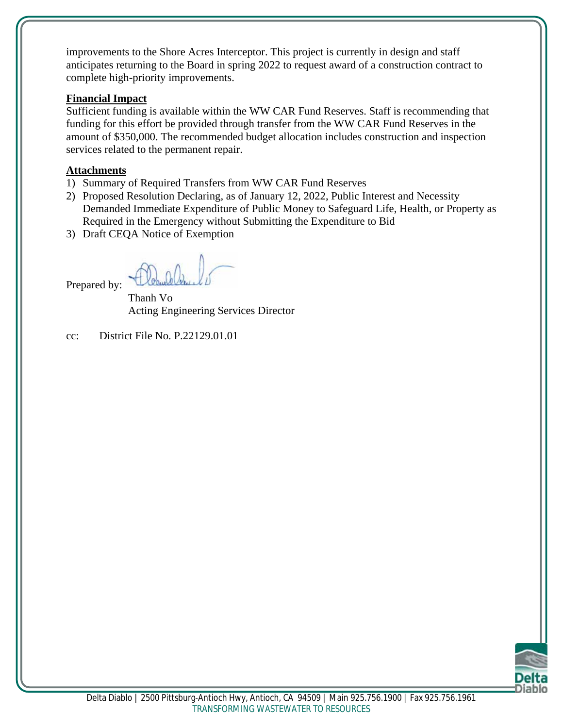improvements to the Shore Acres Interceptor. This project is currently in design and staff anticipates returning to the Board in spring 2022 to request award of a construction contract to complete high-priority improvements.

**Financial Impact**

Sufficient funding is available within the WW CAR Fund Reserves. Staff is recommending that funding for this effort be provided through transfer from the WW CAR Fund Reserves in the amount of $350,000. The recommended budget allocation includes construction and inspection services related to the permanent repair.

**Attachments**

1) Summary of Required Transfers from WW CAR Fund Reserves
2) Proposed Resolution Declaring, as of January 12, 2022, Public Interest and Necessity Demanded Immediate Expenditure of Public Money to Safeguard Life, Health, or Property as Required in the Emergency without Submitting the Expenditure to Bid
3) Draft CEQA Notice of Exemption

Prepared by: ______________________

Thanh Vo
Acting Engineering Services Director

cc: District File No. P.22129.01.01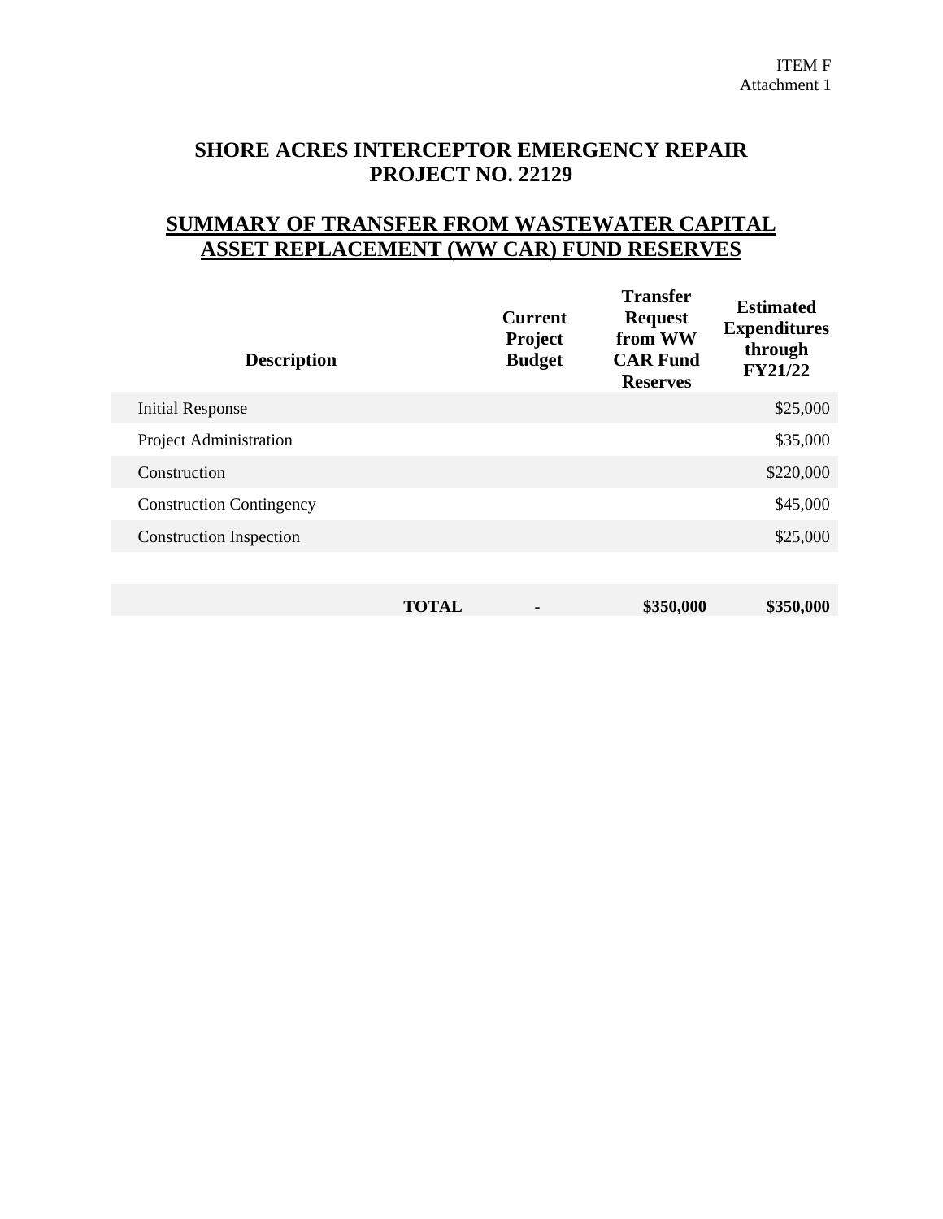ITEM F
Attachment 1

# SHORE ACRES INTERCEPTOR EMERGENCY REPAIR PROJECT NO. 22129

## SUMMARY OF TRANSFER FROM WASTEWATER CAPITAL ASSET REPLACEMENT (WW CAR) FUND RESERVES

| Description | Current Project Budget | Transfer Request from WW CAR Fund Reserves | Estimated Expenditures through FY21/22 |
|---|---|---|---|
| Initial Response | | | $25,000 |
| Project Administration | | | $35,000 |
| Construction | | | $220,000 |
| Construction Contingency | | | $45,000 |
| Construction Inspection | | | $25,000 |
| | | | |
| **TOTAL** | - | **$350,000** | **$350,000** |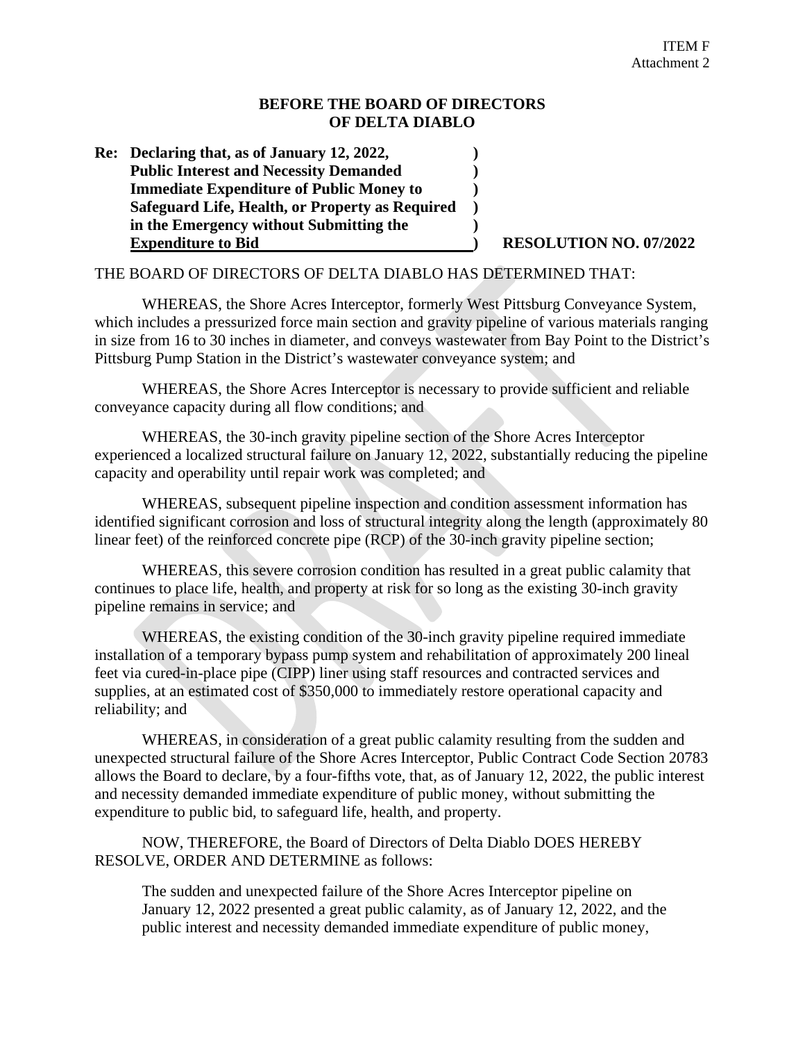ITEM F
Attachment 2

**BEFORE THE BOARD OF DIRECTORS**
**OF DELTA DIABLO**

**Re: Declaring that, as of January 12, 2022, Public Interest and Necessity Demanded Immediate Expenditure of Public Money to Safeguard Life, Health, or Property as Required in the Emergency without Submitting the Expenditure to Bid** ) **RESOLUTION NO. 07/2022**

THE BOARD OF DIRECTORS OF DELTA DIABLO HAS DETERMINED THAT:

WHEREAS, the Shore Acres Interceptor, formerly West Pittsburg Conveyance System, which includes a pressurized force main section and gravity pipeline of various materials ranging in size from 16 to 30 inches in diameter, and conveys wastewater from Bay Point to the District's Pittsburg Pump Station in the District's wastewater conveyance system; and

WHEREAS, the Shore Acres Interceptor is necessary to provide sufficient and reliable conveyance capacity during all flow conditions; and

WHEREAS, the 30-inch gravity pipeline section of the Shore Acres Interceptor experienced a localized structural failure on January 12, 2022, substantially reducing the pipeline capacity and operability until repair work was completed; and

WHEREAS, subsequent pipeline inspection and condition assessment information has identified significant corrosion and loss of structural integrity along the length (approximately 80 linear feet) of the reinforced concrete pipe (RCP) of the 30-inch gravity pipeline section;

WHEREAS, this severe corrosion condition has resulted in a great public calamity that continues to place life, health, and property at risk for so long as the existing 30-inch gravity pipeline remains in service; and

WHEREAS, the existing condition of the 30-inch gravity pipeline required immediate installation of a temporary bypass pump system and rehabilitation of approximately 200 lineal feet via cured-in-place pipe (CIPP) liner using staff resources and contracted services and supplies, at an estimated cost of $350,000 to immediately restore operational capacity and reliability; and

WHEREAS, in consideration of a great public calamity resulting from the sudden and unexpected structural failure of the Shore Acres Interceptor, Public Contract Code Section 20783 allows the Board to declare, by a four-fifths vote, that, as of January 12, 2022, the public interest and necessity demanded immediate expenditure of public money, without submitting the expenditure to public bid, to safeguard life, health, and property.

NOW, THEREFORE, the Board of Directors of Delta Diablo DOES HEREBY RESOLVE, ORDER AND DETERMINE as follows:

> The sudden and unexpected failure of the Shore Acres Interceptor pipeline on January 12, 2022 presented a great public calamity, as of January 12, 2022, and the public interest and necessity demanded immediate expenditure of public money,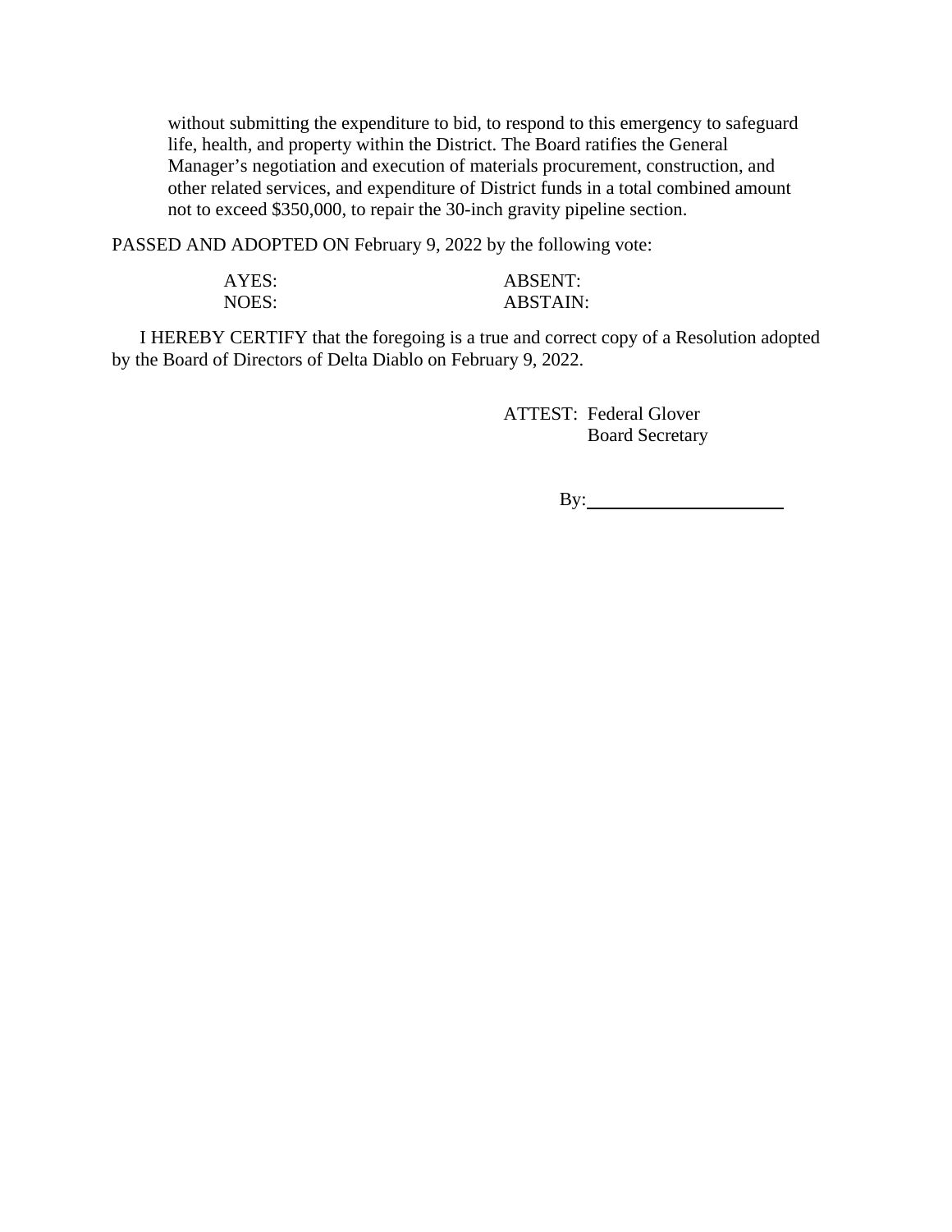without submitting the expenditure to bid, to respond to this emergency to safeguard life, health, and property within the District. The Board ratifies the General Manager's negotiation and execution of materials procurement, construction, and other related services, and expenditure of District funds in a total combined amount not to exceed $350,000, to repair the 30-inch gravity pipeline section.

PASSED AND ADOPTED ON February 9, 2022 by the following vote:

AYES: ABSENT:
NOES: ABSTAIN:

I HEREBY CERTIFY that the foregoing is a true and correct copy of a Resolution adopted by the Board of Directors of Delta Diablo on February 9, 2022.

ATTEST: Federal Glover
Board Secretary

By:______________________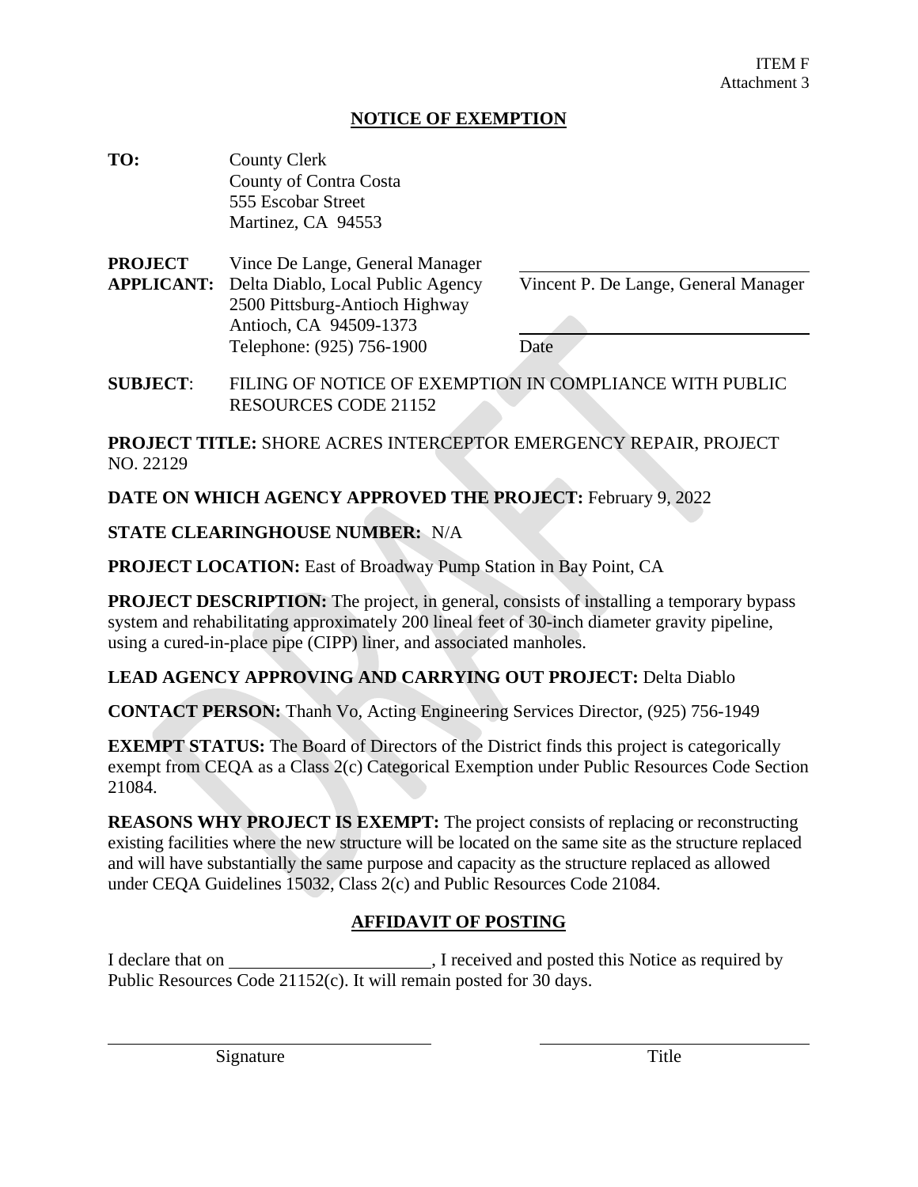ITEM F
Attachment 3

# NOTICE OF EXEMPTION

**TO:** County Clerk
County of Contra Costa
555 Escobar Street
Martinez, CA 94553

**PROJECT APPLICANT:** Vince De Lange, General Manager
Delta Diablo, Local Public Agency
2500 Pittsburg-Antioch Highway
Antioch, CA 94509-1373
Telephone: (925) 756-1900

______________________________
Vincent P. De Lange, General Manager

______________________________
Date

**SUBJECT**: FILING OF NOTICE OF EXEMPTION IN COMPLIANCE WITH PUBLIC RESOURCES CODE 21152

**PROJECT TITLE:** SHORE ACRES INTERCEPTOR EMERGENCY REPAIR, PROJECT NO. 22129

**DATE ON WHICH AGENCY APPROVED THE PROJECT:** February 9, 2022

**STATE CLEARINGHOUSE NUMBER:** N/A

**PROJECT LOCATION:** East of Broadway Pump Station in Bay Point, CA

**PROJECT DESCRIPTION:** The project, in general, consists of installing a temporary bypass system and rehabilitating approximately 200 lineal feet of 30-inch diameter gravity pipeline, using a cured-in-place pipe (CIPP) liner, and associated manholes.

**LEAD AGENCY APPROVING AND CARRYING OUT PROJECT:** Delta Diablo

**CONTACT PERSON:** Thanh Vo, Acting Engineering Services Director, (925) 756-1949

**EXEMPT STATUS:** The Board of Directors of the District finds this project is categorically exempt from CEQA as a Class 2(c) Categorical Exemption under Public Resources Code Section 21084.

**REASONS WHY PROJECT IS EXEMPT:** The project consists of replacing or reconstructing existing facilities where the new structure will be located on the same site as the structure replaced and will have substantially the same purpose and capacity as the structure replaced as allowed under CEQA Guidelines 15032, Class 2(c) and Public Resources Code 21084.

## AFFIDAVIT OF POSTING

I declare that on ______________________, I received and posted this Notice as required by Public Resources Code 21152(c). It will remain posted for 30 days.

______________________________
Signature

______________________________
Title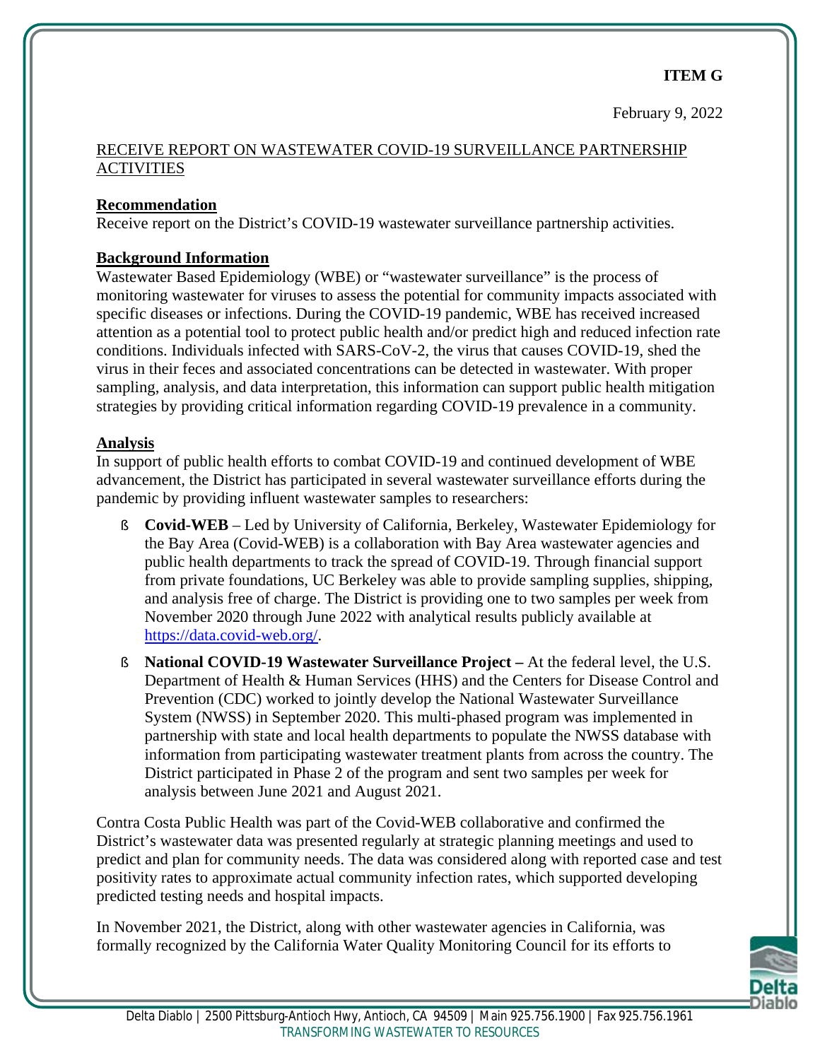**ITEM G**

February 9, 2022

RECEIVE REPORT ON WASTEWATER COVID-19 SURVEILLANCE PARTNERSHIP ACTIVITIES

**Recommendation**

Receive report on the District's COVID-19 wastewater surveillance partnership activities.

**Background Information**

Wastewater Based Epidemiology (WBE) or "wastewater surveillance" is the process of monitoring wastewater for viruses to assess the potential for community impacts associated with specific diseases or infections. During the COVID-19 pandemic, WBE has received increased attention as a potential tool to protect public health and/or predict high and reduced infection rate conditions. Individuals infected with SARS-CoV-2, the virus that causes COVID-19, shed the virus in their feces and associated concentrations can be detected in wastewater. With proper sampling, analysis, and data interpretation, this information can support public health mitigation strategies by providing critical information regarding COVID-19 prevalence in a community.

**Analysis**

In support of public health efforts to combat COVID-19 and continued development of WBE advancement, the District has participated in several wastewater surveillance efforts during the pandemic by providing influent wastewater samples to researchers:

- **Covid-WEB** – Led by University of California, Berkeley, Wastewater Epidemiology for the Bay Area (Covid-WEB) is a collaboration with Bay Area wastewater agencies and public health departments to track the spread of COVID-19. Through financial support from private foundations, UC Berkeley was able to provide sampling supplies, shipping, and analysis free of charge. The District is providing one to two samples per week from November 2020 through June 2022 with analytical results publicly available at https://data.covid-web.org/.
- **National COVID-19 Wastewater Surveillance Project –** At the federal level, the U.S. Department of Health & Human Services (HHS) and the Centers for Disease Control and Prevention (CDC) worked to jointly develop the National Wastewater Surveillance System (NWSS) in September 2020. This multi-phased program was implemented in partnership with state and local health departments to populate the NWSS database with information from participating wastewater treatment plants from across the country. The District participated in Phase 2 of the program and sent two samples per week for analysis between June 2021 and August 2021.

Contra Costa Public Health was part of the Covid-WEB collaborative and confirmed the District's wastewater data was presented regularly at strategic planning meetings and used to predict and plan for community needs. The data was considered along with reported case and test positivity rates to approximate actual community infection rates, which supported developing predicted testing needs and hospital impacts.

In November 2021, the District, along with other wastewater agencies in California, was formally recognized by the California Water Quality Monitoring Council for its efforts to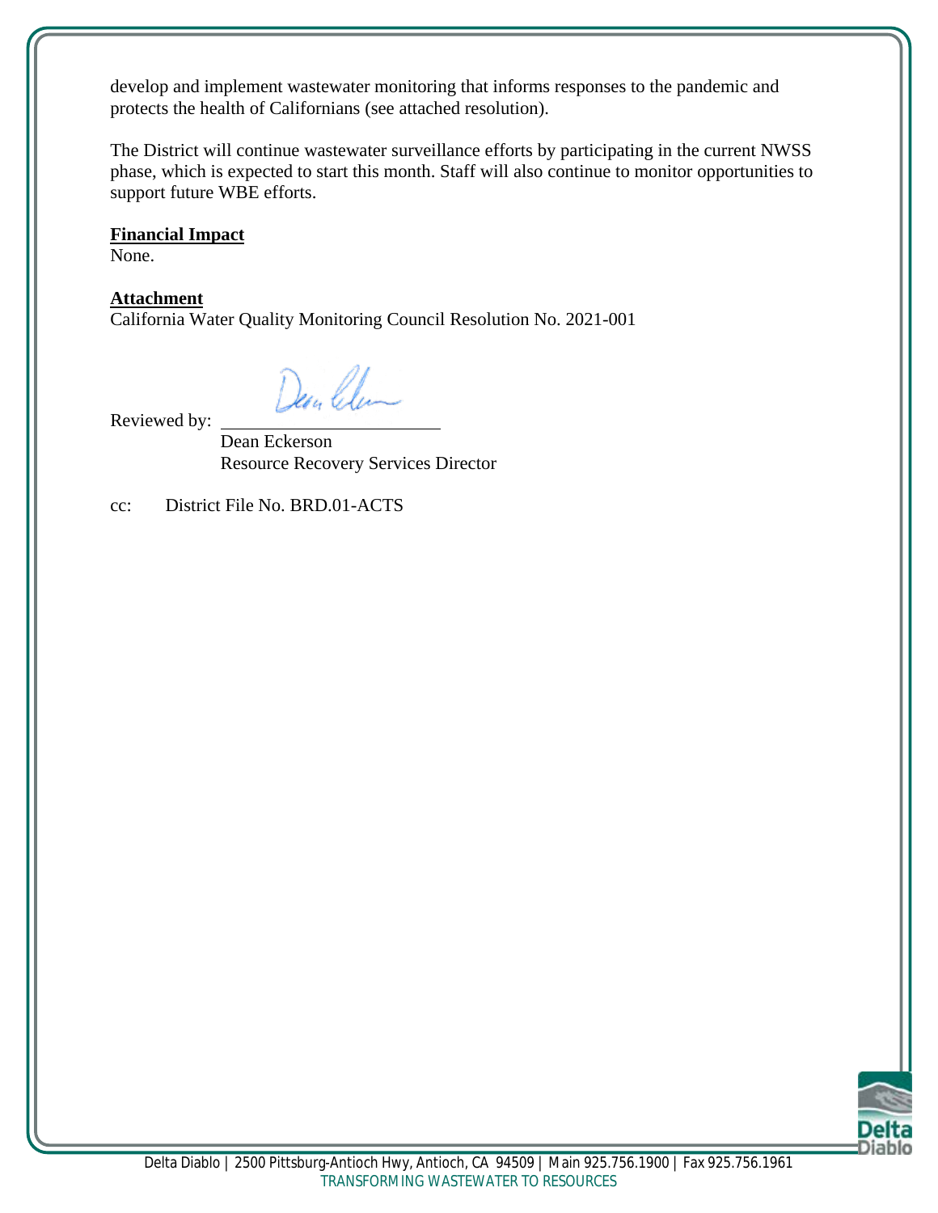develop and implement wastewater monitoring that informs responses to the pandemic and protects the health of Californians (see attached resolution).

The District will continue wastewater surveillance efforts by participating in the current NWSS phase, which is expected to start this month. Staff will also continue to monitor opportunities to support future WBE efforts.

**Financial Impact**

None.

**Attachment**

California Water Quality Monitoring Council Resolution No. 2021-001

Reviewed by: \_\_\_\_\_\_\_\_\_\_\_\_\_\_\_\_\_\_\_\_\_\_\_\_\_\_

Dean Eckerson
Resource Recovery Services Director

cc: District File No. BRD.01-ACTS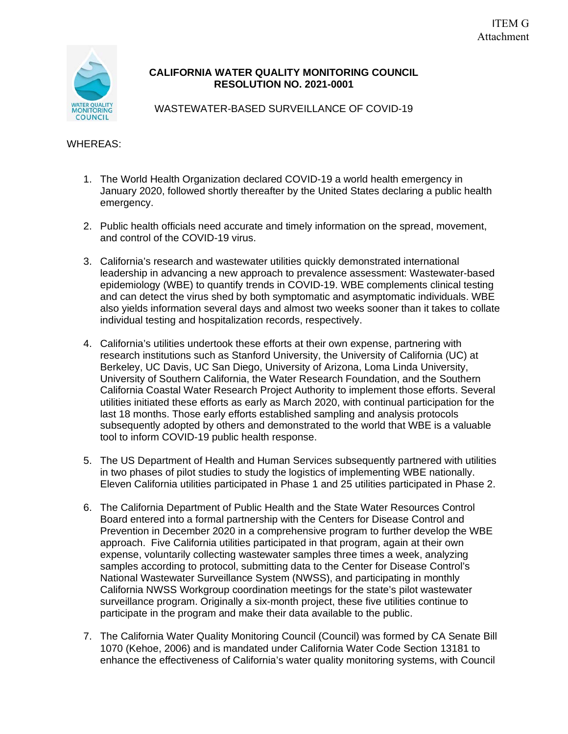ITEM G
Attachment

**CALIFORNIA WATER QUALITY MONITORING COUNCIL**
**RESOLUTION NO. 2021-0001**

WASTEWATER-BASED SURVEILLANCE OF COVID-19

WHEREAS:

1. The World Health Organization declared COVID-19 a world health emergency in January 2020, followed shortly thereafter by the United States declaring a public health emergency.

2. Public health officials need accurate and timely information on the spread, movement, and control of the COVID-19 virus.

3. California's research and wastewater utilities quickly demonstrated international leadership in advancing a new approach to prevalence assessment: Wastewater-based epidemiology (WBE) to quantify trends in COVID-19. WBE complements clinical testing and can detect the virus shed by both symptomatic and asymptomatic individuals. WBE also yields information several days and almost two weeks sooner than it takes to collate individual testing and hospitalization records, respectively.

4. California's utilities undertook these efforts at their own expense, partnering with research institutions such as Stanford University, the University of California (UC) at Berkeley, UC Davis, UC San Diego, University of Arizona, Loma Linda University, University of Southern California, the Water Research Foundation, and the Southern California Coastal Water Research Project Authority to implement those efforts. Several utilities initiated these efforts as early as March 2020, with continual participation for the last 18 months. Those early efforts established sampling and analysis protocols subsequently adopted by others and demonstrated to the world that WBE is a valuable tool to inform COVID-19 public health response.

5. The US Department of Health and Human Services subsequently partnered with utilities in two phases of pilot studies to study the logistics of implementing WBE nationally. Eleven California utilities participated in Phase 1 and 25 utilities participated in Phase 2.

6. The California Department of Public Health and the State Water Resources Control Board entered into a formal partnership with the Centers for Disease Control and Prevention in December 2020 in a comprehensive program to further develop the WBE approach. Five California utilities participated in that program, again at their own expense, voluntarily collecting wastewater samples three times a week, analyzing samples according to protocol, submitting data to the Center for Disease Control's National Wastewater Surveillance System (NWSS), and participating in monthly California NWSS Workgroup coordination meetings for the state's pilot wastewater surveillance program. Originally a six-month project, these five utilities continue to participate in the program and make their data available to the public.

7. The California Water Quality Monitoring Council (Council) was formed by CA Senate Bill 1070 (Kehoe, 2006) and is mandated under California Water Code Section 13181 to enhance the effectiveness of California's water quality monitoring systems, with Council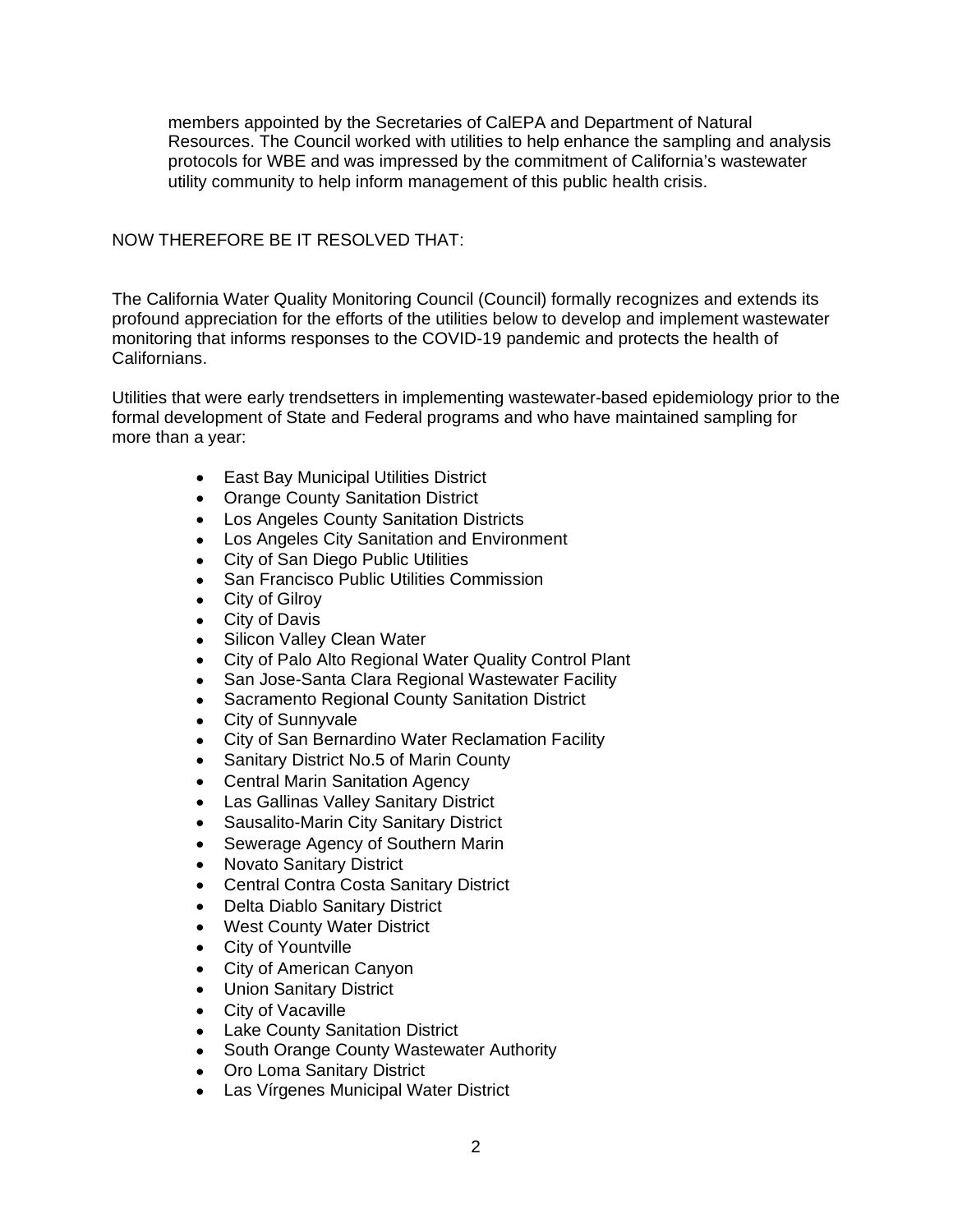members appointed by the Secretaries of CalEPA and Department of Natural Resources. The Council worked with utilities to help enhance the sampling and analysis protocols for WBE and was impressed by the commitment of California's wastewater utility community to help inform management of this public health crisis.

NOW THEREFORE BE IT RESOLVED THAT:

The California Water Quality Monitoring Council (Council) formally recognizes and extends its profound appreciation for the efforts of the utilities below to develop and implement wastewater monitoring that informs responses to the COVID-19 pandemic and protects the health of Californians.

Utilities that were early trendsetters in implementing wastewater-based epidemiology prior to the formal development of State and Federal programs and who have maintained sampling for more than a year:

- East Bay Municipal Utilities District
- Orange County Sanitation District
- Los Angeles County Sanitation Districts
- Los Angeles City Sanitation and Environment
- City of San Diego Public Utilities
- San Francisco Public Utilities Commission
- City of Gilroy
- City of Davis
- Silicon Valley Clean Water
- City of Palo Alto Regional Water Quality Control Plant
- San Jose-Santa Clara Regional Wastewater Facility
- Sacramento Regional County Sanitation District
- City of Sunnyvale
- City of San Bernardino Water Reclamation Facility
- Sanitary District No.5 of Marin County
- Central Marin Sanitation Agency
- Las Gallinas Valley Sanitary District
- Sausalito-Marin City Sanitary District
- Sewerage Agency of Southern Marin
- Novato Sanitary District
- Central Contra Costa Sanitary District
- Delta Diablo Sanitary District
- West County Water District
- City of Yountville
- City of American Canyon
- Union Sanitary District
- City of Vacaville
- Lake County Sanitation District
- South Orange County Wastewater Authority
- Oro Loma Sanitary District
- Las Vírgenes Municipal Water District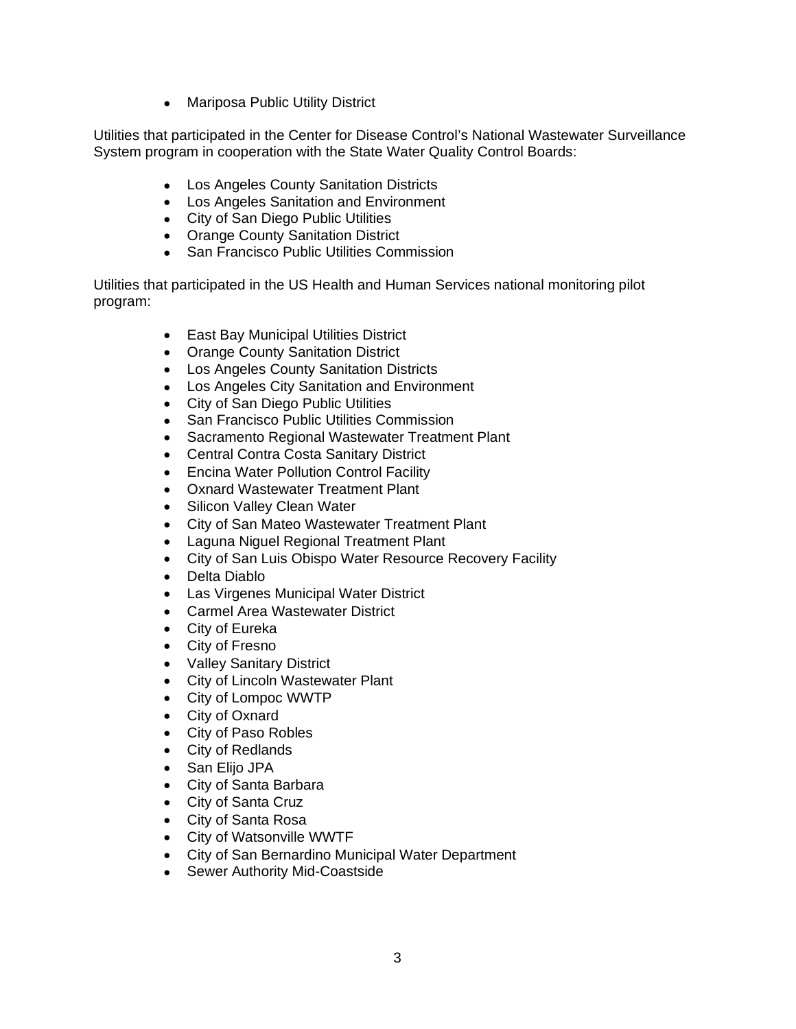- Mariposa Public Utility District

Utilities that participated in the Center for Disease Control's National Wastewater Surveillance System program in cooperation with the State Water Quality Control Boards:

- Los Angeles County Sanitation Districts
- Los Angeles Sanitation and Environment
- City of San Diego Public Utilities
- Orange County Sanitation District
- San Francisco Public Utilities Commission

Utilities that participated in the US Health and Human Services national monitoring pilot program:

- East Bay Municipal Utilities District
- Orange County Sanitation District
- Los Angeles County Sanitation Districts
- Los Angeles City Sanitation and Environment
- City of San Diego Public Utilities
- San Francisco Public Utilities Commission
- Sacramento Regional Wastewater Treatment Plant
- Central Contra Costa Sanitary District
- Encina Water Pollution Control Facility
- Oxnard Wastewater Treatment Plant
- Silicon Valley Clean Water
- City of San Mateo Wastewater Treatment Plant
- Laguna Niguel Regional Treatment Plant
- City of San Luis Obispo Water Resource Recovery Facility
- Delta Diablo
- Las Virgenes Municipal Water District
- Carmel Area Wastewater District
- City of Eureka
- City of Fresno
- Valley Sanitary District
- City of Lincoln Wastewater Plant
- City of Lompoc WWTP
- City of Oxnard
- City of Paso Robles
- City of Redlands
- San Elijo JPA
- City of Santa Barbara
- City of Santa Cruz
- City of Santa Rosa
- City of Watsonville WWTF
- City of San Bernardino Municipal Water Department
- Sewer Authority Mid-Coastside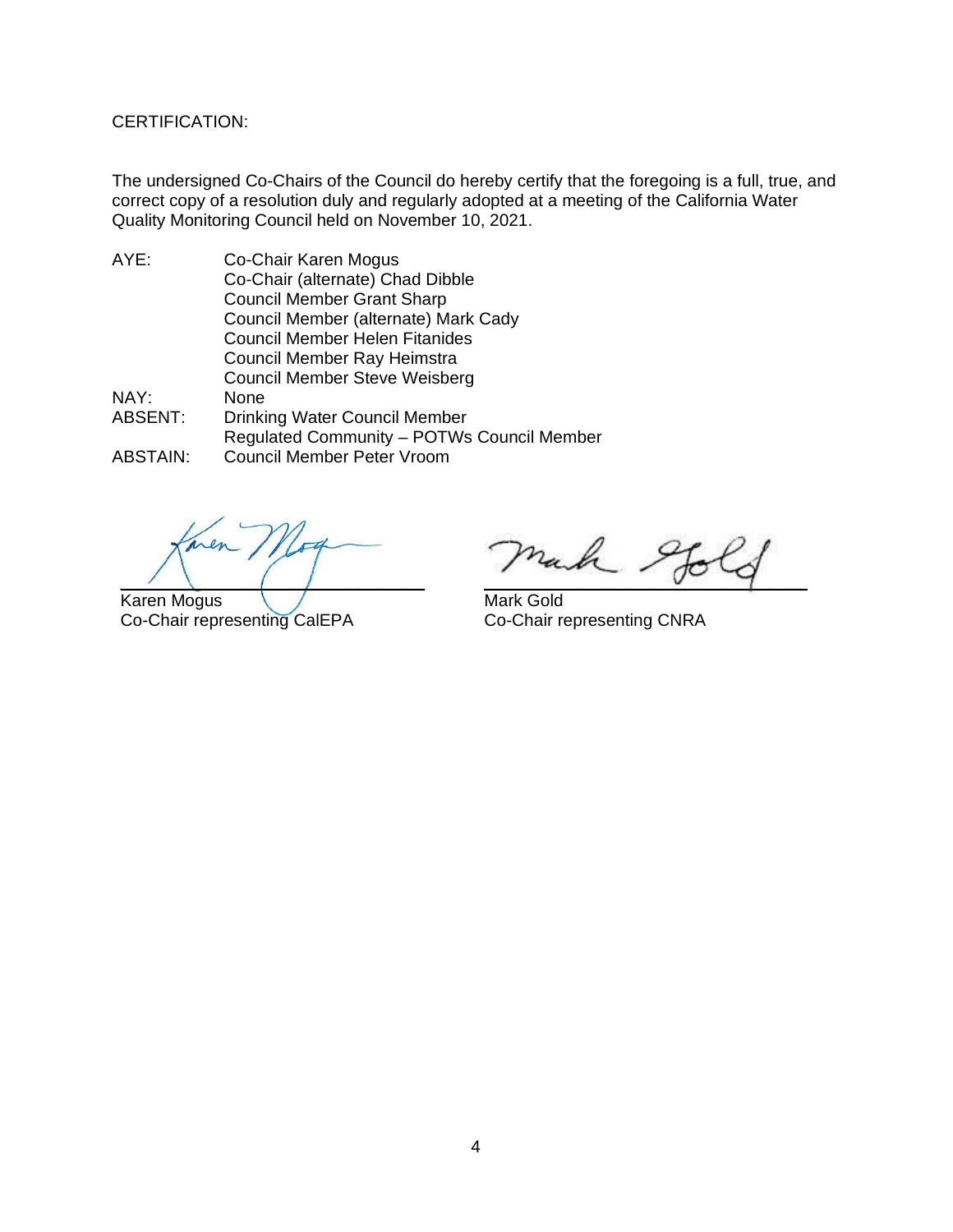CERTIFICATION:

The undersigned Co-Chairs of the Council do hereby certify that the foregoing is a full, true, and correct copy of a resolution duly and regularly adopted at a meeting of the California Water Quality Monitoring Council held on November 10, 2021.

| | |
|---|---|
| AYE: | Co-Chair Karen Mogus |
| | Co-Chair (alternate) Chad Dibble |
| | Council Member Grant Sharp |
| | Council Member (alternate) Mark Cady |
| | Council Member Helen Fitanides |
| | Council Member Ray Heimstra |
| | Council Member Steve Weisberg |
| NAY: | None |
| ABSENT: | Drinking Water Council Member |
| | Regulated Community – POTWs Council Member |
| ABSTAIN: | Council Member Peter Vroom |

Karen Mogus
Co-Chair representing CalEPA

Mark Gold
Co-Chair representing CNRA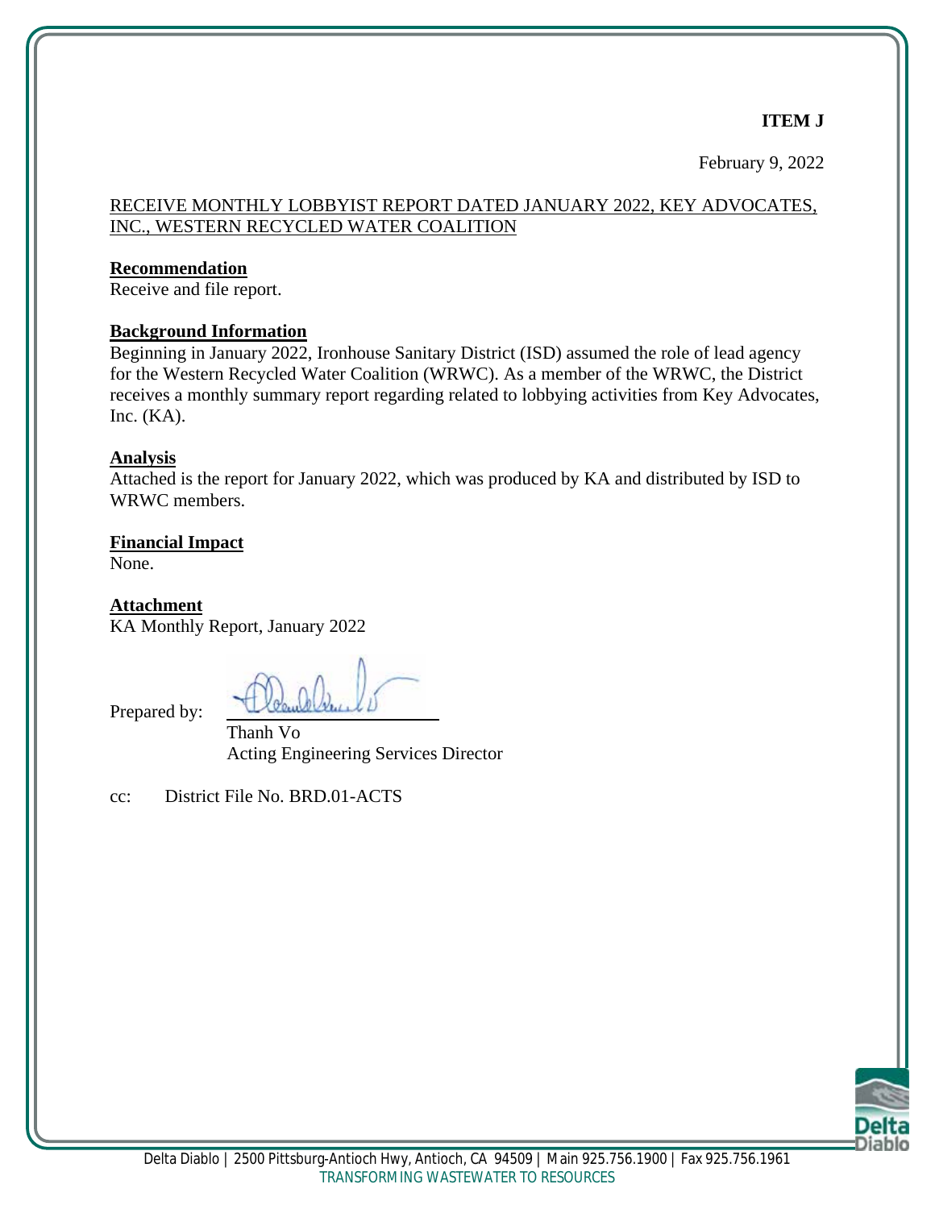**ITEM J**

February 9, 2022

RECEIVE MONTHLY LOBBYIST REPORT DATED JANUARY 2022, KEY ADVOCATES, INC., WESTERN RECYCLED WATER COALITION

**Recommendation**

Receive and file report.

**Background Information**

Beginning in January 2022, Ironhouse Sanitary District (ISD) assumed the role of lead agency for the Western Recycled Water Coalition (WRWC). As a member of the WRWC, the District receives a monthly summary report regarding related to lobbying activities from Key Advocates, Inc. (KA).

**Analysis**

Attached is the report for January 2022, which was produced by KA and distributed by ISD to WRWC members.

**Financial Impact**

None.

**Attachment**

KA Monthly Report, January 2022

Prepared by:

Thanh Vo
Acting Engineering Services Director

cc: District File No. BRD.01-ACTS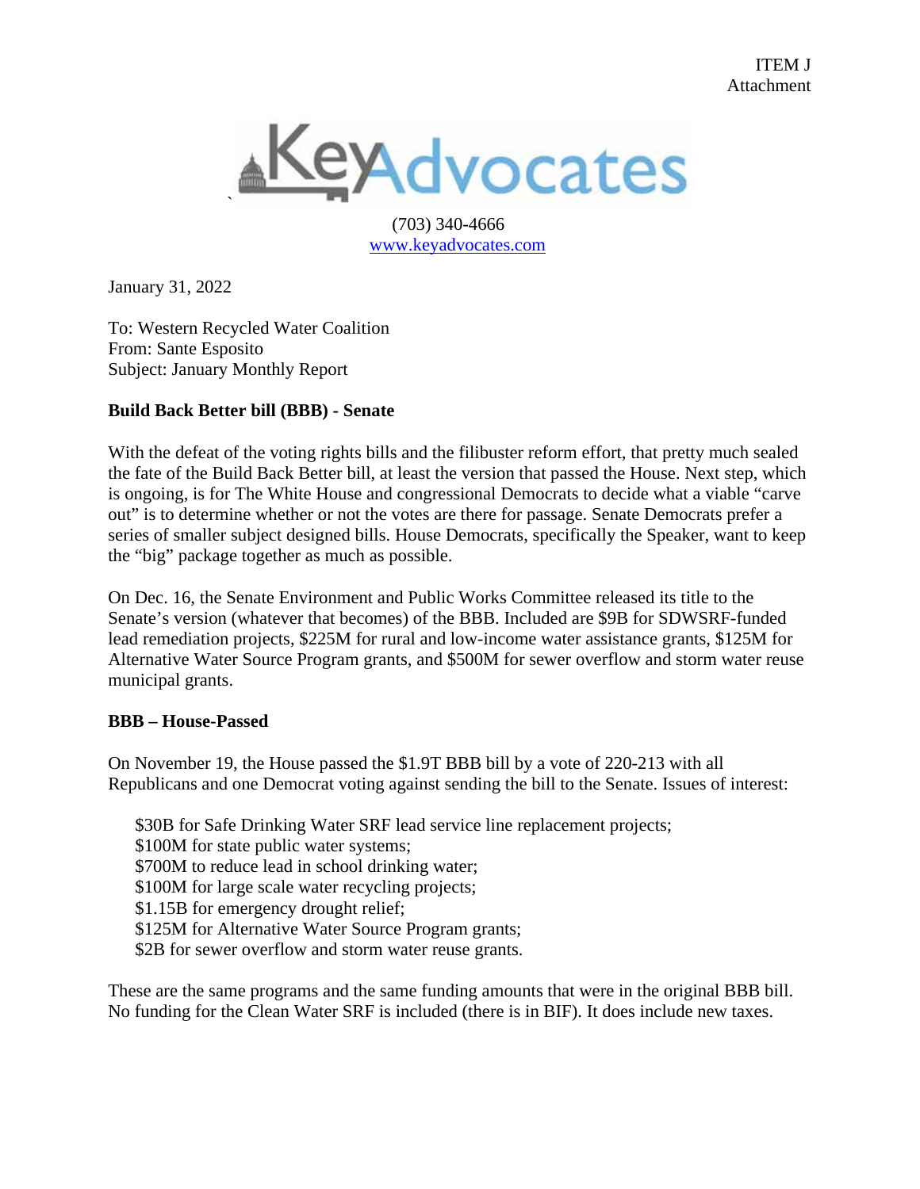ITEM J
Attachment

KeyAdvocates

(703) 340-4666
www.keyadvocates.com

January 31, 2022

To: Western Recycled Water Coalition
From: Sante Esposito
Subject: January Monthly Report

**Build Back Better bill (BBB) - Senate**

With the defeat of the voting rights bills and the filibuster reform effort, that pretty much sealed the fate of the Build Back Better bill, at least the version that passed the House. Next step, which is ongoing, is for The White House and congressional Democrats to decide what a viable "carve out" is to determine whether or not the votes are there for passage. Senate Democrats prefer a series of smaller subject designed bills. House Democrats, specifically the Speaker, want to keep the "big" package together as much as possible.

On Dec. 16, the Senate Environment and Public Works Committee released its title to the Senate's version (whatever that becomes) of the BBB. Included are $9B for SDWSRF-funded lead remediation projects, $225M for rural and low-income water assistance grants, $125M for Alternative Water Source Program grants, and $500M for sewer overflow and storm water reuse municipal grants.

**BBB – House-Passed**

On November 19, the House passed the $1.9T BBB bill by a vote of 220-213 with all Republicans and one Democrat voting against sending the bill to the Senate. Issues of interest:

- $30B for Safe Drinking Water SRF lead service line replacement projects;
- $100M for state public water systems;
- $700M to reduce lead in school drinking water;
- $100M for large scale water recycling projects;
- $1.15B for emergency drought relief;
- $125M for Alternative Water Source Program grants;
- $2B for sewer overflow and storm water reuse grants.

These are the same programs and the same funding amounts that were in the original BBB bill. No funding for the Clean Water SRF is included (there is in BIF). It does include new taxes.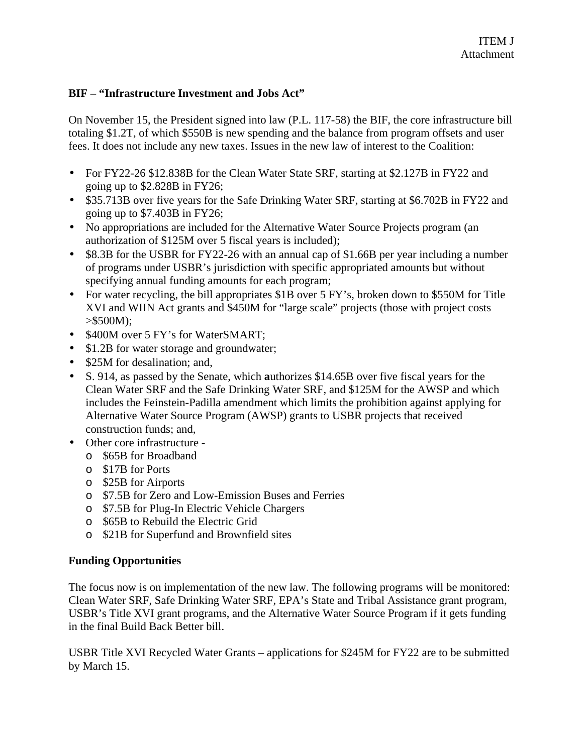ITEM J
Attachment

**BIF – "Infrastructure Investment and Jobs Act"**

On November 15, the President signed into law (P.L. 117-58) the BIF, the core infrastructure bill totaling $1.2T, of which $550B is new spending and the balance from program offsets and user fees. It does not include any new taxes. Issues in the new law of interest to the Coalition:

- For FY22-26 $12.838B for the Clean Water State SRF, starting at $2.127B in FY22 and going up to $2.828B in FY26;
- $35.713B over five years for the Safe Drinking Water SRF, starting at $6.702B in FY22 and going up to $7.403B in FY26;
- No appropriations are included for the Alternative Water Source Projects program (an authorization of $125M over 5 fiscal years is included);
- $8.3B for the USBR for FY22-26 with an annual cap of $1.66B per year including a number of programs under USBR's jurisdiction with specific appropriated amounts but without specifying annual funding amounts for each program;
- For water recycling, the bill appropriates $1B over 5 FY's, broken down to $550M for Title XVI and WIIN Act grants and $450M for "large scale" projects (those with project costs >$500M);
- $400M over 5 FY's for WaterSMART;
- $1.2B for water storage and groundwater;
- $25M for desalination; and,
- S. 914, as passed by the Senate, which **a**uthorizes $14.65B over five fiscal years for the Clean Water SRF and the Safe Drinking Water SRF, and $125M for the AWSP and which includes the Feinstein-Padilla amendment which limits the prohibition against applying for Alternative Water Source Program (AWSP) grants to USBR projects that received construction funds; and,
- Other core infrastructure -
  - $65B for Broadband
  - $17B for Ports
  - $25B for Airports
  - $7.5B for Zero and Low-Emission Buses and Ferries
  - $7.5B for Plug-In Electric Vehicle Chargers
  - $65B to Rebuild the Electric Grid
  - $21B for Superfund and Brownfield sites

**Funding Opportunities**

The focus now is on implementation of the new law. The following programs will be monitored: Clean Water SRF, Safe Drinking Water SRF, EPA's State and Tribal Assistance grant program, USBR's Title XVI grant programs, and the Alternative Water Source Program if it gets funding in the final Build Back Better bill.

USBR Title XVI Recycled Water Grants – applications for $245M for FY22 are to be submitted by March 15.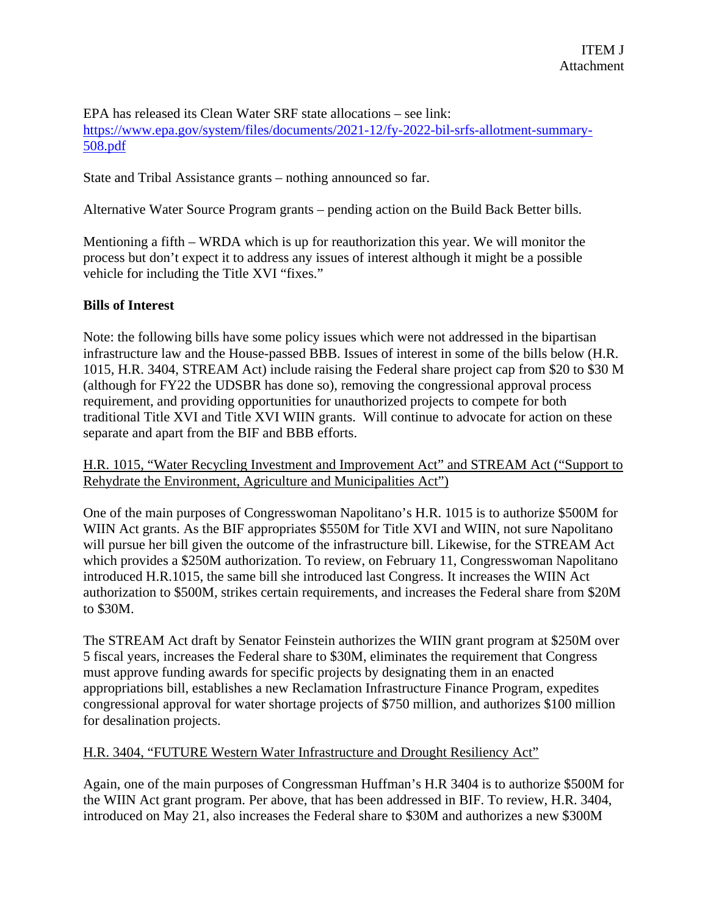ITEM J
Attachment

EPA has released its Clean Water SRF state allocations – see link: [https://www.epa.gov/system/files/documents/2021-12/fy-2022-bil-srfs-allotment-summary-508.pdf](https://www.epa.gov/system/files/documents/2021-12/fy-2022-bil-srfs-allotment-summary-508.pdf)

State and Tribal Assistance grants – nothing announced so far.

Alternative Water Source Program grants – pending action on the Build Back Better bills.

Mentioning a fifth – WRDA which is up for reauthorization this year. We will monitor the process but don't expect it to address any issues of interest although it might be a possible vehicle for including the Title XVI "fixes."

**Bills of Interest**

Note: the following bills have some policy issues which were not addressed in the bipartisan infrastructure law and the House-passed BBB. Issues of interest in some of the bills below (H.R. 1015, H.R. 3404, STREAM Act) include raising the Federal share project cap from $20 to $30 M (although for FY22 the UDSBR has done so), removing the congressional approval process requirement, and providing opportunities for unauthorized projects to compete for both traditional Title XVI and Title XVI WIIN grants. Will continue to advocate for action on these separate and apart from the BIF and BBB efforts.

<u>H.R. 1015, "Water Recycling Investment and Improvement Act" and STREAM Act ("Support to Rehydrate the Environment, Agriculture and Municipalities Act")</u>

One of the main purposes of Congresswoman Napolitano's H.R. 1015 is to authorize $500M for WIIN Act grants. As the BIF appropriates $550M for Title XVI and WIIN, not sure Napolitano will pursue her bill given the outcome of the infrastructure bill. Likewise, for the STREAM Act which provides a $250M authorization. To review, on February 11, Congresswoman Napolitano introduced H.R.1015, the same bill she introduced last Congress. It increases the WIIN Act authorization to $500M, strikes certain requirements, and increases the Federal share from $20M to $30M.

The STREAM Act draft by Senator Feinstein authorizes the WIIN grant program at $250M over 5 fiscal years, increases the Federal share to $30M, eliminates the requirement that Congress must approve funding awards for specific projects by designating them in an enacted appropriations bill, establishes a new Reclamation Infrastructure Finance Program, expedites congressional approval for water shortage projects of $750 million, and authorizes $100 million for desalination projects.

<u>H.R. 3404, "FUTURE Western Water Infrastructure and Drought Resiliency Act"</u>

Again, one of the main purposes of Congressman Huffman's H.R 3404 is to authorize $500M for the WIIN Act grant program. Per above, that has been addressed in BIF. To review, H.R. 3404, introduced on May 21, also increases the Federal share to $30M and authorizes a new $300M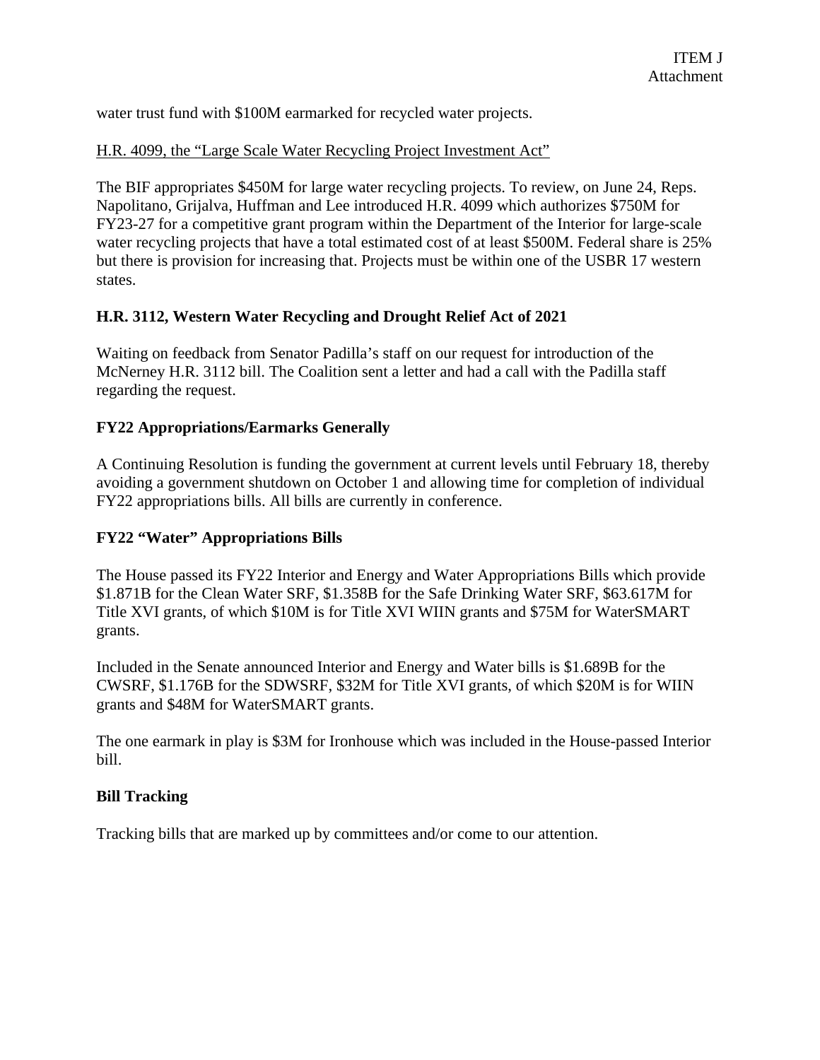water trust fund with $100M earmarked for recycled water projects.

H.R. 4099, the "Large Scale Water Recycling Project Investment Act"

The BIF appropriates $450M for large water recycling projects. To review, on June 24, Reps. Napolitano, Grijalva, Huffman and Lee introduced H.R. 4099 which authorizes $750M for FY23-27 for a competitive grant program within the Department of the Interior for large-scale water recycling projects that have a total estimated cost of at least $500M. Federal share is 25% but there is provision for increasing that. Projects must be within one of the USBR 17 western states.

**H.R. 3112, Western Water Recycling and Drought Relief Act of 2021**

Waiting on feedback from Senator Padilla's staff on our request for introduction of the McNerney H.R. 3112 bill. The Coalition sent a letter and had a call with the Padilla staff regarding the request.

**FY22 Appropriations/Earmarks Generally**

A Continuing Resolution is funding the government at current levels until February 18, thereby avoiding a government shutdown on October 1 and allowing time for completion of individual FY22 appropriations bills. All bills are currently in conference.

**FY22 "Water" Appropriations Bills**

The House passed its FY22 Interior and Energy and Water Appropriations Bills which provide $1.871B for the Clean Water SRF, $1.358B for the Safe Drinking Water SRF, $63.617M for Title XVI grants, of which $10M is for Title XVI WIIN grants and $75M for WaterSMART grants.

Included in the Senate announced Interior and Energy and Water bills is $1.689B for the CWSRF, $1.176B for the SDWSRF, $32M for Title XVI grants, of which $20M is for WIIN grants and $48M for WaterSMART grants.

The one earmark in play is $3M for Ironhouse which was included in the House-passed Interior bill.

**Bill Tracking**

Tracking bills that are marked up by committees and/or come to our attention.